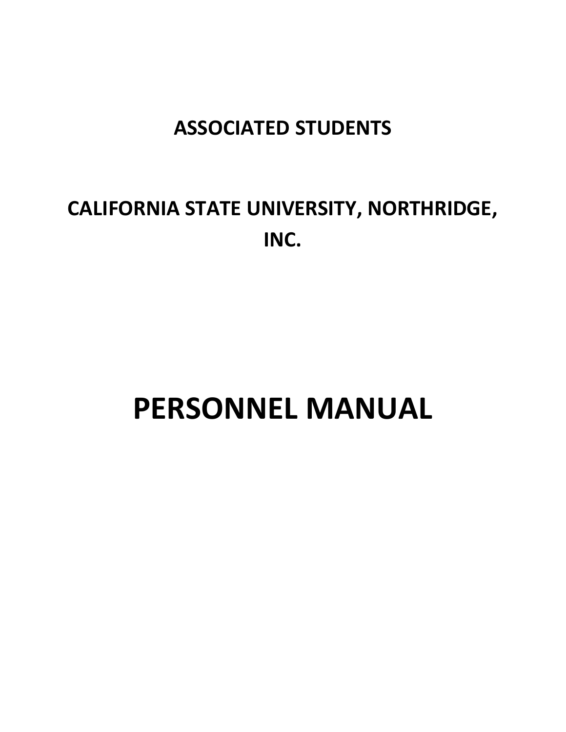# ASSOCIATED STUDENTS

# CALIFORNIA STATE UNIVERSITY, NORTHRIDGE, INC.

# PERSONNEL MANUAL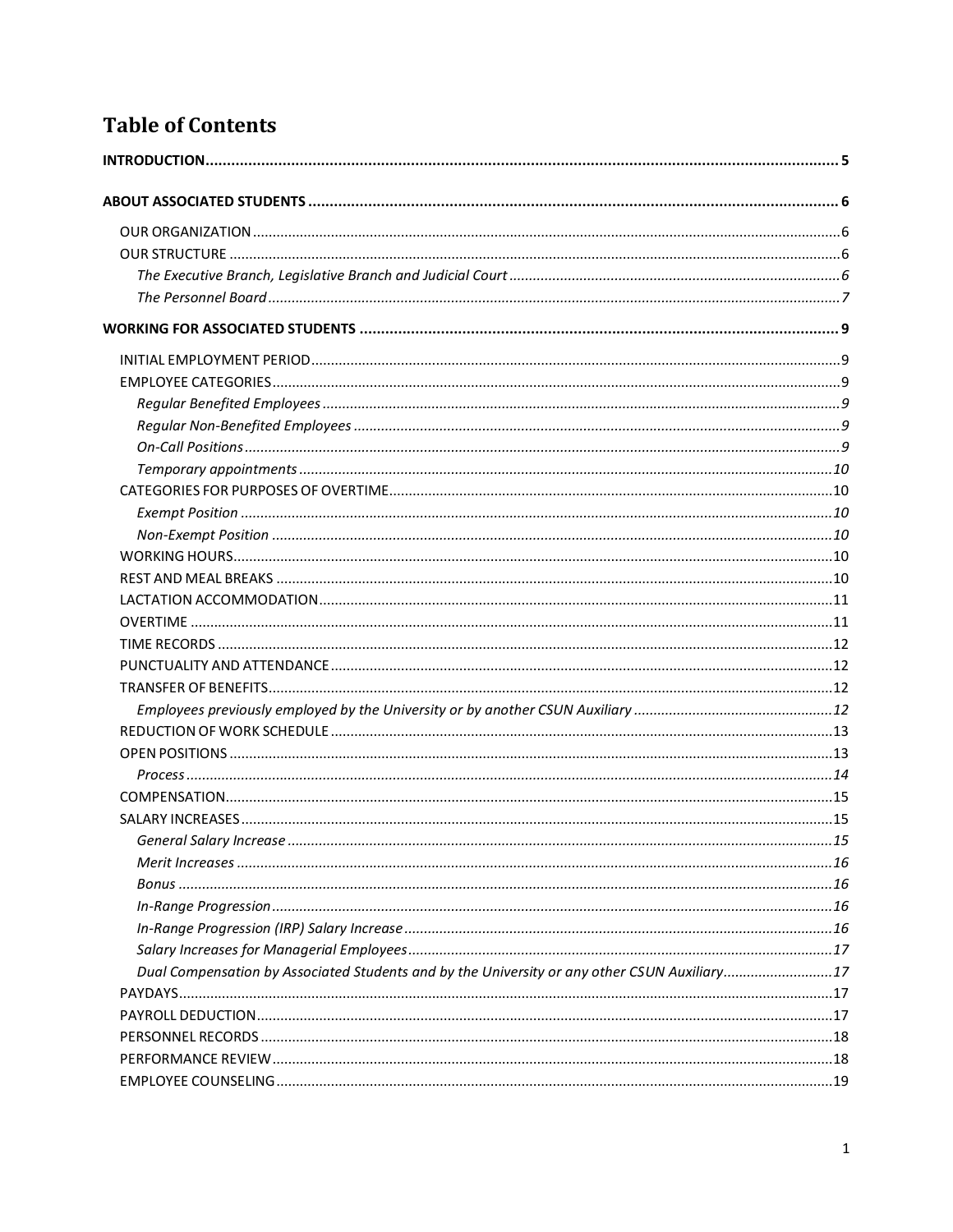# Table of Contents

**INTRODUCTION** .......... **5**

**ABOUT ASSOCIATED STUDENTS** .......... **6**

- OUR ORGANIZATION .......... 6
- OUR STRUCTURE .......... 6
  - *The Executive Branch, Legislative Branch and Judicial Court* .......... *6*
  - *The Personnel Board* .......... *7*

**WORKING FOR ASSOCIATED STUDENTS** .......... **9**

- INITIAL EMPLOYMENT PERIOD .......... 9
- EMPLOYEE CATEGORIES .......... 9
  - *Regular Benefited Employees* .......... *9*
  - *Regular Non-Benefited Employees* .......... *9*
  - *On-Call Positions* .......... *9*
  - *Temporary appointments* .......... *10*
- CATEGORIES FOR PURPOSES OF OVERTIME .......... 10
  - *Exempt Position* .......... *10*
  - *Non-Exempt Position* .......... *10*
- WORKING HOURS .......... 10
- REST AND MEAL BREAKS .......... 10
- LACTATION ACCOMMODATION .......... 11
- OVERTIME .......... 11
- TIME RECORDS .......... 12
- PUNCTUALITY AND ATTENDANCE .......... 12
- TRANSFER OF BENEFITS .......... 12
  - *Employees previously employed by the University or by another CSUN Auxiliary* .......... *12*
- REDUCTION OF WORK SCHEDULE .......... 13
- OPEN POSITIONS .......... 13
  - *Process* .......... *14*
- COMPENSATION .......... 15
- SALARY INCREASES .......... 15
  - *General Salary Increase* .......... *15*
  - *Merit Increases* .......... *16*
  - *Bonus* .......... *16*
  - *In-Range Progression* .......... *16*
  - *In-Range Progression (IRP) Salary Increase* .......... *16*
  - *Salary Increases for Managerial Employees* .......... *17*
  - *Dual Compensation by Associated Students and by the University or any other CSUN Auxiliary* .......... *17*
- PAYDAYS .......... 17
- PAYROLL DEDUCTION .......... 17
- PERSONNEL RECORDS .......... 18
- PERFORMANCE REVIEW .......... 18
- EMPLOYEE COUNSELING .......... 19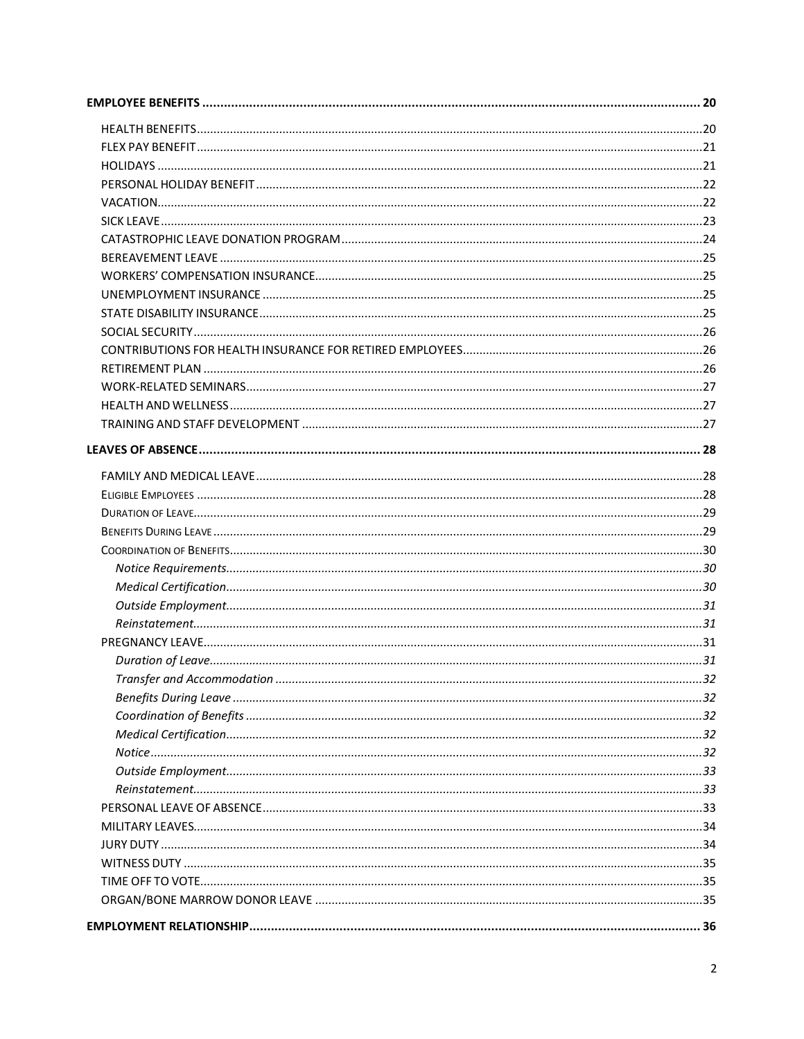**EMPLOYEE BENEFITS** ............................................................................................................................................. 20

- HEALTH BENEFITS ........................................................................................................................................ 20
- FLEX PAY BENEFIT ........................................................................................................................................ 21
- HOLIDAYS ...................................................................................................................................................... 21
- PERSONAL HOLIDAY BENEFIT ...................................................................................................................... 22
- VACATION ..................................................................................................................................................... 22
- SICK LEAVE ................................................................................................................................................... 23
- CATASTROPHIC LEAVE DONATION PROGRAM ............................................................................................. 24
- BEREAVEMENT LEAVE .................................................................................................................................. 25
- WORKERS' COMPENSATION INSURANCE ...................................................................................................... 25
- UNEMPLOYMENT INSURANCE ..................................................................................................................... 25
- STATE DISABILITY INSURANCE ...................................................................................................................... 25
- SOCIAL SECURITY .......................................................................................................................................... 26
- CONTRIBUTIONS FOR HEALTH INSURANCE FOR RETIRED EMPLOYEES ......................................................... 26
- RETIREMENT PLAN ....................................................................................................................................... 26
- WORK-RELATED SEMINARS .......................................................................................................................... 27
- HEALTH AND WELLNESS ............................................................................................................................... 27
- TRAINING AND STAFF DEVELOPMENT ......................................................................................................... 27

**LEAVES OF ABSENCE** ........................................................................................................................................... 28

- FAMILY AND MEDICAL LEAVE ....................................................................................................................... 28
- ELIGIBLE EMPLOYEES ..................................................................................................................................... 28
- DURATION OF LEAVE ...................................................................................................................................... 29
- BENEFITS DURING LEAVE ............................................................................................................................... 29
- COORDINATION OF BENEFITS ......................................................................................................................... 30
  - *Notice Requirements* ............................................................................................................................... 30
  - *Medical Certification* ............................................................................................................................... 30
  - *Outside Employment* ............................................................................................................................... 31
  - *Reinstatement* ......................................................................................................................................... 31
- PREGNANCY LEAVE ....................................................................................................................................... 31
  - *Duration of Leave* .................................................................................................................................... 31
  - *Transfer and Accommodation* ................................................................................................................ 32
  - *Benefits During Leave* ............................................................................................................................. 32
  - *Coordination of Benefits* ......................................................................................................................... 32
  - *Medical Certification* ............................................................................................................................... 32
  - *Notice* ...................................................................................................................................................... 32
  - *Outside Employment* ............................................................................................................................... 33
  - *Reinstatement* ......................................................................................................................................... 33
- PERSONAL LEAVE OF ABSENCE ..................................................................................................................... 33
- MILITARY LEAVES ......................................................................................................................................... 34
- JURY DUTY .................................................................................................................................................... 34
- WITNESS DUTY ............................................................................................................................................. 35
- TIME OFF TO VOTE ........................................................................................................................................ 35
- ORGAN/BONE MARROW DONOR LEAVE ..................................................................................................... 35

**EMPLOYMENT RELATIONSHIP** ............................................................................................................................. 36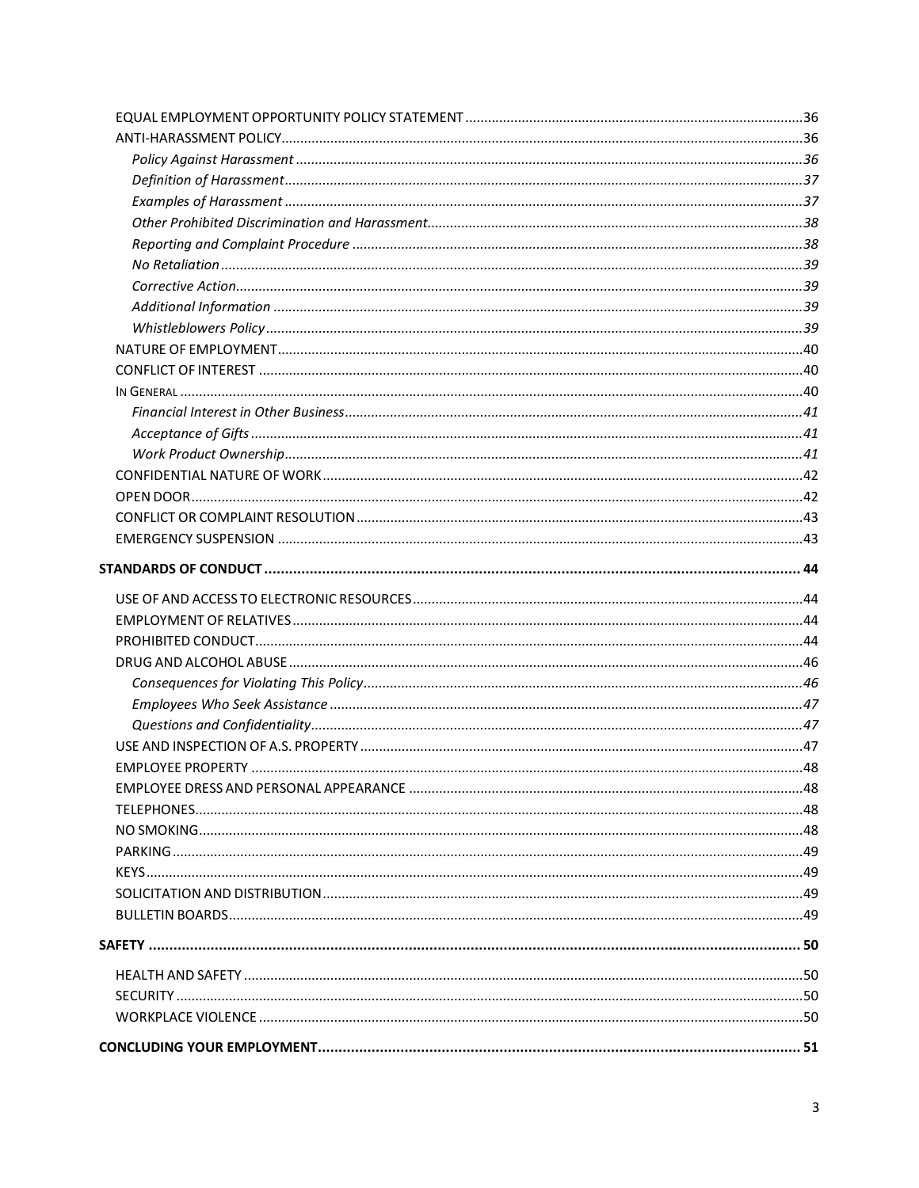EQUAL EMPLOYMENT OPPORTUNITY POLICY STATEMENT ........................................ 36
ANTI-HARASSMENT POLICY ........................................ 36
*Policy Against Harassment* ........................................ *36*
*Definition of Harassment* ........................................ *37*
*Examples of Harassment* ........................................ *37*
*Other Prohibited Discrimination and Harassment* ........................................ *38*
*Reporting and Complaint Procedure* ........................................ *38*
*No Retaliation* ........................................ *39*
*Corrective Action* ........................................ *39*
*Additional Information* ........................................ *39*
*Whistleblowers Policy* ........................................ *39*
NATURE OF EMPLOYMENT ........................................ 40
CONFLICT OF INTEREST ........................................ 40
IN GENERAL ........................................ 40
*Financial Interest in Other Business* ........................................ *41*
*Acceptance of Gifts* ........................................ *41*
*Work Product Ownership* ........................................ *41*
CONFIDENTIAL NATURE OF WORK ........................................ 42
OPEN DOOR ........................................ 42
CONFLICT OR COMPLAINT RESOLUTION ........................................ 43
EMERGENCY SUSPENSION ........................................ 43

**STANDARDS OF CONDUCT ........................................ 44**

USE OF AND ACCESS TO ELECTRONIC RESOURCES ........................................ 44
EMPLOYMENT OF RELATIVES ........................................ 44
PROHIBITED CONDUCT ........................................ 44
DRUG AND ALCOHOL ABUSE ........................................ 46
*Consequences for Violating This Policy* ........................................ *46*
*Employees Who Seek Assistance* ........................................ *47*
*Questions and Confidentiality* ........................................ *47*
USE AND INSPECTION OF A.S. PROPERTY ........................................ 47
EMPLOYEE PROPERTY ........................................ 48
EMPLOYEE DRESS AND PERSONAL APPEARANCE ........................................ 48
TELEPHONES ........................................ 48
NO SMOKING ........................................ 48
PARKING ........................................ 49
KEYS ........................................ 49
SOLICITATION AND DISTRIBUTION ........................................ 49
BULLETIN BOARDS ........................................ 49

**SAFETY ........................................ 50**

HEALTH AND SAFETY ........................................ 50
SECURITY ........................................ 50
WORKPLACE VIOLENCE ........................................ 50

**CONCLUDING YOUR EMPLOYMENT ........................................ 51**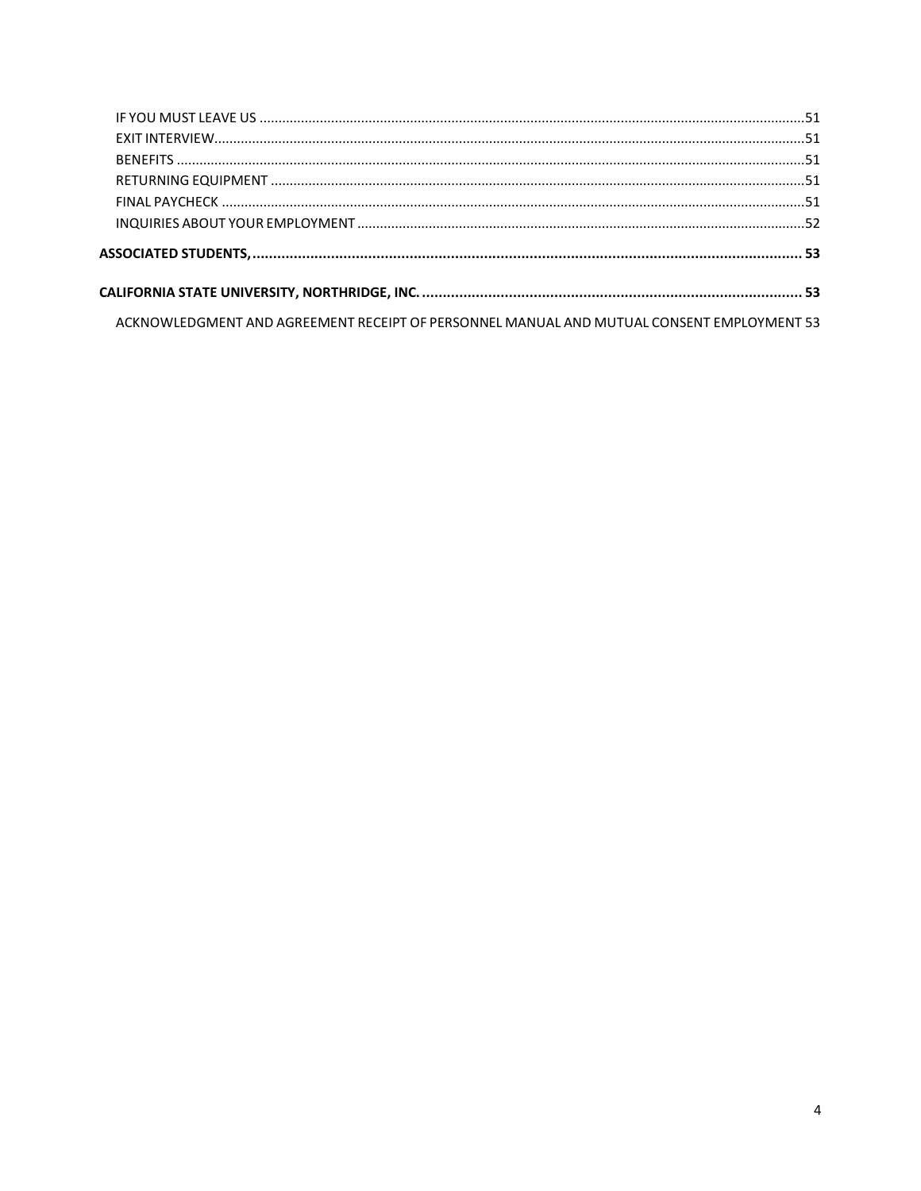IF YOU MUST LEAVE US ....................................................................................................................................................51
EXIT INTERVIEW.............................................................................................................................................................51
BENEFITS ........................................................................................................................................................................51
RETURNING EQUIPMENT ..............................................................................................................................................51
FINAL PAYCHECK ............................................................................................................................................................51
INQUIRIES ABOUT YOUR EMPLOYMENT ......................................................................................................................52

**ASSOCIATED STUDENTS, ............................................................................................................................................ 53**

**CALIFORNIA STATE UNIVERSITY, NORTHRIDGE, INC. ............................................................................................ 53**

ACKNOWLEDGMENT AND AGREEMENT RECEIPT OF PERSONNEL MANUAL AND MUTUAL CONSENT EMPLOYMENT 53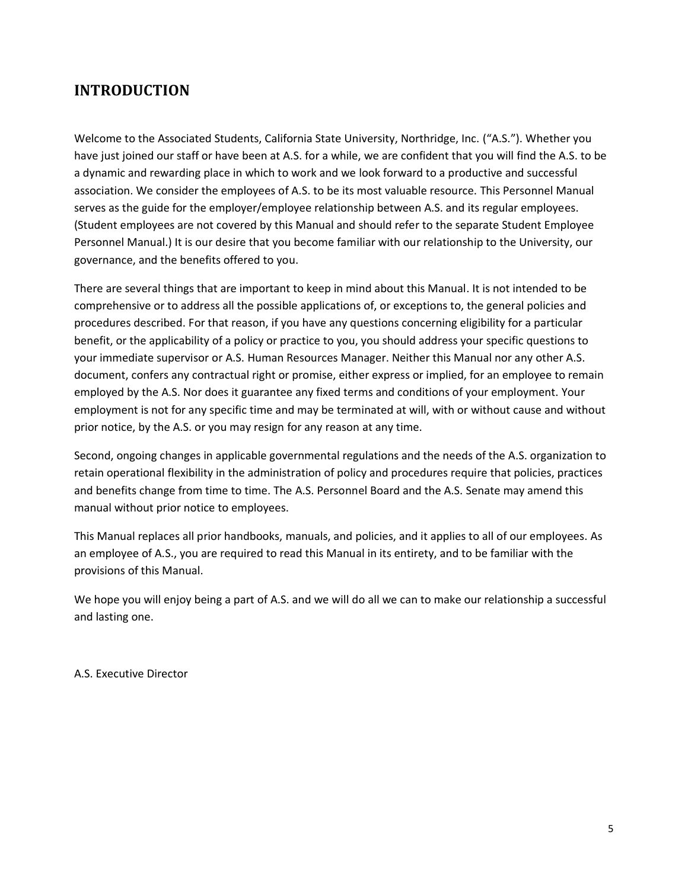## INTRODUCTION

Welcome to the Associated Students, California State University, Northridge, Inc. ("A.S."). Whether you have just joined our staff or have been at A.S. for a while, we are confident that you will find the A.S. to be a dynamic and rewarding place in which to work and we look forward to a productive and successful association. We consider the employees of A.S. to be its most valuable resource. This Personnel Manual serves as the guide for the employer/employee relationship between A.S. and its regular employees. (Student employees are not covered by this Manual and should refer to the separate Student Employee Personnel Manual.) It is our desire that you become familiar with our relationship to the University, our governance, and the benefits offered to you.

There are several things that are important to keep in mind about this Manual. It is not intended to be comprehensive or to address all the possible applications of, or exceptions to, the general policies and procedures described. For that reason, if you have any questions concerning eligibility for a particular benefit, or the applicability of a policy or practice to you, you should address your specific questions to your immediate supervisor or A.S. Human Resources Manager. Neither this Manual nor any other A.S. document, confers any contractual right or promise, either express or implied, for an employee to remain employed by the A.S. Nor does it guarantee any fixed terms and conditions of your employment. Your employment is not for any specific time and may be terminated at will, with or without cause and without prior notice, by the A.S. or you may resign for any reason at any time.

Second, ongoing changes in applicable governmental regulations and the needs of the A.S. organization to retain operational flexibility in the administration of policy and procedures require that policies, practices and benefits change from time to time. The A.S. Personnel Board and the A.S. Senate may amend this manual without prior notice to employees.

This Manual replaces all prior handbooks, manuals, and policies, and it applies to all of our employees. As an employee of A.S., you are required to read this Manual in its entirety, and to be familiar with the provisions of this Manual.

We hope you will enjoy being a part of A.S. and we will do all we can to make our relationship a successful and lasting one.

A.S. Executive Director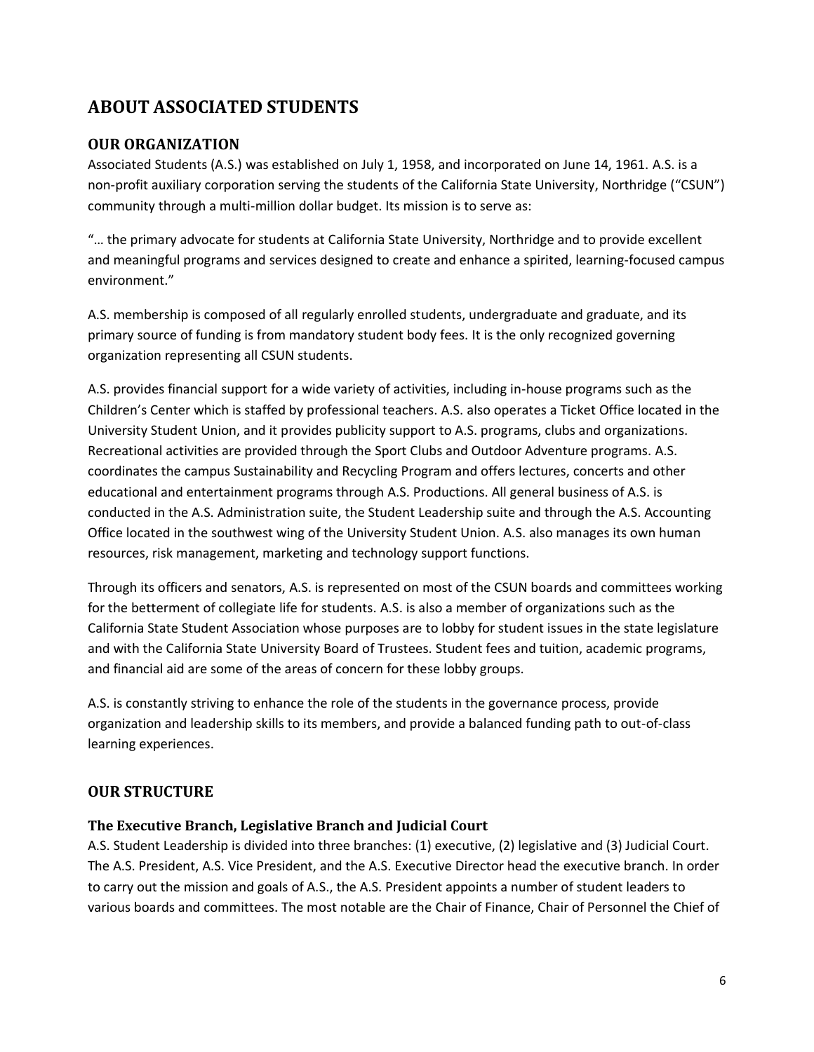# ABOUT ASSOCIATED STUDENTS

## OUR ORGANIZATION

Associated Students (A.S.) was established on July 1, 1958, and incorporated on June 14, 1961. A.S. is a non-profit auxiliary corporation serving the students of the California State University, Northridge ("CSUN") community through a multi-million dollar budget. Its mission is to serve as:

"… the primary advocate for students at California State University, Northridge and to provide excellent and meaningful programs and services designed to create and enhance a spirited, learning-focused campus environment."

A.S. membership is composed of all regularly enrolled students, undergraduate and graduate, and its primary source of funding is from mandatory student body fees. It is the only recognized governing organization representing all CSUN students.

A.S. provides financial support for a wide variety of activities, including in-house programs such as the Children's Center which is staffed by professional teachers. A.S. also operates a Ticket Office located in the University Student Union, and it provides publicity support to A.S. programs, clubs and organizations. Recreational activities are provided through the Sport Clubs and Outdoor Adventure programs. A.S. coordinates the campus Sustainability and Recycling Program and offers lectures, concerts and other educational and entertainment programs through A.S. Productions. All general business of A.S. is conducted in the A.S. Administration suite, the Student Leadership suite and through the A.S. Accounting Office located in the southwest wing of the University Student Union. A.S. also manages its own human resources, risk management, marketing and technology support functions.

Through its officers and senators, A.S. is represented on most of the CSUN boards and committees working for the betterment of collegiate life for students. A.S. is also a member of organizations such as the California State Student Association whose purposes are to lobby for student issues in the state legislature and with the California State University Board of Trustees. Student fees and tuition, academic programs, and financial aid are some of the areas of concern for these lobby groups.

A.S. is constantly striving to enhance the role of the students in the governance process, provide organization and leadership skills to its members, and provide a balanced funding path to out-of-class learning experiences.

## OUR STRUCTURE

### The Executive Branch, Legislative Branch and Judicial Court

A.S. Student Leadership is divided into three branches: (1) executive, (2) legislative and (3) Judicial Court. The A.S. President, A.S. Vice President, and the A.S. Executive Director head the executive branch. In order to carry out the mission and goals of A.S., the A.S. President appoints a number of student leaders to various boards and committees. The most notable are the Chair of Finance, Chair of Personnel the Chief of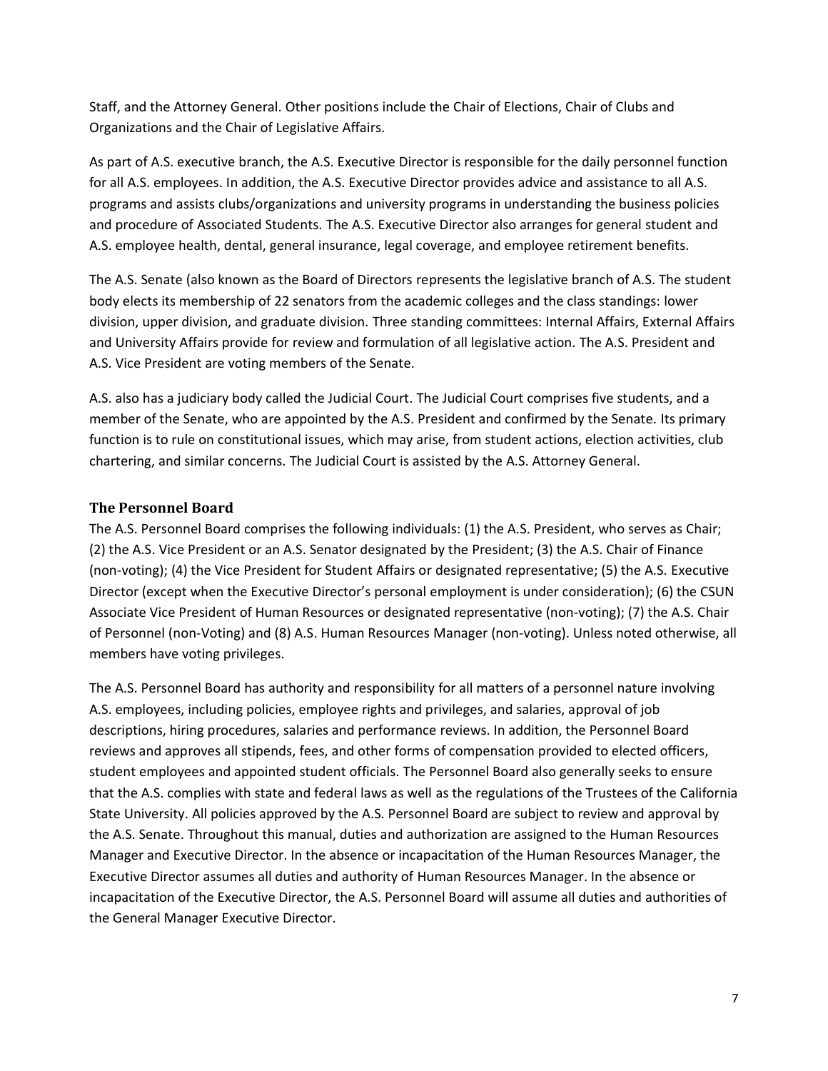Staff, and the Attorney General. Other positions include the Chair of Elections, Chair of Clubs and Organizations and the Chair of Legislative Affairs.

As part of A.S. executive branch, the A.S. Executive Director is responsible for the daily personnel function for all A.S. employees. In addition, the A.S. Executive Director provides advice and assistance to all A.S. programs and assists clubs/organizations and university programs in understanding the business policies and procedure of Associated Students. The A.S. Executive Director also arranges for general student and A.S. employee health, dental, general insurance, legal coverage, and employee retirement benefits.

The A.S. Senate (also known as the Board of Directors represents the legislative branch of A.S. The student body elects its membership of 22 senators from the academic colleges and the class standings: lower division, upper division, and graduate division. Three standing committees: Internal Affairs, External Affairs and University Affairs provide for review and formulation of all legislative action. The A.S. President and A.S. Vice President are voting members of the Senate.

A.S. also has a judiciary body called the Judicial Court. The Judicial Court comprises five students, and a member of the Senate, who are appointed by the A.S. President and confirmed by the Senate. Its primary function is to rule on constitutional issues, which may arise, from student actions, election activities, club chartering, and similar concerns. The Judicial Court is assisted by the A.S. Attorney General.

### The Personnel Board

The A.S. Personnel Board comprises the following individuals: (1) the A.S. President, who serves as Chair; (2) the A.S. Vice President or an A.S. Senator designated by the President; (3) the A.S. Chair of Finance (non-voting); (4) the Vice President for Student Affairs or designated representative; (5) the A.S. Executive Director (except when the Executive Director's personal employment is under consideration); (6) the CSUN Associate Vice President of Human Resources or designated representative (non-voting); (7) the A.S. Chair of Personnel (non-Voting) and (8) A.S. Human Resources Manager (non-voting). Unless noted otherwise, all members have voting privileges.

The A.S. Personnel Board has authority and responsibility for all matters of a personnel nature involving A.S. employees, including policies, employee rights and privileges, and salaries, approval of job descriptions, hiring procedures, salaries and performance reviews. In addition, the Personnel Board reviews and approves all stipends, fees, and other forms of compensation provided to elected officers, student employees and appointed student officials. The Personnel Board also generally seeks to ensure that the A.S. complies with state and federal laws as well as the regulations of the Trustees of the California State University. All policies approved by the A.S. Personnel Board are subject to review and approval by the A.S. Senate. Throughout this manual, duties and authorization are assigned to the Human Resources Manager and Executive Director. In the absence or incapacitation of the Human Resources Manager, the Executive Director assumes all duties and authority of Human Resources Manager. In the absence or incapacitation of the Executive Director, the A.S. Personnel Board will assume all duties and authorities of the General Manager Executive Director.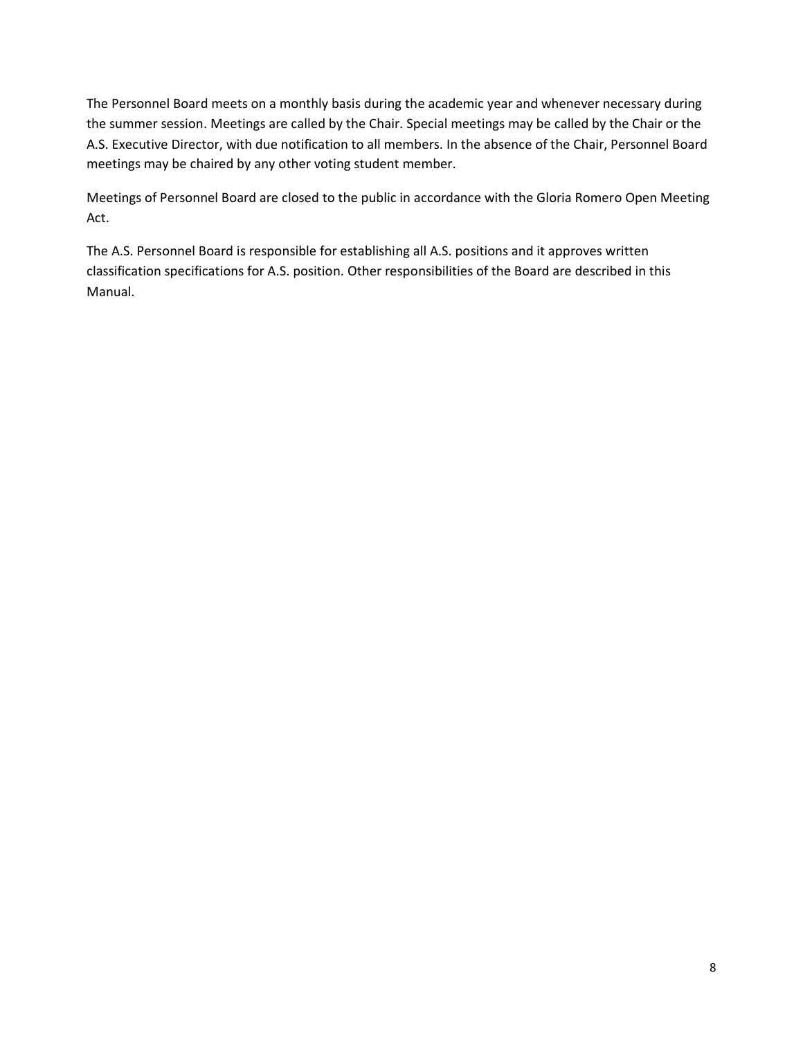The Personnel Board meets on a monthly basis during the academic year and whenever necessary during the summer session. Meetings are called by the Chair. Special meetings may be called by the Chair or the A.S. Executive Director, with due notification to all members. In the absence of the Chair, Personnel Board meetings may be chaired by any other voting student member.

Meetings of Personnel Board are closed to the public in accordance with the Gloria Romero Open Meeting Act.

The A.S. Personnel Board is responsible for establishing all A.S. positions and it approves written classification specifications for A.S. position. Other responsibilities of the Board are described in this Manual.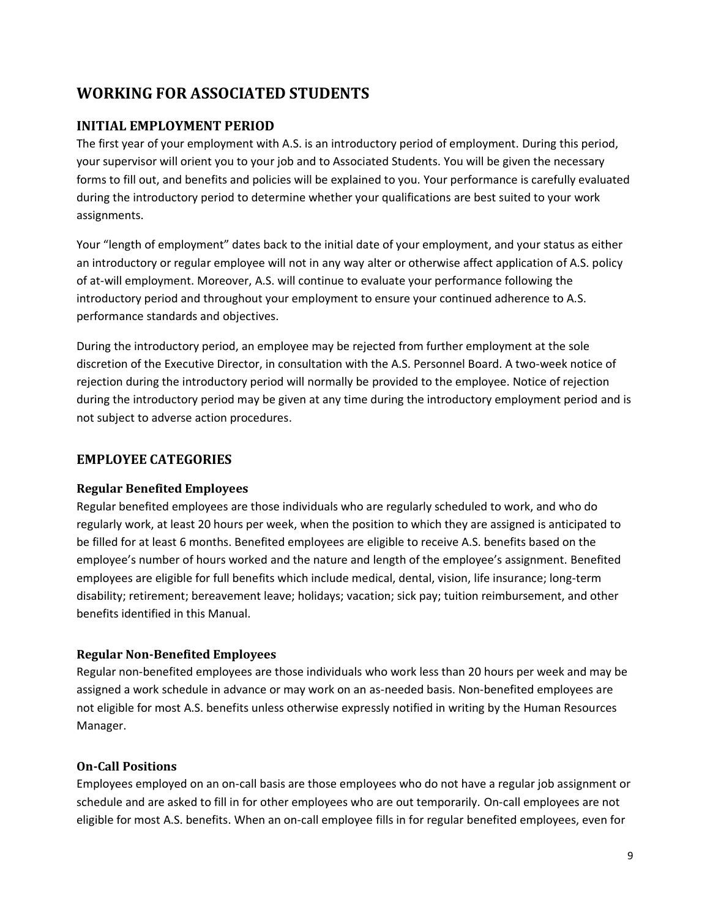## WORKING FOR ASSOCIATED STUDENTS

### INITIAL EMPLOYMENT PERIOD

The first year of your employment with A.S. is an introductory period of employment. During this period, your supervisor will orient you to your job and to Associated Students. You will be given the necessary forms to fill out, and benefits and policies will be explained to you. Your performance is carefully evaluated during the introductory period to determine whether your qualifications are best suited to your work assignments.

Your "length of employment" dates back to the initial date of your employment, and your status as either an introductory or regular employee will not in any way alter or otherwise affect application of A.S. policy of at-will employment. Moreover, A.S. will continue to evaluate your performance following the introductory period and throughout your employment to ensure your continued adherence to A.S. performance standards and objectives.

During the introductory period, an employee may be rejected from further employment at the sole discretion of the Executive Director, in consultation with the A.S. Personnel Board. A two-week notice of rejection during the introductory period will normally be provided to the employee. Notice of rejection during the introductory period may be given at any time during the introductory employment period and is not subject to adverse action procedures.

### EMPLOYEE CATEGORIES

#### Regular Benefited Employees

Regular benefited employees are those individuals who are regularly scheduled to work, and who do regularly work, at least 20 hours per week, when the position to which they are assigned is anticipated to be filled for at least 6 months. Benefited employees are eligible to receive A.S. benefits based on the employee's number of hours worked and the nature and length of the employee's assignment. Benefited employees are eligible for full benefits which include medical, dental, vision, life insurance; long-term disability; retirement; bereavement leave; holidays; vacation; sick pay; tuition reimbursement, and other benefits identified in this Manual.

#### Regular Non-Benefited Employees

Regular non-benefited employees are those individuals who work less than 20 hours per week and may be assigned a work schedule in advance or may work on an as-needed basis. Non-benefited employees are not eligible for most A.S. benefits unless otherwise expressly notified in writing by the Human Resources Manager.

#### On-Call Positions

Employees employed on an on-call basis are those employees who do not have a regular job assignment or schedule and are asked to fill in for other employees who are out temporarily. On-call employees are not eligible for most A.S. benefits. When an on-call employee fills in for regular benefited employees, even for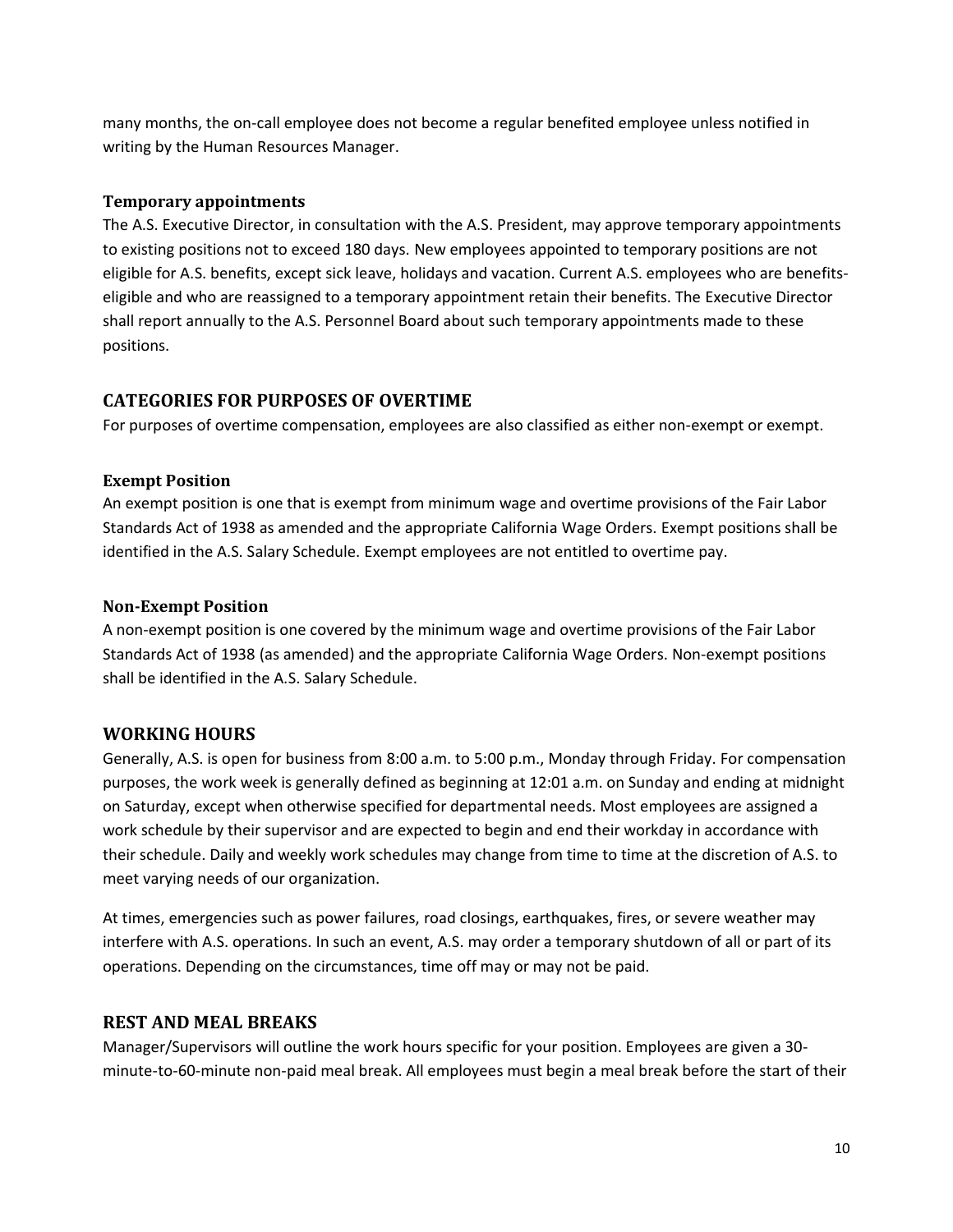many months, the on-call employee does not become a regular benefited employee unless notified in writing by the Human Resources Manager.

### Temporary appointments

The A.S. Executive Director, in consultation with the A.S. President, may approve temporary appointments to existing positions not to exceed 180 days. New employees appointed to temporary positions are not eligible for A.S. benefits, except sick leave, holidays and vacation. Current A.S. employees who are benefits-eligible and who are reassigned to a temporary appointment retain their benefits. The Executive Director shall report annually to the A.S. Personnel Board about such temporary appointments made to these positions.

## CATEGORIES FOR PURPOSES OF OVERTIME

For purposes of overtime compensation, employees are also classified as either non-exempt or exempt.

### Exempt Position

An exempt position is one that is exempt from minimum wage and overtime provisions of the Fair Labor Standards Act of 1938 as amended and the appropriate California Wage Orders. Exempt positions shall be identified in the A.S. Salary Schedule. Exempt employees are not entitled to overtime pay.

### Non-Exempt Position

A non-exempt position is one covered by the minimum wage and overtime provisions of the Fair Labor Standards Act of 1938 (as amended) and the appropriate California Wage Orders. Non-exempt positions shall be identified in the A.S. Salary Schedule.

## WORKING HOURS

Generally, A.S. is open for business from 8:00 a.m. to 5:00 p.m., Monday through Friday. For compensation purposes, the work week is generally defined as beginning at 12:01 a.m. on Sunday and ending at midnight on Saturday, except when otherwise specified for departmental needs. Most employees are assigned a work schedule by their supervisor and are expected to begin and end their workday in accordance with their schedule. Daily and weekly work schedules may change from time to time at the discretion of A.S. to meet varying needs of our organization.

At times, emergencies such as power failures, road closings, earthquakes, fires, or severe weather may interfere with A.S. operations. In such an event, A.S. may order a temporary shutdown of all or part of its operations. Depending on the circumstances, time off may or may not be paid.

## REST AND MEAL BREAKS

Manager/Supervisors will outline the work hours specific for your position. Employees are given a 30-minute-to-60-minute non-paid meal break. All employees must begin a meal break before the start of their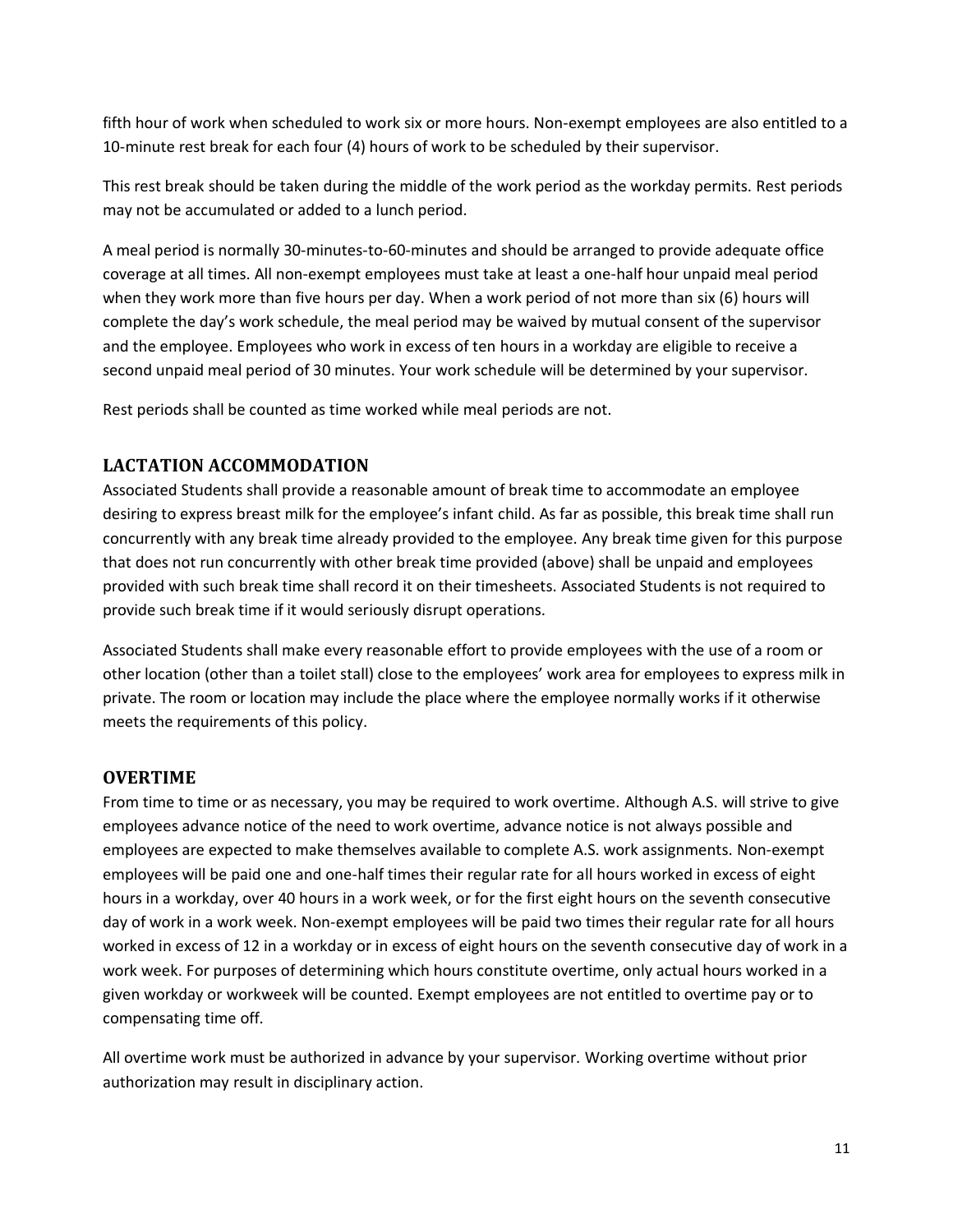fifth hour of work when scheduled to work six or more hours. Non-exempt employees are also entitled to a 10-minute rest break for each four (4) hours of work to be scheduled by their supervisor.

This rest break should be taken during the middle of the work period as the workday permits. Rest periods may not be accumulated or added to a lunch period.

A meal period is normally 30-minutes-to-60-minutes and should be arranged to provide adequate office coverage at all times. All non-exempt employees must take at least a one-half hour unpaid meal period when they work more than five hours per day. When a work period of not more than six (6) hours will complete the day's work schedule, the meal period may be waived by mutual consent of the supervisor and the employee. Employees who work in excess of ten hours in a workday are eligible to receive a second unpaid meal period of 30 minutes. Your work schedule will be determined by your supervisor.

Rest periods shall be counted as time worked while meal periods are not.

## LACTATION ACCOMMODATION

Associated Students shall provide a reasonable amount of break time to accommodate an employee desiring to express breast milk for the employee's infant child. As far as possible, this break time shall run concurrently with any break time already provided to the employee. Any break time given for this purpose that does not run concurrently with other break time provided (above) shall be unpaid and employees provided with such break time shall record it on their timesheets. Associated Students is not required to provide such break time if it would seriously disrupt operations.

Associated Students shall make every reasonable effort to provide employees with the use of a room or other location (other than a toilet stall) close to the employees' work area for employees to express milk in private. The room or location may include the place where the employee normally works if it otherwise meets the requirements of this policy.

## OVERTIME

From time to time or as necessary, you may be required to work overtime. Although A.S. will strive to give employees advance notice of the need to work overtime, advance notice is not always possible and employees are expected to make themselves available to complete A.S. work assignments. Non-exempt employees will be paid one and one-half times their regular rate for all hours worked in excess of eight hours in a workday, over 40 hours in a work week, or for the first eight hours on the seventh consecutive day of work in a work week. Non-exempt employees will be paid two times their regular rate for all hours worked in excess of 12 in a workday or in excess of eight hours on the seventh consecutive day of work in a work week. For purposes of determining which hours constitute overtime, only actual hours worked in a given workday or workweek will be counted. Exempt employees are not entitled to overtime pay or to compensating time off.

All overtime work must be authorized in advance by your supervisor. Working overtime without prior authorization may result in disciplinary action.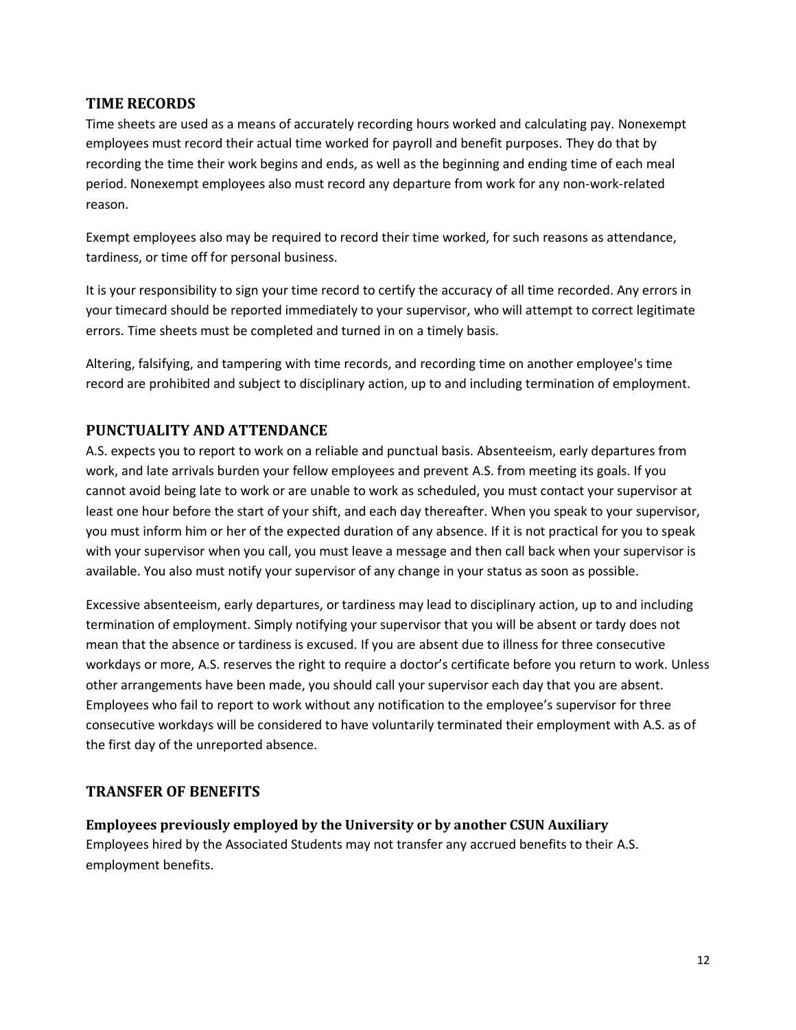## TIME RECORDS

Time sheets are used as a means of accurately recording hours worked and calculating pay. Nonexempt employees must record their actual time worked for payroll and benefit purposes. They do that by recording the time their work begins and ends, as well as the beginning and ending time of each meal period. Nonexempt employees also must record any departure from work for any non-work-related reason.

Exempt employees also may be required to record their time worked, for such reasons as attendance, tardiness, or time off for personal business.

It is your responsibility to sign your time record to certify the accuracy of all time recorded. Any errors in your timecard should be reported immediately to your supervisor, who will attempt to correct legitimate errors. Time sheets must be completed and turned in on a timely basis.

Altering, falsifying, and tampering with time records, and recording time on another employee's time record are prohibited and subject to disciplinary action, up to and including termination of employment.

## PUNCTUALITY AND ATTENDANCE

A.S. expects you to report to work on a reliable and punctual basis. Absenteeism, early departures from work, and late arrivals burden your fellow employees and prevent A.S. from meeting its goals. If you cannot avoid being late to work or are unable to work as scheduled, you must contact your supervisor at least one hour before the start of your shift, and each day thereafter. When you speak to your supervisor, you must inform him or her of the expected duration of any absence. If it is not practical for you to speak with your supervisor when you call, you must leave a message and then call back when your supervisor is available. You also must notify your supervisor of any change in your status as soon as possible.

Excessive absenteeism, early departures, or tardiness may lead to disciplinary action, up to and including termination of employment. Simply notifying your supervisor that you will be absent or tardy does not mean that the absence or tardiness is excused. If you are absent due to illness for three consecutive workdays or more, A.S. reserves the right to require a doctor's certificate before you return to work. Unless other arrangements have been made, you should call your supervisor each day that you are absent. Employees who fail to report to work without any notification to the employee's supervisor for three consecutive workdays will be considered to have voluntarily terminated their employment with A.S. as of the first day of the unreported absence.

## TRANSFER OF BENEFITS

### Employees previously employed by the University or by another CSUN Auxiliary

Employees hired by the Associated Students may not transfer any accrued benefits to their A.S. employment benefits.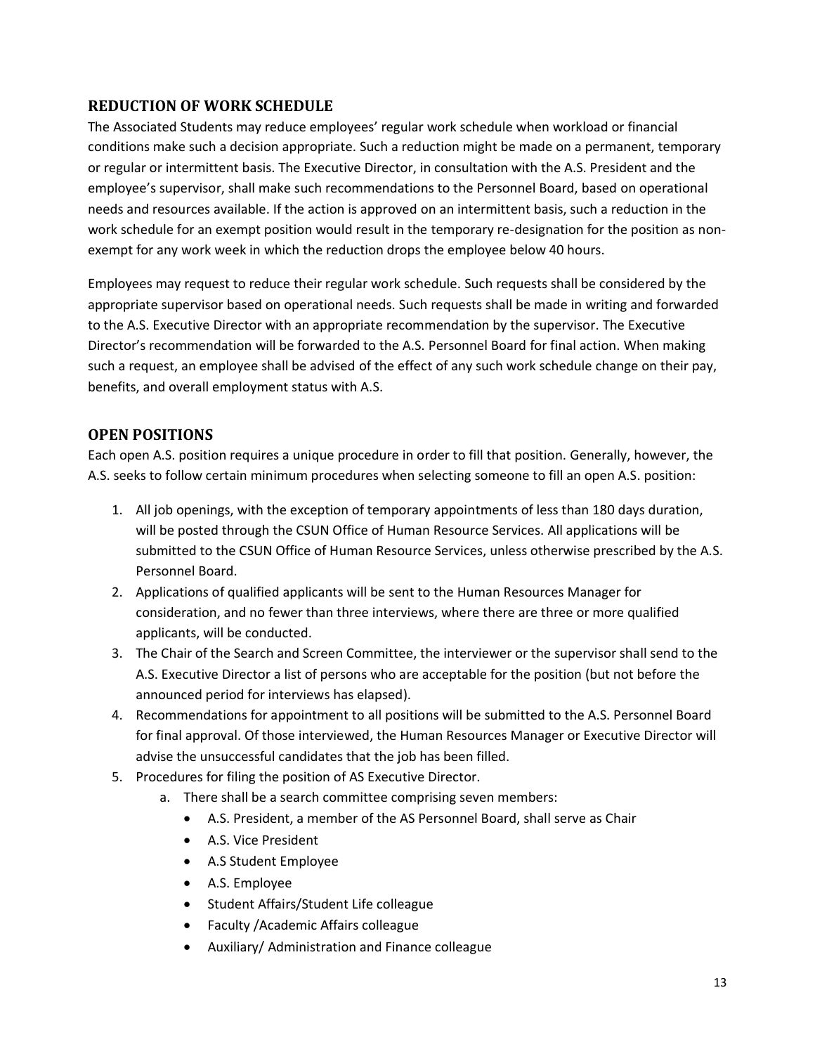## REDUCTION OF WORK SCHEDULE

The Associated Students may reduce employees' regular work schedule when workload or financial conditions make such a decision appropriate. Such a reduction might be made on a permanent, temporary or regular or intermittent basis. The Executive Director, in consultation with the A.S. President and the employee's supervisor, shall make such recommendations to the Personnel Board, based on operational needs and resources available. If the action is approved on an intermittent basis, such a reduction in the work schedule for an exempt position would result in the temporary re-designation for the position as non-exempt for any work week in which the reduction drops the employee below 40 hours.

Employees may request to reduce their regular work schedule. Such requests shall be considered by the appropriate supervisor based on operational needs. Such requests shall be made in writing and forwarded to the A.S. Executive Director with an appropriate recommendation by the supervisor. The Executive Director's recommendation will be forwarded to the A.S. Personnel Board for final action. When making such a request, an employee shall be advised of the effect of any such work schedule change on their pay, benefits, and overall employment status with A.S.

## OPEN POSITIONS

Each open A.S. position requires a unique procedure in order to fill that position. Generally, however, the A.S. seeks to follow certain minimum procedures when selecting someone to fill an open A.S. position:

1. All job openings, with the exception of temporary appointments of less than 180 days duration, will be posted through the CSUN Office of Human Resource Services. All applications will be submitted to the CSUN Office of Human Resource Services, unless otherwise prescribed by the A.S. Personnel Board.
2. Applications of qualified applicants will be sent to the Human Resources Manager for consideration, and no fewer than three interviews, where there are three or more qualified applicants, will be conducted.
3. The Chair of the Search and Screen Committee, the interviewer or the supervisor shall send to the A.S. Executive Director a list of persons who are acceptable for the position (but not before the announced period for interviews has elapsed).
4. Recommendations for appointment to all positions will be submitted to the A.S. Personnel Board for final approval. Of those interviewed, the Human Resources Manager or Executive Director will advise the unsuccessful candidates that the job has been filled.
5. Procedures for filing the position of AS Executive Director.
    a. There shall be a search committee comprising seven members:
        - A.S. President, a member of the AS Personnel Board, shall serve as Chair
        - A.S. Vice President
        - A.S Student Employee
        - A.S. Employee
        - Student Affairs/Student Life colleague
        - Faculty /Academic Affairs colleague
        - Auxiliary/ Administration and Finance colleague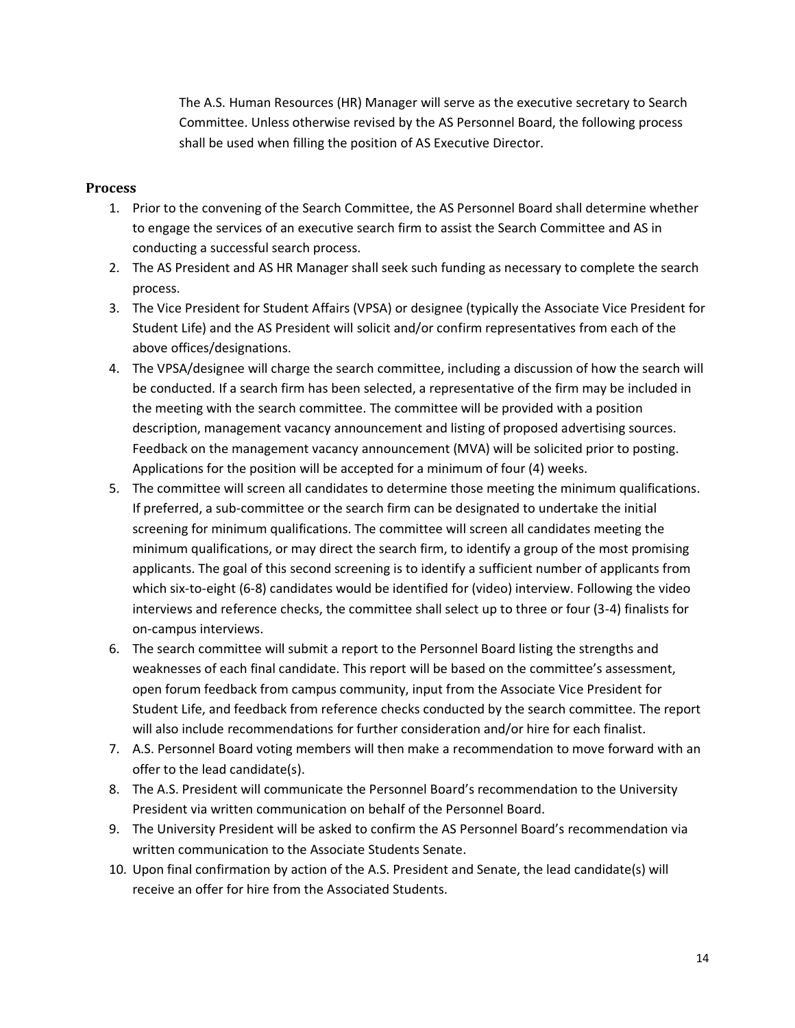The A.S. Human Resources (HR) Manager will serve as the executive secretary to Search Committee. Unless otherwise revised by the AS Personnel Board, the following process shall be used when filling the position of AS Executive Director.

### Process

1. Prior to the convening of the Search Committee, the AS Personnel Board shall determine whether to engage the services of an executive search firm to assist the Search Committee and AS in conducting a successful search process.
2. The AS President and AS HR Manager shall seek such funding as necessary to complete the search process.
3. The Vice President for Student Affairs (VPSA) or designee (typically the Associate Vice President for Student Life) and the AS President will solicit and/or confirm representatives from each of the above offices/designations.
4. The VPSA/designee will charge the search committee, including a discussion of how the search will be conducted. If a search firm has been selected, a representative of the firm may be included in the meeting with the search committee. The committee will be provided with a position description, management vacancy announcement and listing of proposed advertising sources. Feedback on the management vacancy announcement (MVA) will be solicited prior to posting. Applications for the position will be accepted for a minimum of four (4) weeks.
5. The committee will screen all candidates to determine those meeting the minimum qualifications. If preferred, a sub-committee or the search firm can be designated to undertake the initial screening for minimum qualifications. The committee will screen all candidates meeting the minimum qualifications, or may direct the search firm, to identify a group of the most promising applicants. The goal of this second screening is to identify a sufficient number of applicants from which six-to-eight (6-8) candidates would be identified for (video) interview. Following the video interviews and reference checks, the committee shall select up to three or four (3-4) finalists for on-campus interviews.
6. The search committee will submit a report to the Personnel Board listing the strengths and weaknesses of each final candidate. This report will be based on the committee's assessment, open forum feedback from campus community, input from the Associate Vice President for Student Life, and feedback from reference checks conducted by the search committee. The report will also include recommendations for further consideration and/or hire for each finalist.
7. A.S. Personnel Board voting members will then make a recommendation to move forward with an offer to the lead candidate(s).
8. The A.S. President will communicate the Personnel Board's recommendation to the University President via written communication on behalf of the Personnel Board.
9. The University President will be asked to confirm the AS Personnel Board's recommendation via written communication to the Associate Students Senate.
10. Upon final confirmation by action of the A.S. President and Senate, the lead candidate(s) will receive an offer for hire from the Associated Students.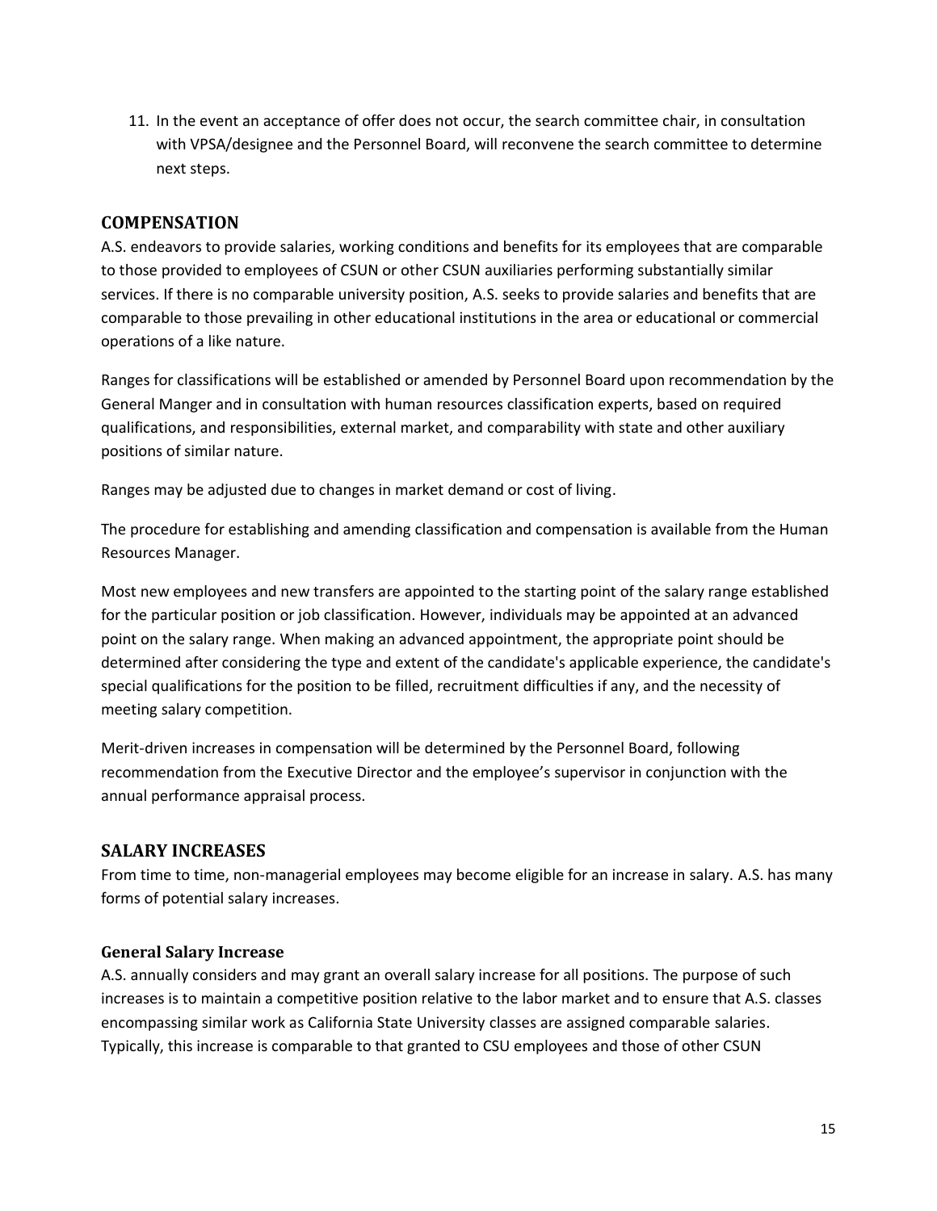11. In the event an acceptance of offer does not occur, the search committee chair, in consultation with VPSA/designee and the Personnel Board, will reconvene the search committee to determine next steps.

## COMPENSATION

A.S. endeavors to provide salaries, working conditions and benefits for its employees that are comparable to those provided to employees of CSUN or other CSUN auxiliaries performing substantially similar services. If there is no comparable university position, A.S. seeks to provide salaries and benefits that are comparable to those prevailing in other educational institutions in the area or educational or commercial operations of a like nature.

Ranges for classifications will be established or amended by Personnel Board upon recommendation by the General Manger and in consultation with human resources classification experts, based on required qualifications, and responsibilities, external market, and comparability with state and other auxiliary positions of similar nature.

Ranges may be adjusted due to changes in market demand or cost of living.

The procedure for establishing and amending classification and compensation is available from the Human Resources Manager.

Most new employees and new transfers are appointed to the starting point of the salary range established for the particular position or job classification. However, individuals may be appointed at an advanced point on the salary range. When making an advanced appointment, the appropriate point should be determined after considering the type and extent of the candidate's applicable experience, the candidate's special qualifications for the position to be filled, recruitment difficulties if any, and the necessity of meeting salary competition.

Merit-driven increases in compensation will be determined by the Personnel Board, following recommendation from the Executive Director and the employee's supervisor in conjunction with the annual performance appraisal process.

## SALARY INCREASES

From time to time, non-managerial employees may become eligible for an increase in salary. A.S. has many forms of potential salary increases.

### General Salary Increase

A.S. annually considers and may grant an overall salary increase for all positions. The purpose of such increases is to maintain a competitive position relative to the labor market and to ensure that A.S. classes encompassing similar work as California State University classes are assigned comparable salaries. Typically, this increase is comparable to that granted to CSU employees and those of other CSUN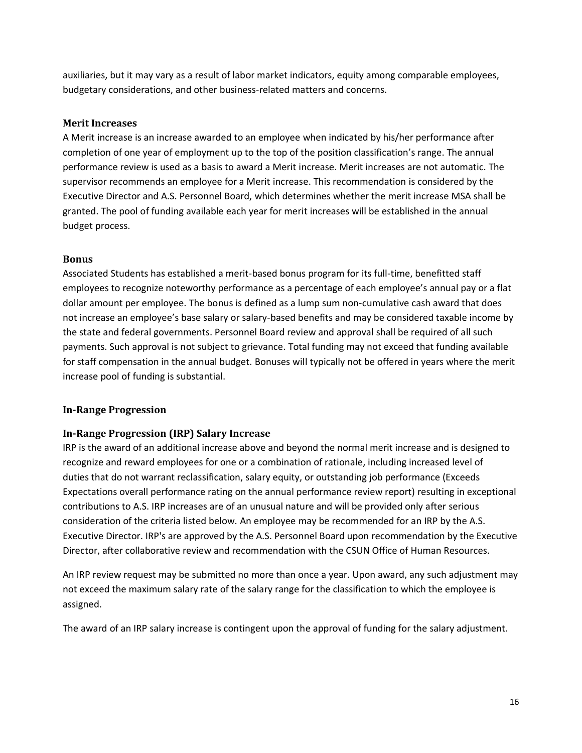auxiliaries, but it may vary as a result of labor market indicators, equity among comparable employees, budgetary considerations, and other business-related matters and concerns.

### Merit Increases

A Merit increase is an increase awarded to an employee when indicated by his/her performance after completion of one year of employment up to the top of the position classification's range. The annual performance review is used as a basis to award a Merit increase. Merit increases are not automatic. The supervisor recommends an employee for a Merit increase. This recommendation is considered by the Executive Director and A.S. Personnel Board, which determines whether the merit increase MSA shall be granted. The pool of funding available each year for merit increases will be established in the annual budget process.

### Bonus

Associated Students has established a merit-based bonus program for its full-time, benefitted staff employees to recognize noteworthy performance as a percentage of each employee's annual pay or a flat dollar amount per employee. The bonus is defined as a lump sum non-cumulative cash award that does not increase an employee's base salary or salary-based benefits and may be considered taxable income by the state and federal governments. Personnel Board review and approval shall be required of all such payments. Such approval is not subject to grievance. Total funding may not exceed that funding available for staff compensation in the annual budget. Bonuses will typically not be offered in years where the merit increase pool of funding is substantial.

### In-Range Progression

### In-Range Progression (IRP) Salary Increase

IRP is the award of an additional increase above and beyond the normal merit increase and is designed to recognize and reward employees for one or a combination of rationale, including increased level of duties that do not warrant reclassification, salary equity, or outstanding job performance (Exceeds Expectations overall performance rating on the annual performance review report) resulting in exceptional contributions to A.S. IRP increases are of an unusual nature and will be provided only after serious consideration of the criteria listed below. An employee may be recommended for an IRP by the A.S. Executive Director. IRP's are approved by the A.S. Personnel Board upon recommendation by the Executive Director, after collaborative review and recommendation with the CSUN Office of Human Resources.

An IRP review request may be submitted no more than once a year. Upon award, any such adjustment may not exceed the maximum salary rate of the salary range for the classification to which the employee is assigned.

The award of an IRP salary increase is contingent upon the approval of funding for the salary adjustment.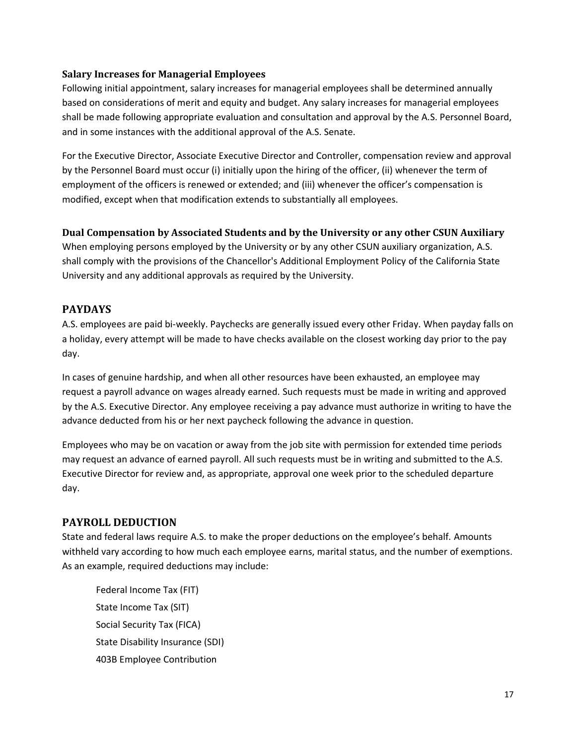### Salary Increases for Managerial Employees

Following initial appointment, salary increases for managerial employees shall be determined annually based on considerations of merit and equity and budget. Any salary increases for managerial employees shall be made following appropriate evaluation and consultation and approval by the A.S. Personnel Board, and in some instances with the additional approval of the A.S. Senate.

For the Executive Director, Associate Executive Director and Controller, compensation review and approval by the Personnel Board must occur (i) initially upon the hiring of the officer, (ii) whenever the term of employment of the officers is renewed or extended; and (iii) whenever the officer's compensation is modified, except when that modification extends to substantially all employees.

### Dual Compensation by Associated Students and by the University or any other CSUN Auxiliary

When employing persons employed by the University or by any other CSUN auxiliary organization, A.S. shall comply with the provisions of the Chancellor's Additional Employment Policy of the California State University and any additional approvals as required by the University.

## PAYDAYS

A.S. employees are paid bi-weekly. Paychecks are generally issued every other Friday. When payday falls on a holiday, every attempt will be made to have checks available on the closest working day prior to the pay day.

In cases of genuine hardship, and when all other resources have been exhausted, an employee may request a payroll advance on wages already earned. Such requests must be made in writing and approved by the A.S. Executive Director. Any employee receiving a pay advance must authorize in writing to have the advance deducted from his or her next paycheck following the advance in question.

Employees who may be on vacation or away from the job site with permission for extended time periods may request an advance of earned payroll. All such requests must be in writing and submitted to the A.S. Executive Director for review and, as appropriate, approval one week prior to the scheduled departure day.

## PAYROLL DEDUCTION

State and federal laws require A.S. to make the proper deductions on the employee's behalf. Amounts withheld vary according to how much each employee earns, marital status, and the number of exemptions. As an example, required deductions may include:

Federal Income Tax (FIT)
State Income Tax (SIT)
Social Security Tax (FICA)
State Disability Insurance (SDI)
403B Employee Contribution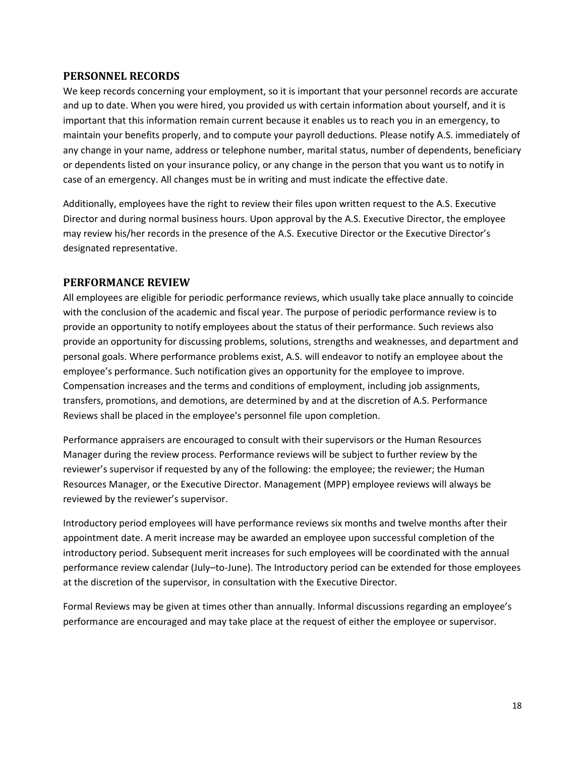## PERSONNEL RECORDS

We keep records concerning your employment, so it is important that your personnel records are accurate and up to date. When you were hired, you provided us with certain information about yourself, and it is important that this information remain current because it enables us to reach you in an emergency, to maintain your benefits properly, and to compute your payroll deductions. Please notify A.S. immediately of any change in your name, address or telephone number, marital status, number of dependents, beneficiary or dependents listed on your insurance policy, or any change in the person that you want us to notify in case of an emergency. All changes must be in writing and must indicate the effective date.

Additionally, employees have the right to review their files upon written request to the A.S. Executive Director and during normal business hours. Upon approval by the A.S. Executive Director, the employee may review his/her records in the presence of the A.S. Executive Director or the Executive Director's designated representative.

## PERFORMANCE REVIEW

All employees are eligible for periodic performance reviews, which usually take place annually to coincide with the conclusion of the academic and fiscal year. The purpose of periodic performance review is to provide an opportunity to notify employees about the status of their performance. Such reviews also provide an opportunity for discussing problems, solutions, strengths and weaknesses, and department and personal goals. Where performance problems exist, A.S. will endeavor to notify an employee about the employee's performance. Such notification gives an opportunity for the employee to improve. Compensation increases and the terms and conditions of employment, including job assignments, transfers, promotions, and demotions, are determined by and at the discretion of A.S. Performance Reviews shall be placed in the employee's personnel file upon completion.

Performance appraisers are encouraged to consult with their supervisors or the Human Resources Manager during the review process. Performance reviews will be subject to further review by the reviewer's supervisor if requested by any of the following: the employee; the reviewer; the Human Resources Manager, or the Executive Director. Management (MPP) employee reviews will always be reviewed by the reviewer's supervisor.

Introductory period employees will have performance reviews six months and twelve months after their appointment date. A merit increase may be awarded an employee upon successful completion of the introductory period. Subsequent merit increases for such employees will be coordinated with the annual performance review calendar (July–to-June). The Introductory period can be extended for those employees at the discretion of the supervisor, in consultation with the Executive Director.

Formal Reviews may be given at times other than annually. Informal discussions regarding an employee's performance are encouraged and may take place at the request of either the employee or supervisor.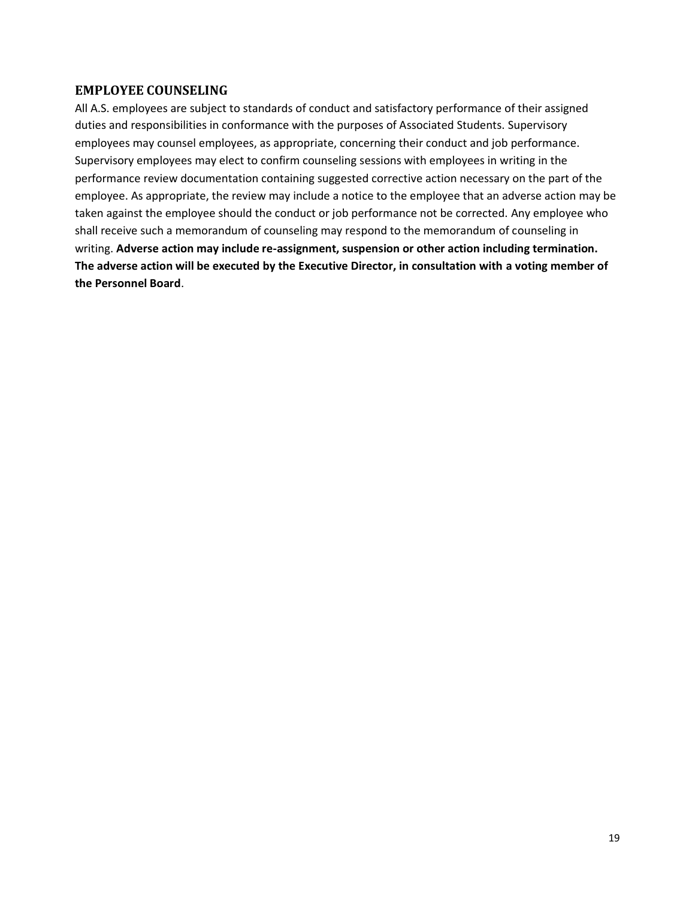## EMPLOYEE COUNSELING

All A.S. employees are subject to standards of conduct and satisfactory performance of their assigned duties and responsibilities in conformance with the purposes of Associated Students. Supervisory employees may counsel employees, as appropriate, concerning their conduct and job performance. Supervisory employees may elect to confirm counseling sessions with employees in writing in the performance review documentation containing suggested corrective action necessary on the part of the employee. As appropriate, the review may include a notice to the employee that an adverse action may be taken against the employee should the conduct or job performance not be corrected. Any employee who shall receive such a memorandum of counseling may respond to the memorandum of counseling in writing. **Adverse action may include re-assignment, suspension or other action including termination. The adverse action will be executed by the Executive Director, in consultation with a voting member of the Personnel Board**.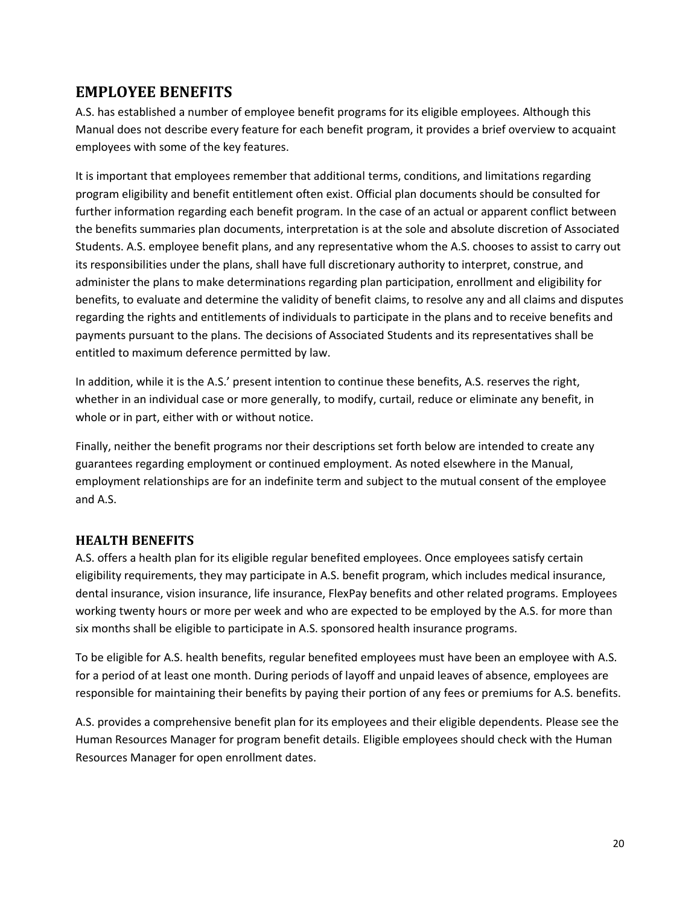## EMPLOYEE BENEFITS

A.S. has established a number of employee benefit programs for its eligible employees. Although this Manual does not describe every feature for each benefit program, it provides a brief overview to acquaint employees with some of the key features.

It is important that employees remember that additional terms, conditions, and limitations regarding program eligibility and benefit entitlement often exist. Official plan documents should be consulted for further information regarding each benefit program. In the case of an actual or apparent conflict between the benefits summaries plan documents, interpretation is at the sole and absolute discretion of Associated Students. A.S. employee benefit plans, and any representative whom the A.S. chooses to assist to carry out its responsibilities under the plans, shall have full discretionary authority to interpret, construe, and administer the plans to make determinations regarding plan participation, enrollment and eligibility for benefits, to evaluate and determine the validity of benefit claims, to resolve any and all claims and disputes regarding the rights and entitlements of individuals to participate in the plans and to receive benefits and payments pursuant to the plans. The decisions of Associated Students and its representatives shall be entitled to maximum deference permitted by law.

In addition, while it is the A.S.' present intention to continue these benefits, A.S. reserves the right, whether in an individual case or more generally, to modify, curtail, reduce or eliminate any benefit, in whole or in part, either with or without notice.

Finally, neither the benefit programs nor their descriptions set forth below are intended to create any guarantees regarding employment or continued employment. As noted elsewhere in the Manual, employment relationships are for an indefinite term and subject to the mutual consent of the employee and A.S.

### HEALTH BENEFITS

A.S. offers a health plan for its eligible regular benefited employees. Once employees satisfy certain eligibility requirements, they may participate in A.S. benefit program, which includes medical insurance, dental insurance, vision insurance, life insurance, FlexPay benefits and other related programs. Employees working twenty hours or more per week and who are expected to be employed by the A.S. for more than six months shall be eligible to participate in A.S. sponsored health insurance programs.

To be eligible for A.S. health benefits, regular benefited employees must have been an employee with A.S. for a period of at least one month. During periods of layoff and unpaid leaves of absence, employees are responsible for maintaining their benefits by paying their portion of any fees or premiums for A.S. benefits.

A.S. provides a comprehensive benefit plan for its employees and their eligible dependents. Please see the Human Resources Manager for program benefit details. Eligible employees should check with the Human Resources Manager for open enrollment dates.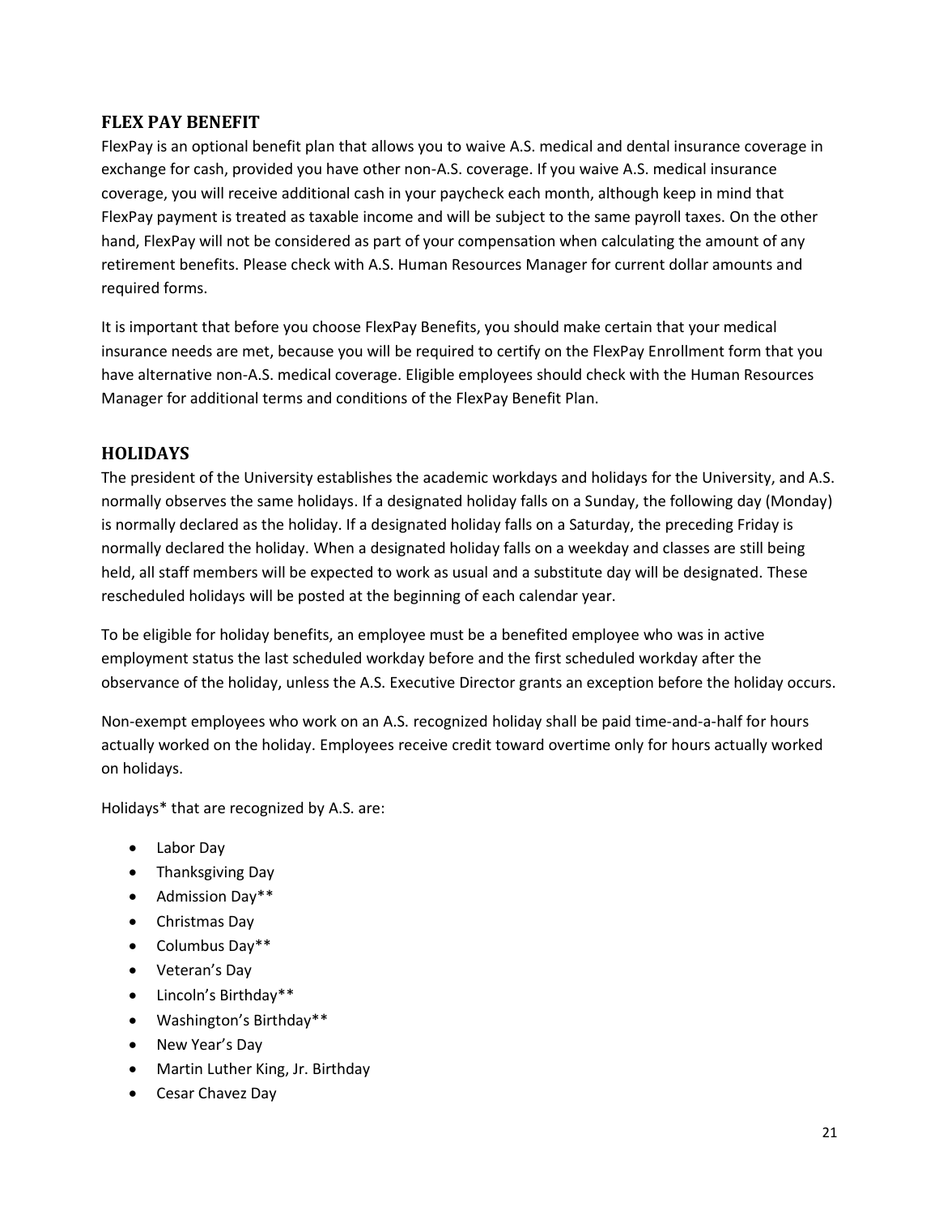## FLEX PAY BENEFIT

FlexPay is an optional benefit plan that allows you to waive A.S. medical and dental insurance coverage in exchange for cash, provided you have other non-A.S. coverage. If you waive A.S. medical insurance coverage, you will receive additional cash in your paycheck each month, although keep in mind that FlexPay payment is treated as taxable income and will be subject to the same payroll taxes. On the other hand, FlexPay will not be considered as part of your compensation when calculating the amount of any retirement benefits. Please check with A.S. Human Resources Manager for current dollar amounts and required forms.

It is important that before you choose FlexPay Benefits, you should make certain that your medical insurance needs are met, because you will be required to certify on the FlexPay Enrollment form that you have alternative non-A.S. medical coverage. Eligible employees should check with the Human Resources Manager for additional terms and conditions of the FlexPay Benefit Plan.

## HOLIDAYS

The president of the University establishes the academic workdays and holidays for the University, and A.S. normally observes the same holidays. If a designated holiday falls on a Sunday, the following day (Monday) is normally declared as the holiday. If a designated holiday falls on a Saturday, the preceding Friday is normally declared the holiday. When a designated holiday falls on a weekday and classes are still being held, all staff members will be expected to work as usual and a substitute day will be designated. These rescheduled holidays will be posted at the beginning of each calendar year.

To be eligible for holiday benefits, an employee must be a benefited employee who was in active employment status the last scheduled workday before and the first scheduled workday after the observance of the holiday, unless the A.S. Executive Director grants an exception before the holiday occurs.

Non-exempt employees who work on an A.S. recognized holiday shall be paid time-and-a-half for hours actually worked on the holiday. Employees receive credit toward overtime only for hours actually worked on holidays.

Holidays* that are recognized by A.S. are:

- Labor Day
- Thanksgiving Day
- Admission Day**
- Christmas Day
- Columbus Day**
- Veteran's Day
- Lincoln's Birthday**
- Washington's Birthday**
- New Year's Day
- Martin Luther King, Jr. Birthday
- Cesar Chavez Day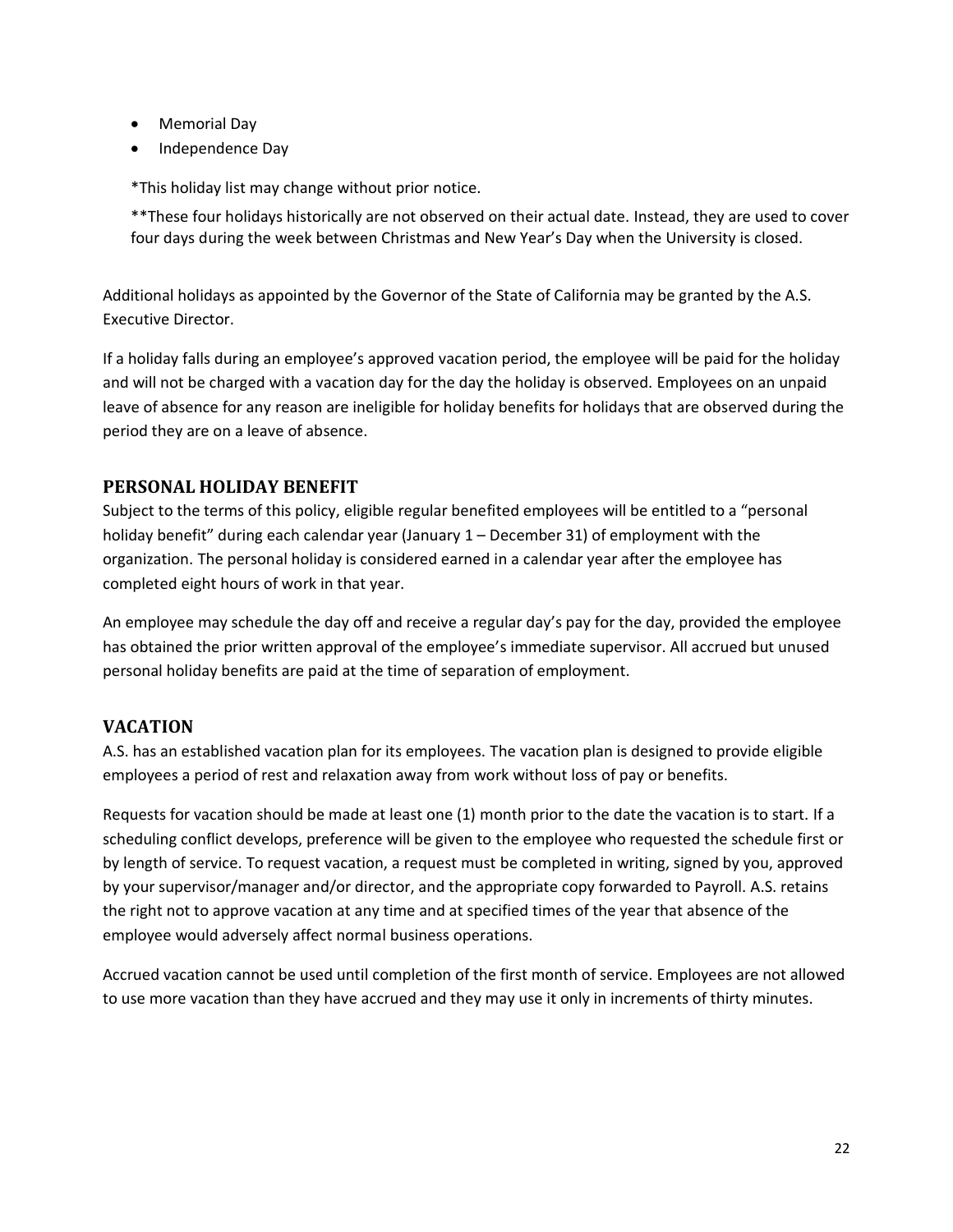- Memorial Day
- Independence Day

*This holiday list may change without prior notice.

**These four holidays historically are not observed on their actual date. Instead, they are used to cover four days during the week between Christmas and New Year's Day when the University is closed.

Additional holidays as appointed by the Governor of the State of California may be granted by the A.S. Executive Director.

If a holiday falls during an employee's approved vacation period, the employee will be paid for the holiday and will not be charged with a vacation day for the day the holiday is observed. Employees on an unpaid leave of absence for any reason are ineligible for holiday benefits for holidays that are observed during the period they are on a leave of absence.

## PERSONAL HOLIDAY BENEFIT

Subject to the terms of this policy, eligible regular benefited employees will be entitled to a "personal holiday benefit" during each calendar year (January 1 – December 31) of employment with the organization. The personal holiday is considered earned in a calendar year after the employee has completed eight hours of work in that year.

An employee may schedule the day off and receive a regular day's pay for the day, provided the employee has obtained the prior written approval of the employee's immediate supervisor. All accrued but unused personal holiday benefits are paid at the time of separation of employment.

## VACATION

A.S. has an established vacation plan for its employees. The vacation plan is designed to provide eligible employees a period of rest and relaxation away from work without loss of pay or benefits.

Requests for vacation should be made at least one (1) month prior to the date the vacation is to start. If a scheduling conflict develops, preference will be given to the employee who requested the schedule first or by length of service. To request vacation, a request must be completed in writing, signed by you, approved by your supervisor/manager and/or director, and the appropriate copy forwarded to Payroll. A.S. retains the right not to approve vacation at any time and at specified times of the year that absence of the employee would adversely affect normal business operations.

Accrued vacation cannot be used until completion of the first month of service. Employees are not allowed to use more vacation than they have accrued and they may use it only in increments of thirty minutes.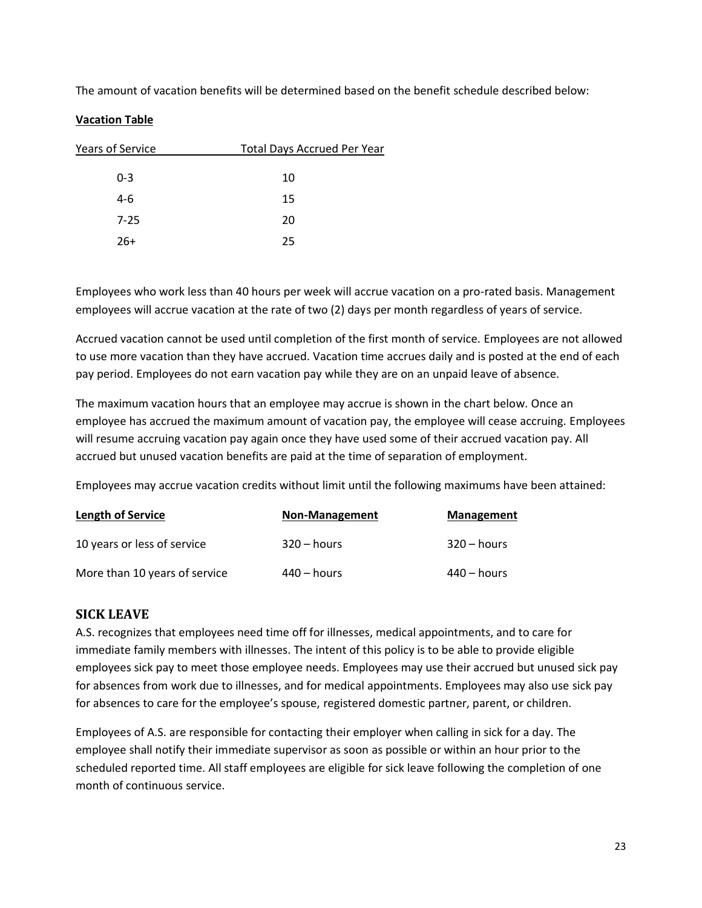The amount of vacation benefits will be determined based on the benefit schedule described below:

**Vacation Table**

| Years of Service | Total Days Accrued Per Year |
| --- | --- |
| 0-3 | 10 |
| 4-6 | 15 |
| 7-25 | 20 |
| 26+ | 25 |

Employees who work less than 40 hours per week will accrue vacation on a pro-rated basis. Management employees will accrue vacation at the rate of two (2) days per month regardless of years of service.

Accrued vacation cannot be used until completion of the first month of service. Employees are not allowed to use more vacation than they have accrued. Vacation time accrues daily and is posted at the end of each pay period. Employees do not earn vacation pay while they are on an unpaid leave of absence.

The maximum vacation hours that an employee may accrue is shown in the chart below. Once an employee has accrued the maximum amount of vacation pay, the employee will cease accruing. Employees will resume accruing vacation pay again once they have used some of their accrued vacation pay. All accrued but unused vacation benefits are paid at the time of separation of employment.

Employees may accrue vacation credits without limit until the following maximums have been attained:

| **Length of Service** | **Non-Management** | **Management** |
| --- | --- | --- |
| 10 years or less of service | 320 – hours | 320 – hours |
| More than 10 years of service | 440 – hours | 440 – hours |

## SICK LEAVE

A.S. recognizes that employees need time off for illnesses, medical appointments, and to care for immediate family members with illnesses. The intent of this policy is to be able to provide eligible employees sick pay to meet those employee needs. Employees may use their accrued but unused sick pay for absences from work due to illnesses, and for medical appointments. Employees may also use sick pay for absences to care for the employee's spouse, registered domestic partner, parent, or children.

Employees of A.S. are responsible for contacting their employer when calling in sick for a day. The employee shall notify their immediate supervisor as soon as possible or within an hour prior to the scheduled reported time. All staff employees are eligible for sick leave following the completion of one month of continuous service.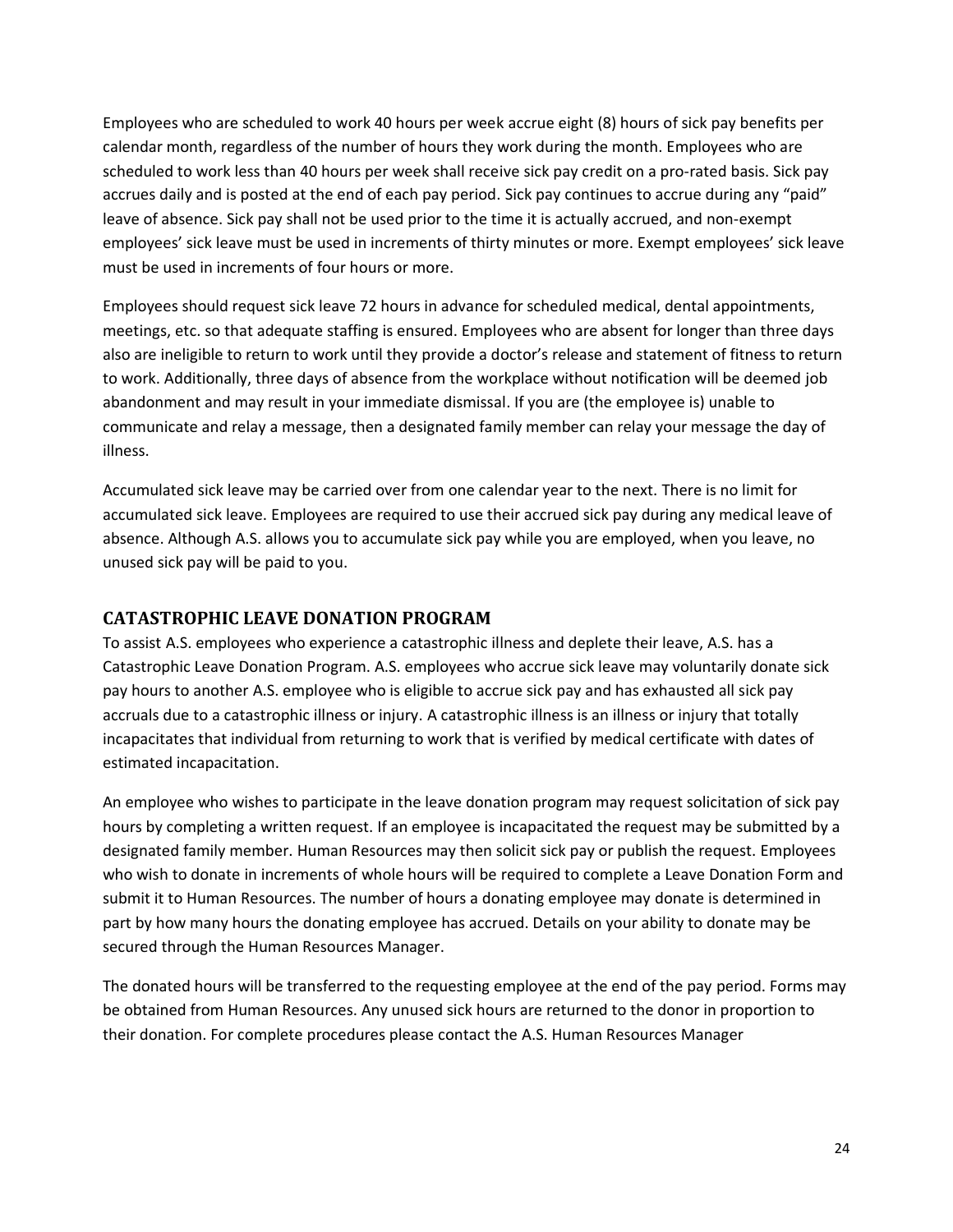Employees who are scheduled to work 40 hours per week accrue eight (8) hours of sick pay benefits per calendar month, regardless of the number of hours they work during the month. Employees who are scheduled to work less than 40 hours per week shall receive sick pay credit on a pro-rated basis. Sick pay accrues daily and is posted at the end of each pay period. Sick pay continues to accrue during any "paid" leave of absence. Sick pay shall not be used prior to the time it is actually accrued, and non-exempt employees' sick leave must be used in increments of thirty minutes or more. Exempt employees' sick leave must be used in increments of four hours or more.

Employees should request sick leave 72 hours in advance for scheduled medical, dental appointments, meetings, etc. so that adequate staffing is ensured. Employees who are absent for longer than three days also are ineligible to return to work until they provide a doctor's release and statement of fitness to return to work. Additionally, three days of absence from the workplace without notification will be deemed job abandonment and may result in your immediate dismissal. If you are (the employee is) unable to communicate and relay a message, then a designated family member can relay your message the day of illness.

Accumulated sick leave may be carried over from one calendar year to the next. There is no limit for accumulated sick leave. Employees are required to use their accrued sick pay during any medical leave of absence. Although A.S. allows you to accumulate sick pay while you are employed, when you leave, no unused sick pay will be paid to you.

## CATASTROPHIC LEAVE DONATION PROGRAM

To assist A.S. employees who experience a catastrophic illness and deplete their leave, A.S. has a Catastrophic Leave Donation Program. A.S. employees who accrue sick leave may voluntarily donate sick pay hours to another A.S. employee who is eligible to accrue sick pay and has exhausted all sick pay accruals due to a catastrophic illness or injury. A catastrophic illness is an illness or injury that totally incapacitates that individual from returning to work that is verified by medical certificate with dates of estimated incapacitation.

An employee who wishes to participate in the leave donation program may request solicitation of sick pay hours by completing a written request. If an employee is incapacitated the request may be submitted by a designated family member. Human Resources may then solicit sick pay or publish the request. Employees who wish to donate in increments of whole hours will be required to complete a Leave Donation Form and submit it to Human Resources. The number of hours a donating employee may donate is determined in part by how many hours the donating employee has accrued. Details on your ability to donate may be secured through the Human Resources Manager.

The donated hours will be transferred to the requesting employee at the end of the pay period. Forms may be obtained from Human Resources. Any unused sick hours are returned to the donor in proportion to their donation. For complete procedures please contact the A.S. Human Resources Manager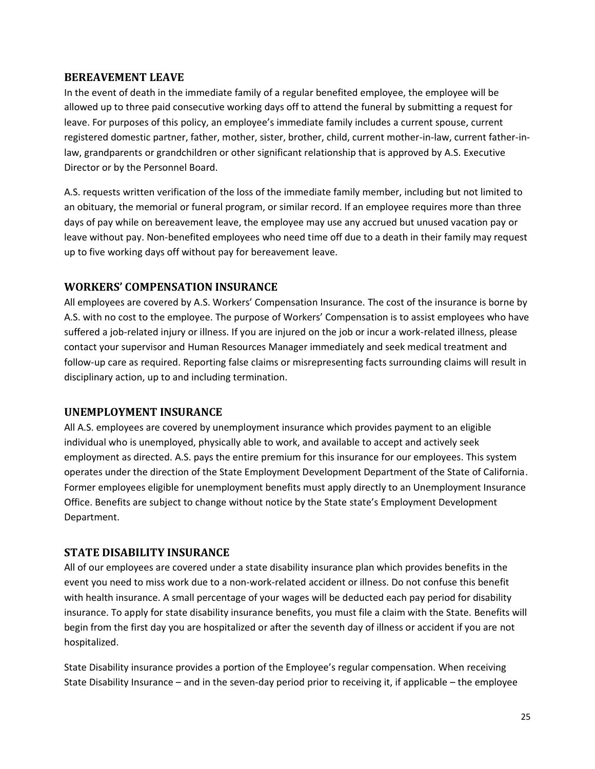## BEREAVEMENT LEAVE

In the event of death in the immediate family of a regular benefited employee, the employee will be allowed up to three paid consecutive working days off to attend the funeral by submitting a request for leave. For purposes of this policy, an employee's immediate family includes a current spouse, current registered domestic partner, father, mother, sister, brother, child, current mother-in-law, current father-in-law, grandparents or grandchildren or other significant relationship that is approved by A.S. Executive Director or by the Personnel Board.

A.S. requests written verification of the loss of the immediate family member, including but not limited to an obituary, the memorial or funeral program, or similar record. If an employee requires more than three days of pay while on bereavement leave, the employee may use any accrued but unused vacation pay or leave without pay. Non-benefited employees who need time off due to a death in their family may request up to five working days off without pay for bereavement leave.

## WORKERS' COMPENSATION INSURANCE

All employees are covered by A.S. Workers' Compensation Insurance. The cost of the insurance is borne by A.S. with no cost to the employee. The purpose of Workers' Compensation is to assist employees who have suffered a job-related injury or illness. If you are injured on the job or incur a work-related illness, please contact your supervisor and Human Resources Manager immediately and seek medical treatment and follow-up care as required. Reporting false claims or misrepresenting facts surrounding claims will result in disciplinary action, up to and including termination.

## UNEMPLOYMENT INSURANCE

All A.S. employees are covered by unemployment insurance which provides payment to an eligible individual who is unemployed, physically able to work, and available to accept and actively seek employment as directed. A.S. pays the entire premium for this insurance for our employees. This system operates under the direction of the State Employment Development Department of the State of California. Former employees eligible for unemployment benefits must apply directly to an Unemployment Insurance Office. Benefits are subject to change without notice by the State state's Employment Development Department.

## STATE DISABILITY INSURANCE

All of our employees are covered under a state disability insurance plan which provides benefits in the event you need to miss work due to a non-work-related accident or illness. Do not confuse this benefit with health insurance. A small percentage of your wages will be deducted each pay period for disability insurance. To apply for state disability insurance benefits, you must file a claim with the State. Benefits will begin from the first day you are hospitalized or after the seventh day of illness or accident if you are not hospitalized.

State Disability insurance provides a portion of the Employee's regular compensation. When receiving State Disability Insurance – and in the seven-day period prior to receiving it, if applicable – the employee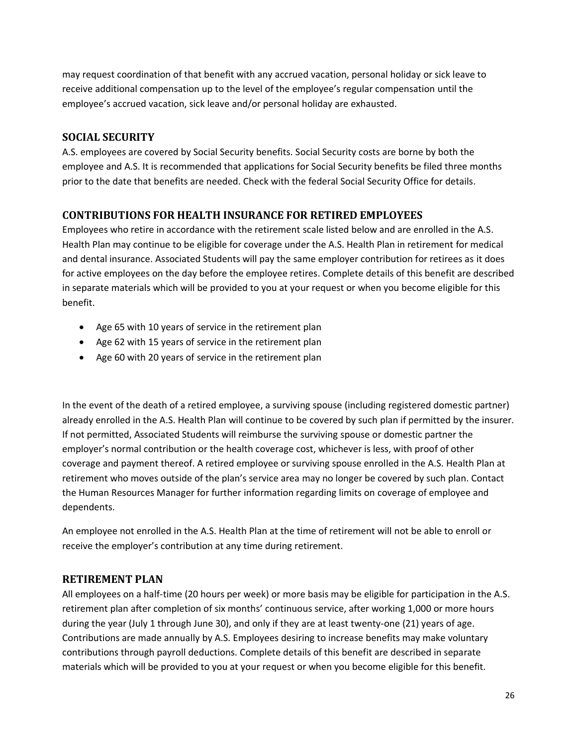may request coordination of that benefit with any accrued vacation, personal holiday or sick leave to receive additional compensation up to the level of the employee's regular compensation until the employee's accrued vacation, sick leave and/or personal holiday are exhausted.

## SOCIAL SECURITY

A.S. employees are covered by Social Security benefits. Social Security costs are borne by both the employee and A.S. It is recommended that applications for Social Security benefits be filed three months prior to the date that benefits are needed. Check with the federal Social Security Office for details.

## CONTRIBUTIONS FOR HEALTH INSURANCE FOR RETIRED EMPLOYEES

Employees who retire in accordance with the retirement scale listed below and are enrolled in the A.S. Health Plan may continue to be eligible for coverage under the A.S. Health Plan in retirement for medical and dental insurance. Associated Students will pay the same employer contribution for retirees as it does for active employees on the day before the employee retires. Complete details of this benefit are described in separate materials which will be provided to you at your request or when you become eligible for this benefit.

- Age 65 with 10 years of service in the retirement plan
- Age 62 with 15 years of service in the retirement plan
- Age 60 with 20 years of service in the retirement plan

In the event of the death of a retired employee, a surviving spouse (including registered domestic partner) already enrolled in the A.S. Health Plan will continue to be covered by such plan if permitted by the insurer. If not permitted, Associated Students will reimburse the surviving spouse or domestic partner the employer's normal contribution or the health coverage cost, whichever is less, with proof of other coverage and payment thereof. A retired employee or surviving spouse enrolled in the A.S. Health Plan at retirement who moves outside of the plan's service area may no longer be covered by such plan. Contact the Human Resources Manager for further information regarding limits on coverage of employee and dependents.

An employee not enrolled in the A.S. Health Plan at the time of retirement will not be able to enroll or receive the employer's contribution at any time during retirement.

## RETIREMENT PLAN

All employees on a half-time (20 hours per week) or more basis may be eligible for participation in the A.S. retirement plan after completion of six months' continuous service, after working 1,000 or more hours during the year (July 1 through June 30), and only if they are at least twenty-one (21) years of age. Contributions are made annually by A.S. Employees desiring to increase benefits may make voluntary contributions through payroll deductions. Complete details of this benefit are described in separate materials which will be provided to you at your request or when you become eligible for this benefit.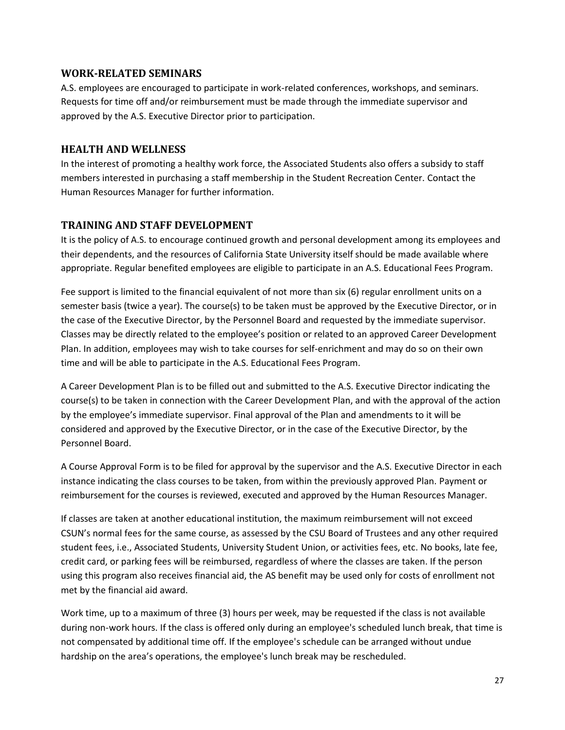## WORK-RELATED SEMINARS

A.S. employees are encouraged to participate in work-related conferences, workshops, and seminars. Requests for time off and/or reimbursement must be made through the immediate supervisor and approved by the A.S. Executive Director prior to participation.

## HEALTH AND WELLNESS

In the interest of promoting a healthy work force, the Associated Students also offers a subsidy to staff members interested in purchasing a staff membership in the Student Recreation Center. Contact the Human Resources Manager for further information.

## TRAINING AND STAFF DEVELOPMENT

It is the policy of A.S. to encourage continued growth and personal development among its employees and their dependents, and the resources of California State University itself should be made available where appropriate. Regular benefited employees are eligible to participate in an A.S. Educational Fees Program.

Fee support is limited to the financial equivalent of not more than six (6) regular enrollment units on a semester basis (twice a year). The course(s) to be taken must be approved by the Executive Director, or in the case of the Executive Director, by the Personnel Board and requested by the immediate supervisor. Classes may be directly related to the employee's position or related to an approved Career Development Plan. In addition, employees may wish to take courses for self-enrichment and may do so on their own time and will be able to participate in the A.S. Educational Fees Program.

A Career Development Plan is to be filled out and submitted to the A.S. Executive Director indicating the course(s) to be taken in connection with the Career Development Plan, and with the approval of the action by the employee's immediate supervisor. Final approval of the Plan and amendments to it will be considered and approved by the Executive Director, or in the case of the Executive Director, by the Personnel Board.

A Course Approval Form is to be filed for approval by the supervisor and the A.S. Executive Director in each instance indicating the class courses to be taken, from within the previously approved Plan. Payment or reimbursement for the courses is reviewed, executed and approved by the Human Resources Manager.

If classes are taken at another educational institution, the maximum reimbursement will not exceed CSUN's normal fees for the same course, as assessed by the CSU Board of Trustees and any other required student fees, i.e., Associated Students, University Student Union, or activities fees, etc. No books, late fee, credit card, or parking fees will be reimbursed, regardless of where the classes are taken. If the person using this program also receives financial aid, the AS benefit may be used only for costs of enrollment not met by the financial aid award.

Work time, up to a maximum of three (3) hours per week, may be requested if the class is not available during non-work hours. If the class is offered only during an employee's scheduled lunch break, that time is not compensated by additional time off. If the employee's schedule can be arranged without undue hardship on the area's operations, the employee's lunch break may be rescheduled.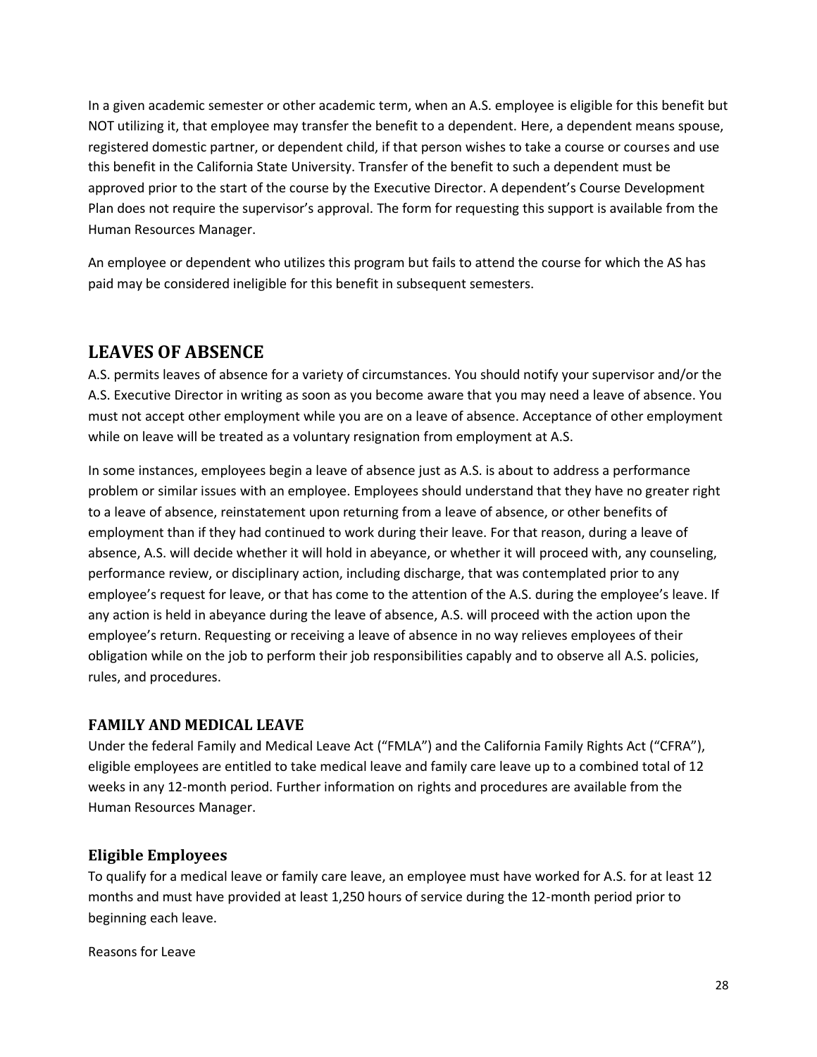In a given academic semester or other academic term, when an A.S. employee is eligible for this benefit but NOT utilizing it, that employee may transfer the benefit to a dependent. Here, a dependent means spouse, registered domestic partner, or dependent child, if that person wishes to take a course or courses and use this benefit in the California State University. Transfer of the benefit to such a dependent must be approved prior to the start of the course by the Executive Director. A dependent's Course Development Plan does not require the supervisor's approval. The form for requesting this support is available from the Human Resources Manager.

An employee or dependent who utilizes this program but fails to attend the course for which the AS has paid may be considered ineligible for this benefit in subsequent semesters.

## LEAVES OF ABSENCE

A.S. permits leaves of absence for a variety of circumstances. You should notify your supervisor and/or the A.S. Executive Director in writing as soon as you become aware that you may need a leave of absence. You must not accept other employment while you are on a leave of absence. Acceptance of other employment while on leave will be treated as a voluntary resignation from employment at A.S.

In some instances, employees begin a leave of absence just as A.S. is about to address a performance problem or similar issues with an employee. Employees should understand that they have no greater right to a leave of absence, reinstatement upon returning from a leave of absence, or other benefits of employment than if they had continued to work during their leave. For that reason, during a leave of absence, A.S. will decide whether it will hold in abeyance, or whether it will proceed with, any counseling, performance review, or disciplinary action, including discharge, that was contemplated prior to any employee's request for leave, or that has come to the attention of the A.S. during the employee's leave. If any action is held in abeyance during the leave of absence, A.S. will proceed with the action upon the employee's return. Requesting or receiving a leave of absence in no way relieves employees of their obligation while on the job to perform their job responsibilities capably and to observe all A.S. policies, rules, and procedures.

### FAMILY AND MEDICAL LEAVE

Under the federal Family and Medical Leave Act ("FMLA") and the California Family Rights Act ("CFRA"), eligible employees are entitled to take medical leave and family care leave up to a combined total of 12 weeks in any 12-month period. Further information on rights and procedures are available from the Human Resources Manager.

### Eligible Employees

To qualify for a medical leave or family care leave, an employee must have worked for A.S. for at least 12 months and must have provided at least 1,250 hours of service during the 12-month period prior to beginning each leave.

Reasons for Leave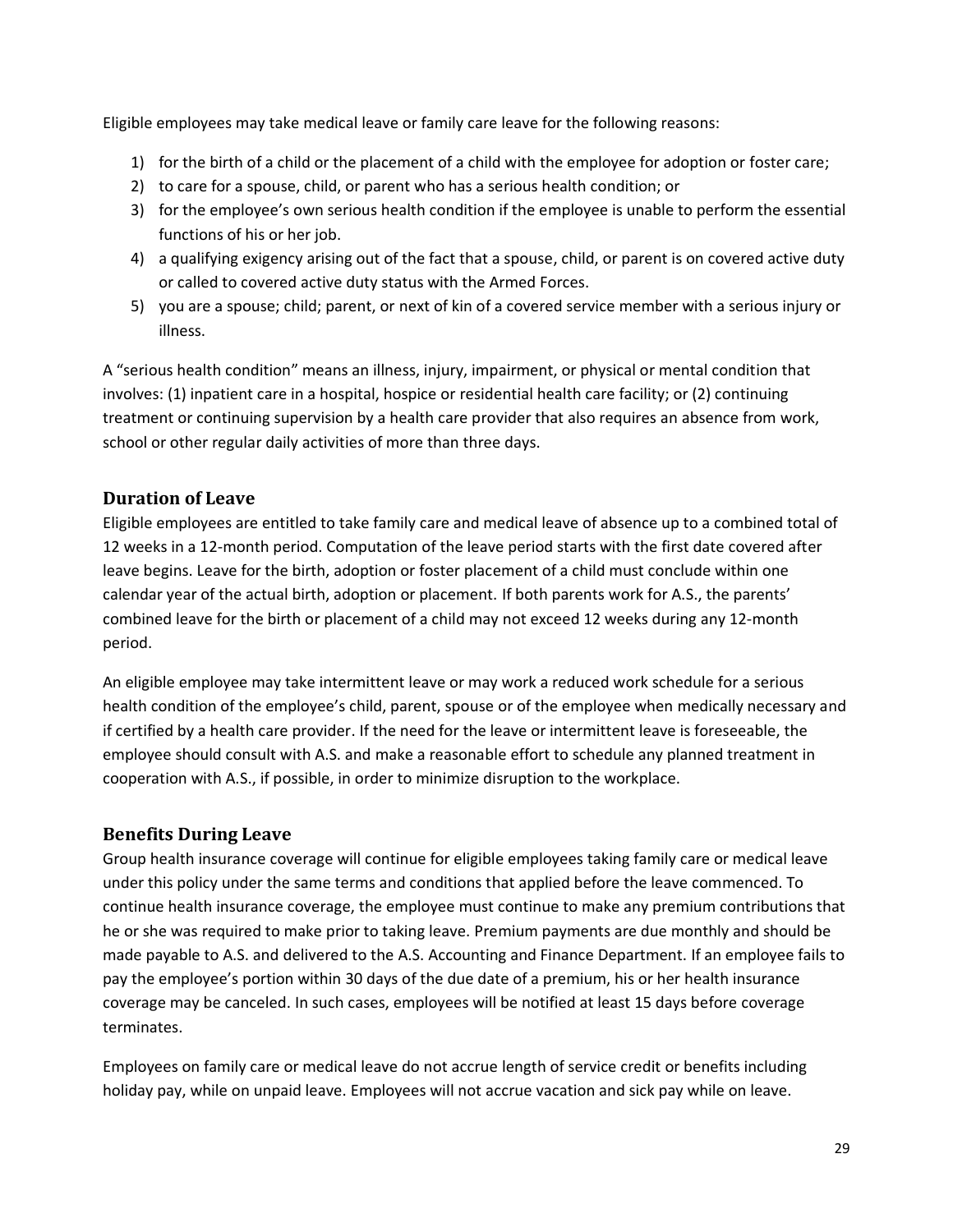Eligible employees may take medical leave or family care leave for the following reasons:

1) for the birth of a child or the placement of a child with the employee for adoption or foster care;
2) to care for a spouse, child, or parent who has a serious health condition; or
3) for the employee's own serious health condition if the employee is unable to perform the essential functions of his or her job.
4) a qualifying exigency arising out of the fact that a spouse, child, or parent is on covered active duty or called to covered active duty status with the Armed Forces.
5) you are a spouse; child; parent, or next of kin of a covered service member with a serious injury or illness.

A "serious health condition" means an illness, injury, impairment, or physical or mental condition that involves: (1) inpatient care in a hospital, hospice or residential health care facility; or (2) continuing treatment or continuing supervision by a health care provider that also requires an absence from work, school or other regular daily activities of more than three days.

## Duration of Leave

Eligible employees are entitled to take family care and medical leave of absence up to a combined total of 12 weeks in a 12-month period. Computation of the leave period starts with the first date covered after leave begins. Leave for the birth, adoption or foster placement of a child must conclude within one calendar year of the actual birth, adoption or placement. If both parents work for A.S., the parents' combined leave for the birth or placement of a child may not exceed 12 weeks during any 12-month period.

An eligible employee may take intermittent leave or may work a reduced work schedule for a serious health condition of the employee's child, parent, spouse or of the employee when medically necessary and if certified by a health care provider. If the need for the leave or intermittent leave is foreseeable, the employee should consult with A.S. and make a reasonable effort to schedule any planned treatment in cooperation with A.S., if possible, in order to minimize disruption to the workplace.

## Benefits During Leave

Group health insurance coverage will continue for eligible employees taking family care or medical leave under this policy under the same terms and conditions that applied before the leave commenced. To continue health insurance coverage, the employee must continue to make any premium contributions that he or she was required to make prior to taking leave. Premium payments are due monthly and should be made payable to A.S. and delivered to the A.S. Accounting and Finance Department. If an employee fails to pay the employee's portion within 30 days of the due date of a premium, his or her health insurance coverage may be canceled. In such cases, employees will be notified at least 15 days before coverage terminates.

Employees on family care or medical leave do not accrue length of service credit or benefits including holiday pay, while on unpaid leave. Employees will not accrue vacation and sick pay while on leave.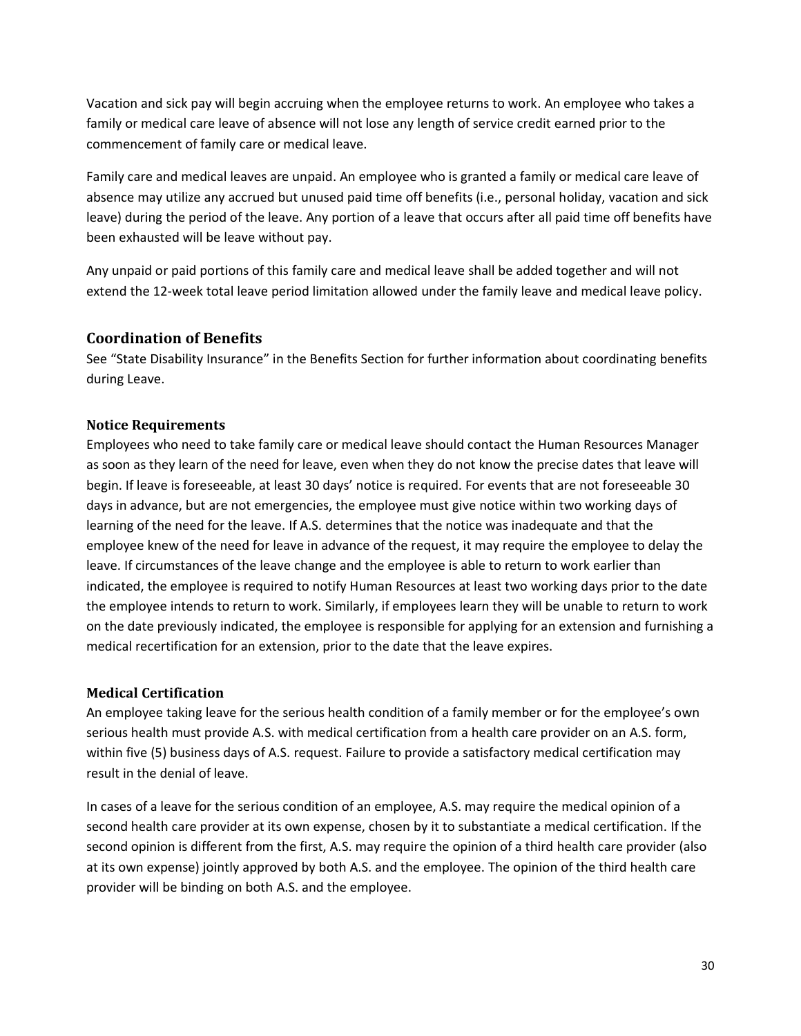Vacation and sick pay will begin accruing when the employee returns to work. An employee who takes a family or medical care leave of absence will not lose any length of service credit earned prior to the commencement of family care or medical leave.

Family care and medical leaves are unpaid. An employee who is granted a family or medical care leave of absence may utilize any accrued but unused paid time off benefits (i.e., personal holiday, vacation and sick leave) during the period of the leave. Any portion of a leave that occurs after all paid time off benefits have been exhausted will be leave without pay.

Any unpaid or paid portions of this family care and medical leave shall be added together and will not extend the 12-week total leave period limitation allowed under the family leave and medical leave policy.

## Coordination of Benefits

See "State Disability Insurance" in the Benefits Section for further information about coordinating benefits during Leave.

### Notice Requirements

Employees who need to take family care or medical leave should contact the Human Resources Manager as soon as they learn of the need for leave, even when they do not know the precise dates that leave will begin. If leave is foreseeable, at least 30 days' notice is required. For events that are not foreseeable 30 days in advance, but are not emergencies, the employee must give notice within two working days of learning of the need for the leave. If A.S. determines that the notice was inadequate and that the employee knew of the need for leave in advance of the request, it may require the employee to delay the leave. If circumstances of the leave change and the employee is able to return to work earlier than indicated, the employee is required to notify Human Resources at least two working days prior to the date the employee intends to return to work. Similarly, if employees learn they will be unable to return to work on the date previously indicated, the employee is responsible for applying for an extension and furnishing a medical recertification for an extension, prior to the date that the leave expires.

### Medical Certification

An employee taking leave for the serious health condition of a family member or for the employee's own serious health must provide A.S. with medical certification from a health care provider on an A.S. form, within five (5) business days of A.S. request. Failure to provide a satisfactory medical certification may result in the denial of leave.

In cases of a leave for the serious condition of an employee, A.S. may require the medical opinion of a second health care provider at its own expense, chosen by it to substantiate a medical certification. If the second opinion is different from the first, A.S. may require the opinion of a third health care provider (also at its own expense) jointly approved by both A.S. and the employee. The opinion of the third health care provider will be binding on both A.S. and the employee.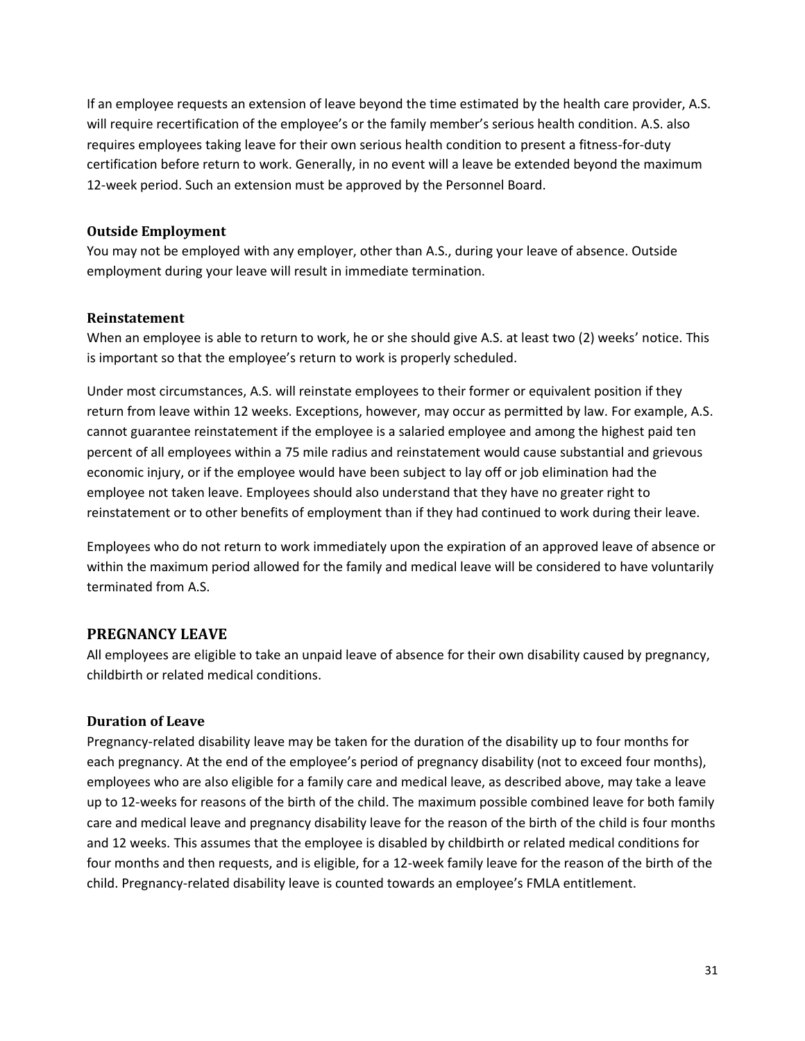If an employee requests an extension of leave beyond the time estimated by the health care provider, A.S. will require recertification of the employee's or the family member's serious health condition. A.S. also requires employees taking leave for their own serious health condition to present a fitness-for-duty certification before return to work. Generally, in no event will a leave be extended beyond the maximum 12-week period. Such an extension must be approved by the Personnel Board.

### Outside Employment

You may not be employed with any employer, other than A.S., during your leave of absence. Outside employment during your leave will result in immediate termination.

### Reinstatement

When an employee is able to return to work, he or she should give A.S. at least two (2) weeks' notice. This is important so that the employee's return to work is properly scheduled.

Under most circumstances, A.S. will reinstate employees to their former or equivalent position if they return from leave within 12 weeks. Exceptions, however, may occur as permitted by law. For example, A.S. cannot guarantee reinstatement if the employee is a salaried employee and among the highest paid ten percent of all employees within a 75 mile radius and reinstatement would cause substantial and grievous economic injury, or if the employee would have been subject to lay off or job elimination had the employee not taken leave. Employees should also understand that they have no greater right to reinstatement or to other benefits of employment than if they had continued to work during their leave.

Employees who do not return to work immediately upon the expiration of an approved leave of absence or within the maximum period allowed for the family and medical leave will be considered to have voluntarily terminated from A.S.

## PREGNANCY LEAVE

All employees are eligible to take an unpaid leave of absence for their own disability caused by pregnancy, childbirth or related medical conditions.

### Duration of Leave

Pregnancy-related disability leave may be taken for the duration of the disability up to four months for each pregnancy. At the end of the employee's period of pregnancy disability (not to exceed four months), employees who are also eligible for a family care and medical leave, as described above, may take a leave up to 12-weeks for reasons of the birth of the child. The maximum possible combined leave for both family care and medical leave and pregnancy disability leave for the reason of the birth of the child is four months and 12 weeks. This assumes that the employee is disabled by childbirth or related medical conditions for four months and then requests, and is eligible, for a 12-week family leave for the reason of the birth of the child. Pregnancy-related disability leave is counted towards an employee's FMLA entitlement.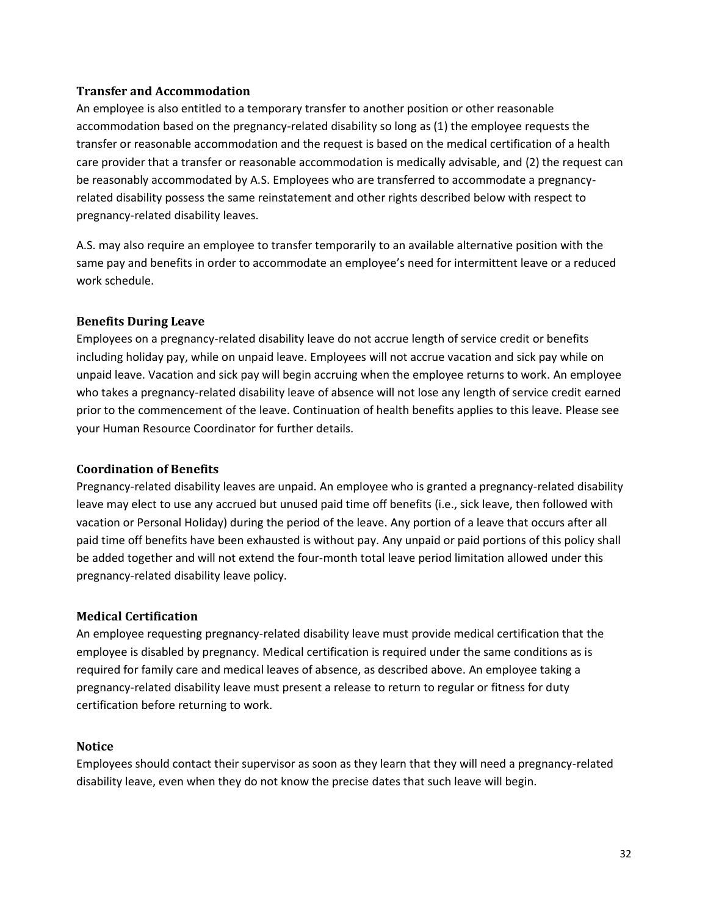### Transfer and Accommodation

An employee is also entitled to a temporary transfer to another position or other reasonable accommodation based on the pregnancy-related disability so long as (1) the employee requests the transfer or reasonable accommodation and the request is based on the medical certification of a health care provider that a transfer or reasonable accommodation is medically advisable, and (2) the request can be reasonably accommodated by A.S. Employees who are transferred to accommodate a pregnancy-related disability possess the same reinstatement and other rights described below with respect to pregnancy-related disability leaves.

A.S. may also require an employee to transfer temporarily to an available alternative position with the same pay and benefits in order to accommodate an employee's need for intermittent leave or a reduced work schedule.

### Benefits During Leave

Employees on a pregnancy-related disability leave do not accrue length of service credit or benefits including holiday pay, while on unpaid leave. Employees will not accrue vacation and sick pay while on unpaid leave. Vacation and sick pay will begin accruing when the employee returns to work. An employee who takes a pregnancy-related disability leave of absence will not lose any length of service credit earned prior to the commencement of the leave. Continuation of health benefits applies to this leave. Please see your Human Resource Coordinator for further details.

### Coordination of Benefits

Pregnancy-related disability leaves are unpaid. An employee who is granted a pregnancy-related disability leave may elect to use any accrued but unused paid time off benefits (i.e., sick leave, then followed with vacation or Personal Holiday) during the period of the leave. Any portion of a leave that occurs after all paid time off benefits have been exhausted is without pay. Any unpaid or paid portions of this policy shall be added together and will not extend the four-month total leave period limitation allowed under this pregnancy-related disability leave policy.

### Medical Certification

An employee requesting pregnancy-related disability leave must provide medical certification that the employee is disabled by pregnancy. Medical certification is required under the same conditions as is required for family care and medical leaves of absence, as described above. An employee taking a pregnancy-related disability leave must present a release to return to regular or fitness for duty certification before returning to work.

### Notice

Employees should contact their supervisor as soon as they learn that they will need a pregnancy-related disability leave, even when they do not know the precise dates that such leave will begin.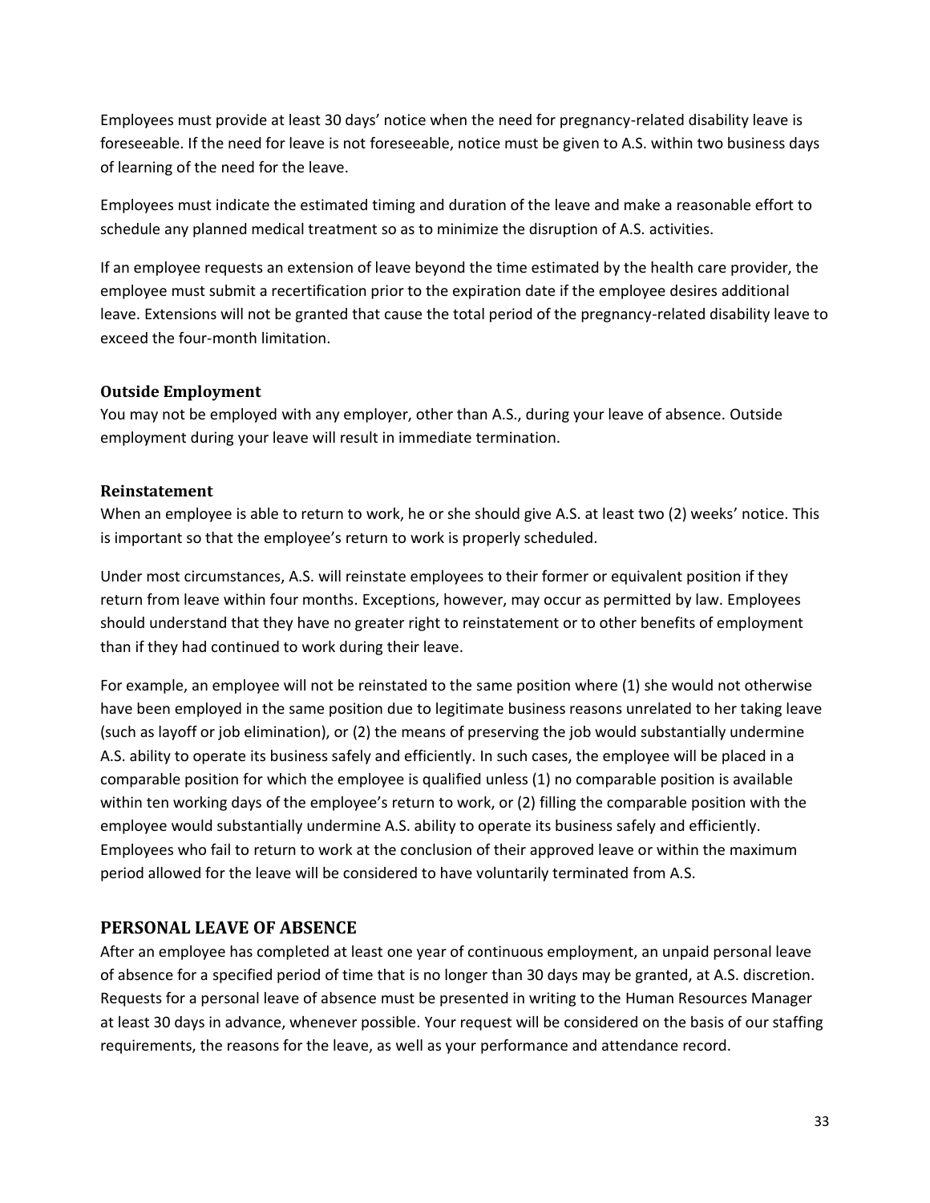Employees must provide at least 30 days' notice when the need for pregnancy-related disability leave is foreseeable. If the need for leave is not foreseeable, notice must be given to A.S. within two business days of learning of the need for the leave.

Employees must indicate the estimated timing and duration of the leave and make a reasonable effort to schedule any planned medical treatment so as to minimize the disruption of A.S. activities.

If an employee requests an extension of leave beyond the time estimated by the health care provider, the employee must submit a recertification prior to the expiration date if the employee desires additional leave. Extensions will not be granted that cause the total period of the pregnancy-related disability leave to exceed the four-month limitation.

### Outside Employment

You may not be employed with any employer, other than A.S., during your leave of absence. Outside employment during your leave will result in immediate termination.

### Reinstatement

When an employee is able to return to work, he or she should give A.S. at least two (2) weeks' notice. This is important so that the employee's return to work is properly scheduled.

Under most circumstances, A.S. will reinstate employees to their former or equivalent position if they return from leave within four months. Exceptions, however, may occur as permitted by law. Employees should understand that they have no greater right to reinstatement or to other benefits of employment than if they had continued to work during their leave.

For example, an employee will not be reinstated to the same position where (1) she would not otherwise have been employed in the same position due to legitimate business reasons unrelated to her taking leave (such as layoff or job elimination), or (2) the means of preserving the job would substantially undermine A.S. ability to operate its business safely and efficiently. In such cases, the employee will be placed in a comparable position for which the employee is qualified unless (1) no comparable position is available within ten working days of the employee's return to work, or (2) filling the comparable position with the employee would substantially undermine A.S. ability to operate its business safely and efficiently. Employees who fail to return to work at the conclusion of their approved leave or within the maximum period allowed for the leave will be considered to have voluntarily terminated from A.S.

## PERSONAL LEAVE OF ABSENCE

After an employee has completed at least one year of continuous employment, an unpaid personal leave of absence for a specified period of time that is no longer than 30 days may be granted, at A.S. discretion. Requests for a personal leave of absence must be presented in writing to the Human Resources Manager at least 30 days in advance, whenever possible. Your request will be considered on the basis of our staffing requirements, the reasons for the leave, as well as your performance and attendance record.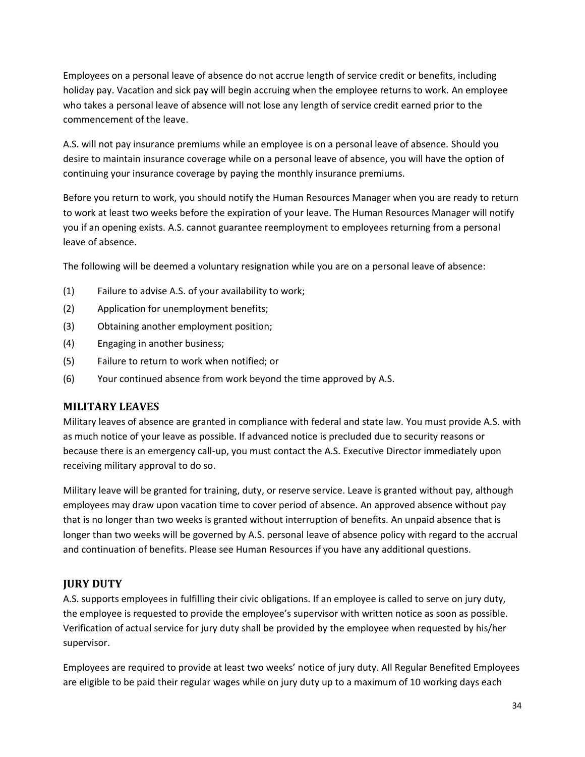Employees on a personal leave of absence do not accrue length of service credit or benefits, including holiday pay. Vacation and sick pay will begin accruing when the employee returns to work. An employee who takes a personal leave of absence will not lose any length of service credit earned prior to the commencement of the leave.

A.S. will not pay insurance premiums while an employee is on a personal leave of absence. Should you desire to maintain insurance coverage while on a personal leave of absence, you will have the option of continuing your insurance coverage by paying the monthly insurance premiums.

Before you return to work, you should notify the Human Resources Manager when you are ready to return to work at least two weeks before the expiration of your leave. The Human Resources Manager will notify you if an opening exists. A.S. cannot guarantee reemployment to employees returning from a personal leave of absence.

The following will be deemed a voluntary resignation while you are on a personal leave of absence:

(1) Failure to advise A.S. of your availability to work;

(2) Application for unemployment benefits;

(3) Obtaining another employment position;

(4) Engaging in another business;

(5) Failure to return to work when notified; or

(6) Your continued absence from work beyond the time approved by A.S.

## MILITARY LEAVES

Military leaves of absence are granted in compliance with federal and state law. You must provide A.S. with as much notice of your leave as possible. If advanced notice is precluded due to security reasons or because there is an emergency call-up, you must contact the A.S. Executive Director immediately upon receiving military approval to do so.

Military leave will be granted for training, duty, or reserve service. Leave is granted without pay, although employees may draw upon vacation time to cover period of absence. An approved absence without pay that is no longer than two weeks is granted without interruption of benefits. An unpaid absence that is longer than two weeks will be governed by A.S. personal leave of absence policy with regard to the accrual and continuation of benefits. Please see Human Resources if you have any additional questions.

## JURY DUTY

A.S. supports employees in fulfilling their civic obligations. If an employee is called to serve on jury duty, the employee is requested to provide the employee's supervisor with written notice as soon as possible. Verification of actual service for jury duty shall be provided by the employee when requested by his/her supervisor.

Employees are required to provide at least two weeks' notice of jury duty. All Regular Benefited Employees are eligible to be paid their regular wages while on jury duty up to a maximum of 10 working days each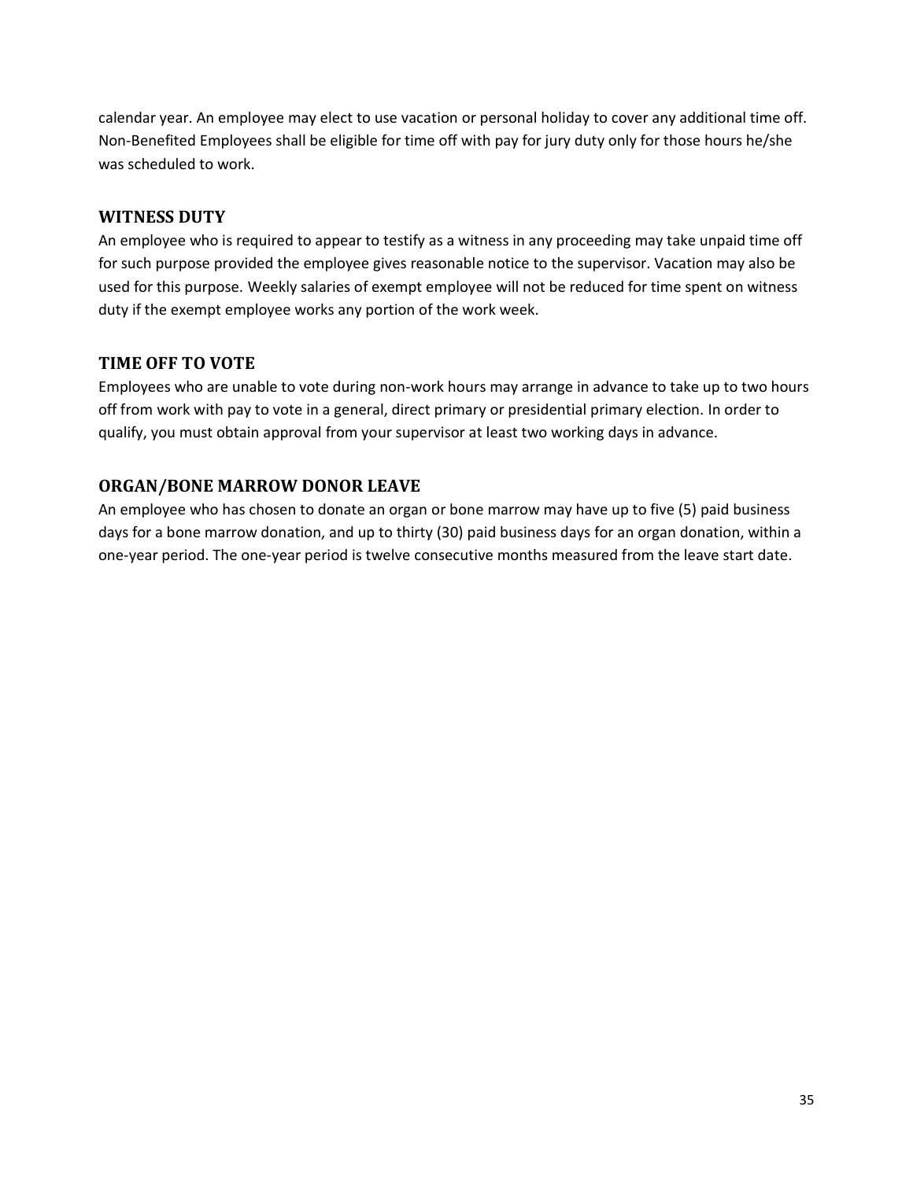calendar year. An employee may elect to use vacation or personal holiday to cover any additional time off. Non-Benefited Employees shall be eligible for time off with pay for jury duty only for those hours he/she was scheduled to work.

## WITNESS DUTY

An employee who is required to appear to testify as a witness in any proceeding may take unpaid time off for such purpose provided the employee gives reasonable notice to the supervisor. Vacation may also be used for this purpose. Weekly salaries of exempt employee will not be reduced for time spent on witness duty if the exempt employee works any portion of the work week.

## TIME OFF TO VOTE

Employees who are unable to vote during non-work hours may arrange in advance to take up to two hours off from work with pay to vote in a general, direct primary or presidential primary election. In order to qualify, you must obtain approval from your supervisor at least two working days in advance.

## ORGAN/BONE MARROW DONOR LEAVE

An employee who has chosen to donate an organ or bone marrow may have up to five (5) paid business days for a bone marrow donation, and up to thirty (30) paid business days for an organ donation, within a one-year period. The one-year period is twelve consecutive months measured from the leave start date.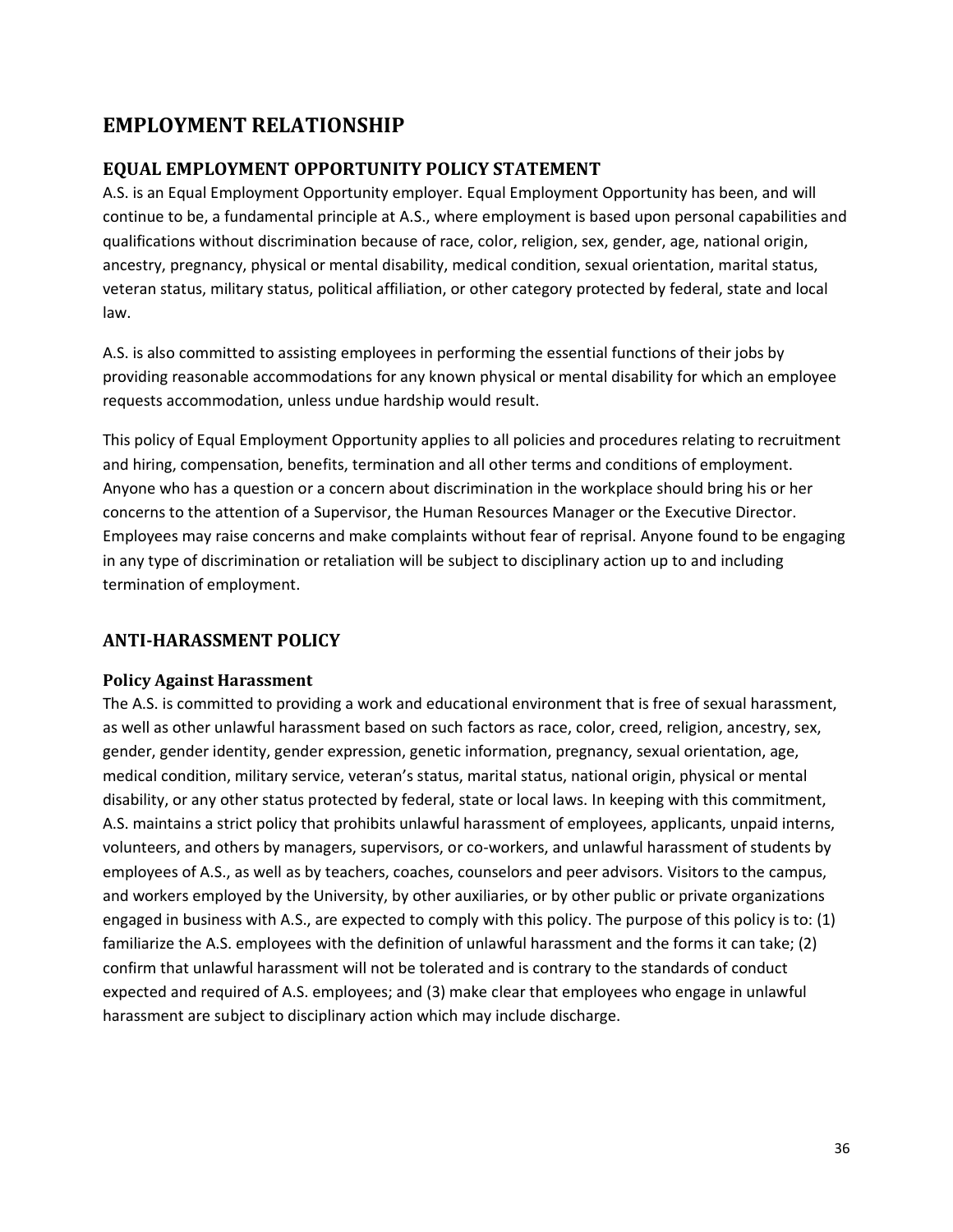# EMPLOYMENT RELATIONSHIP

## EQUAL EMPLOYMENT OPPORTUNITY POLICY STATEMENT

A.S. is an Equal Employment Opportunity employer. Equal Employment Opportunity has been, and will continue to be, a fundamental principle at A.S., where employment is based upon personal capabilities and qualifications without discrimination because of race, color, religion, sex, gender, age, national origin, ancestry, pregnancy, physical or mental disability, medical condition, sexual orientation, marital status, veteran status, military status, political affiliation, or other category protected by federal, state and local law.

A.S. is also committed to assisting employees in performing the essential functions of their jobs by providing reasonable accommodations for any known physical or mental disability for which an employee requests accommodation, unless undue hardship would result.

This policy of Equal Employment Opportunity applies to all policies and procedures relating to recruitment and hiring, compensation, benefits, termination and all other terms and conditions of employment. Anyone who has a question or a concern about discrimination in the workplace should bring his or her concerns to the attention of a Supervisor, the Human Resources Manager or the Executive Director. Employees may raise concerns and make complaints without fear of reprisal. Anyone found to be engaging in any type of discrimination or retaliation will be subject to disciplinary action up to and including termination of employment.

## ANTI-HARASSMENT POLICY

### Policy Against Harassment

The A.S. is committed to providing a work and educational environment that is free of sexual harassment, as well as other unlawful harassment based on such factors as race, color, creed, religion, ancestry, sex, gender, gender identity, gender expression, genetic information, pregnancy, sexual orientation, age, medical condition, military service, veteran's status, marital status, national origin, physical or mental disability, or any other status protected by federal, state or local laws. In keeping with this commitment, A.S. maintains a strict policy that prohibits unlawful harassment of employees, applicants, unpaid interns, volunteers, and others by managers, supervisors, or co-workers, and unlawful harassment of students by employees of A.S., as well as by teachers, coaches, counselors and peer advisors. Visitors to the campus, and workers employed by the University, by other auxiliaries, or by other public or private organizations engaged in business with A.S., are expected to comply with this policy. The purpose of this policy is to: (1) familiarize the A.S. employees with the definition of unlawful harassment and the forms it can take; (2) confirm that unlawful harassment will not be tolerated and is contrary to the standards of conduct expected and required of A.S. employees; and (3) make clear that employees who engage in unlawful harassment are subject to disciplinary action which may include discharge.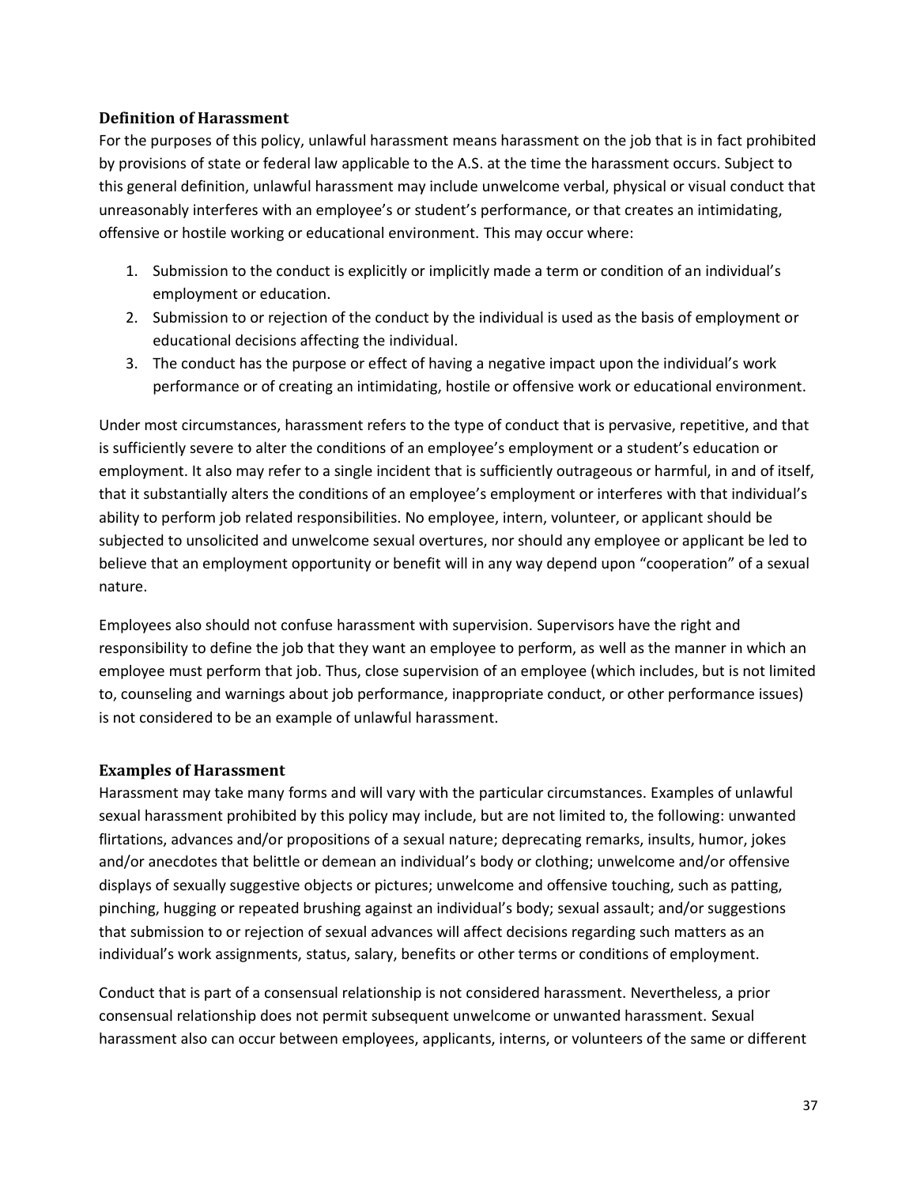### Definition of Harassment

For the purposes of this policy, unlawful harassment means harassment on the job that is in fact prohibited by provisions of state or federal law applicable to the A.S. at the time the harassment occurs. Subject to this general definition, unlawful harassment may include unwelcome verbal, physical or visual conduct that unreasonably interferes with an employee's or student's performance, or that creates an intimidating, offensive or hostile working or educational environment. This may occur where:

1. Submission to the conduct is explicitly or implicitly made a term or condition of an individual's employment or education.
2. Submission to or rejection of the conduct by the individual is used as the basis of employment or educational decisions affecting the individual.
3. The conduct has the purpose or effect of having a negative impact upon the individual's work performance or of creating an intimidating, hostile or offensive work or educational environment.

Under most circumstances, harassment refers to the type of conduct that is pervasive, repetitive, and that is sufficiently severe to alter the conditions of an employee's employment or a student's education or employment. It also may refer to a single incident that is sufficiently outrageous or harmful, in and of itself, that it substantially alters the conditions of an employee's employment or interferes with that individual's ability to perform job related responsibilities. No employee, intern, volunteer, or applicant should be subjected to unsolicited and unwelcome sexual overtures, nor should any employee or applicant be led to believe that an employment opportunity or benefit will in any way depend upon "cooperation" of a sexual nature.

Employees also should not confuse harassment with supervision. Supervisors have the right and responsibility to define the job that they want an employee to perform, as well as the manner in which an employee must perform that job. Thus, close supervision of an employee (which includes, but is not limited to, counseling and warnings about job performance, inappropriate conduct, or other performance issues) is not considered to be an example of unlawful harassment.

### Examples of Harassment

Harassment may take many forms and will vary with the particular circumstances. Examples of unlawful sexual harassment prohibited by this policy may include, but are not limited to, the following: unwanted flirtations, advances and/or propositions of a sexual nature; deprecating remarks, insults, humor, jokes and/or anecdotes that belittle or demean an individual's body or clothing; unwelcome and/or offensive displays of sexually suggestive objects or pictures; unwelcome and offensive touching, such as patting, pinching, hugging or repeated brushing against an individual's body; sexual assault; and/or suggestions that submission to or rejection of sexual advances will affect decisions regarding such matters as an individual's work assignments, status, salary, benefits or other terms or conditions of employment.

Conduct that is part of a consensual relationship is not considered harassment. Nevertheless, a prior consensual relationship does not permit subsequent unwelcome or unwanted harassment. Sexual harassment also can occur between employees, applicants, interns, or volunteers of the same or different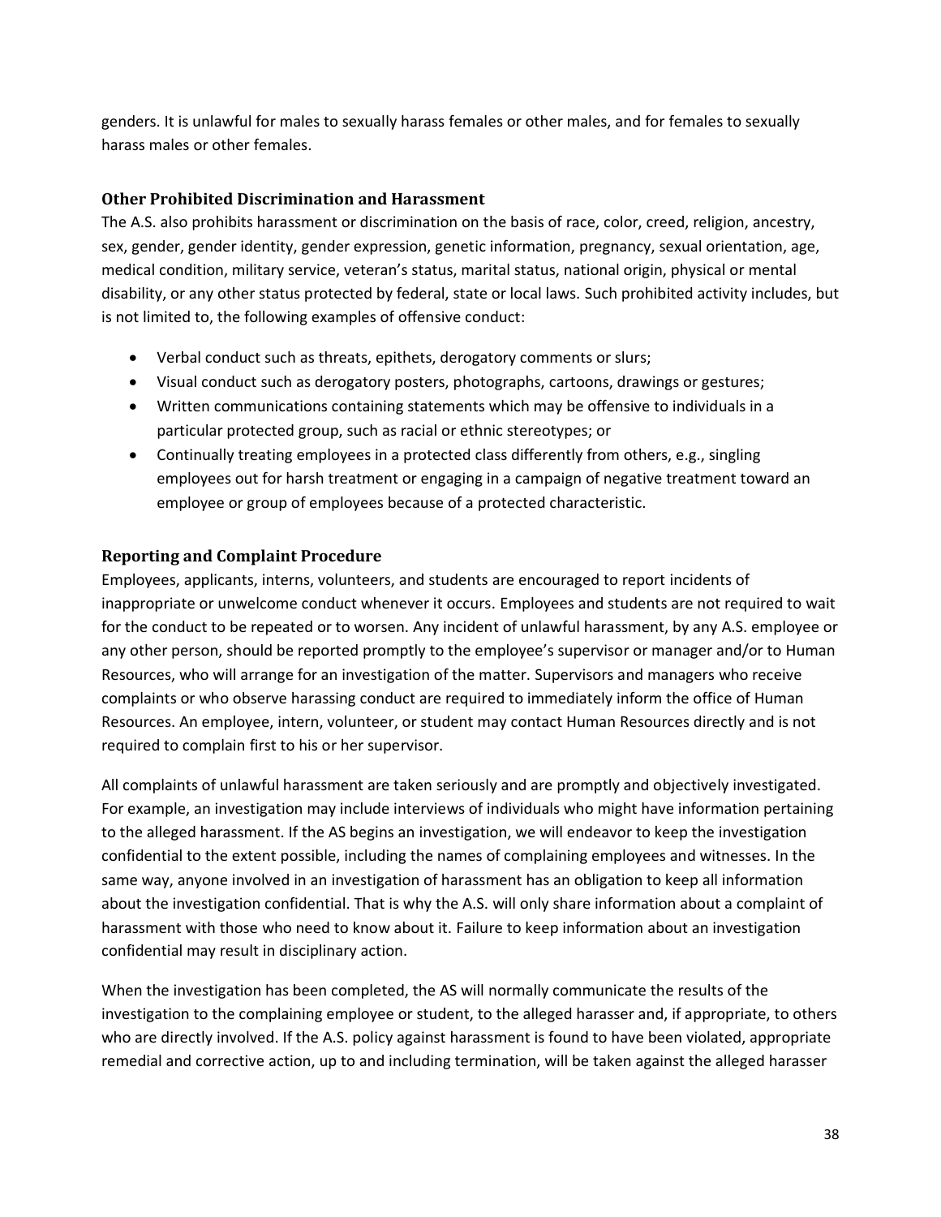genders. It is unlawful for males to sexually harass females or other males, and for females to sexually harass males or other females.

### Other Prohibited Discrimination and Harassment

The A.S. also prohibits harassment or discrimination on the basis of race, color, creed, religion, ancestry, sex, gender, gender identity, gender expression, genetic information, pregnancy, sexual orientation, age, medical condition, military service, veteran's status, marital status, national origin, physical or mental disability, or any other status protected by federal, state or local laws. Such prohibited activity includes, but is not limited to, the following examples of offensive conduct:

- Verbal conduct such as threats, epithets, derogatory comments or slurs;
- Visual conduct such as derogatory posters, photographs, cartoons, drawings or gestures;
- Written communications containing statements which may be offensive to individuals in a particular protected group, such as racial or ethnic stereotypes; or
- Continually treating employees in a protected class differently from others, e.g., singling employees out for harsh treatment or engaging in a campaign of negative treatment toward an employee or group of employees because of a protected characteristic.

### Reporting and Complaint Procedure

Employees, applicants, interns, volunteers, and students are encouraged to report incidents of inappropriate or unwelcome conduct whenever it occurs. Employees and students are not required to wait for the conduct to be repeated or to worsen. Any incident of unlawful harassment, by any A.S. employee or any other person, should be reported promptly to the employee's supervisor or manager and/or to Human Resources, who will arrange for an investigation of the matter. Supervisors and managers who receive complaints or who observe harassing conduct are required to immediately inform the office of Human Resources. An employee, intern, volunteer, or student may contact Human Resources directly and is not required to complain first to his or her supervisor.

All complaints of unlawful harassment are taken seriously and are promptly and objectively investigated. For example, an investigation may include interviews of individuals who might have information pertaining to the alleged harassment. If the AS begins an investigation, we will endeavor to keep the investigation confidential to the extent possible, including the names of complaining employees and witnesses. In the same way, anyone involved in an investigation of harassment has an obligation to keep all information about the investigation confidential. That is why the A.S. will only share information about a complaint of harassment with those who need to know about it. Failure to keep information about an investigation confidential may result in disciplinary action.

When the investigation has been completed, the AS will normally communicate the results of the investigation to the complaining employee or student, to the alleged harasser and, if appropriate, to others who are directly involved. If the A.S. policy against harassment is found to have been violated, appropriate remedial and corrective action, up to and including termination, will be taken against the alleged harasser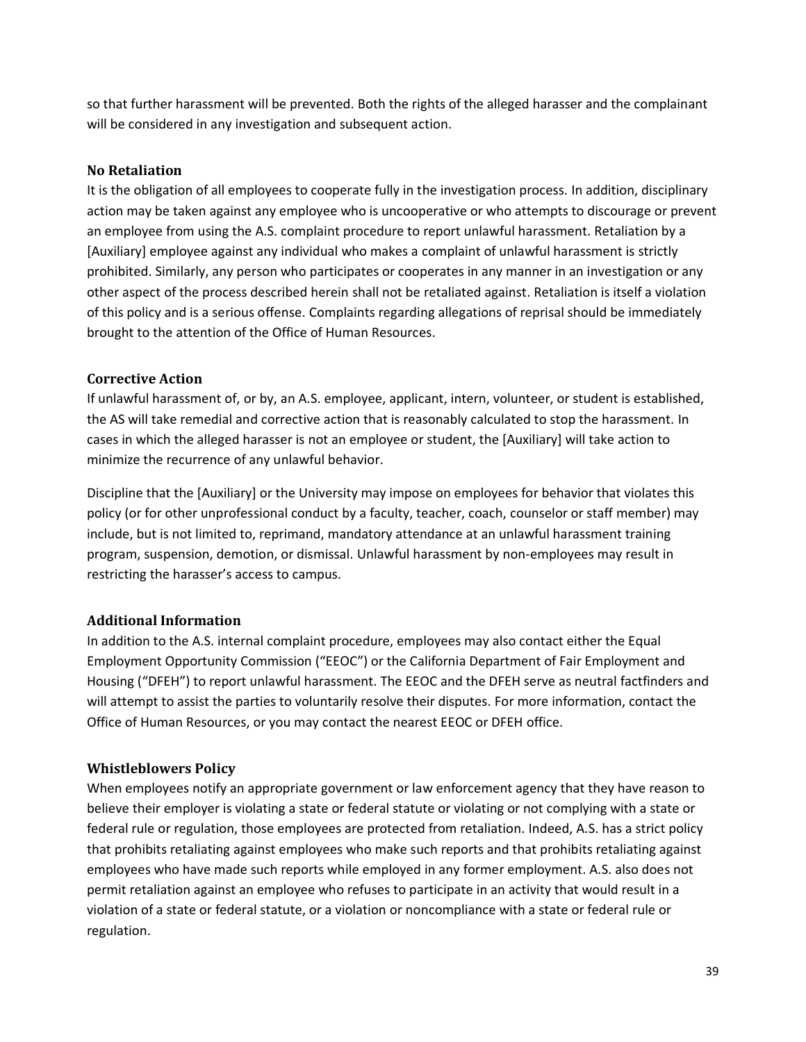so that further harassment will be prevented. Both the rights of the alleged harasser and the complainant will be considered in any investigation and subsequent action.

### No Retaliation

It is the obligation of all employees to cooperate fully in the investigation process. In addition, disciplinary action may be taken against any employee who is uncooperative or who attempts to discourage or prevent an employee from using the A.S. complaint procedure to report unlawful harassment. Retaliation by a [Auxiliary] employee against any individual who makes a complaint of unlawful harassment is strictly prohibited. Similarly, any person who participates or cooperates in any manner in an investigation or any other aspect of the process described herein shall not be retaliated against. Retaliation is itself a violation of this policy and is a serious offense. Complaints regarding allegations of reprisal should be immediately brought to the attention of the Office of Human Resources.

### Corrective Action

If unlawful harassment of, or by, an A.S. employee, applicant, intern, volunteer, or student is established, the AS will take remedial and corrective action that is reasonably calculated to stop the harassment. In cases in which the alleged harasser is not an employee or student, the [Auxiliary] will take action to minimize the recurrence of any unlawful behavior.

Discipline that the [Auxiliary] or the University may impose on employees for behavior that violates this policy (or for other unprofessional conduct by a faculty, teacher, coach, counselor or staff member) may include, but is not limited to, reprimand, mandatory attendance at an unlawful harassment training program, suspension, demotion, or dismissal. Unlawful harassment by non-employees may result in restricting the harasser's access to campus.

### Additional Information

In addition to the A.S. internal complaint procedure, employees may also contact either the Equal Employment Opportunity Commission ("EEOC") or the California Department of Fair Employment and Housing ("DFEH") to report unlawful harassment. The EEOC and the DFEH serve as neutral factfinders and will attempt to assist the parties to voluntarily resolve their disputes. For more information, contact the Office of Human Resources, or you may contact the nearest EEOC or DFEH office.

### Whistleblowers Policy

When employees notify an appropriate government or law enforcement agency that they have reason to believe their employer is violating a state or federal statute or violating or not complying with a state or federal rule or regulation, those employees are protected from retaliation. Indeed, A.S. has a strict policy that prohibits retaliating against employees who make such reports and that prohibits retaliating against employees who have made such reports while employed in any former employment. A.S. also does not permit retaliation against an employee who refuses to participate in an activity that would result in a violation of a state or federal statute, or a violation or noncompliance with a state or federal rule or regulation.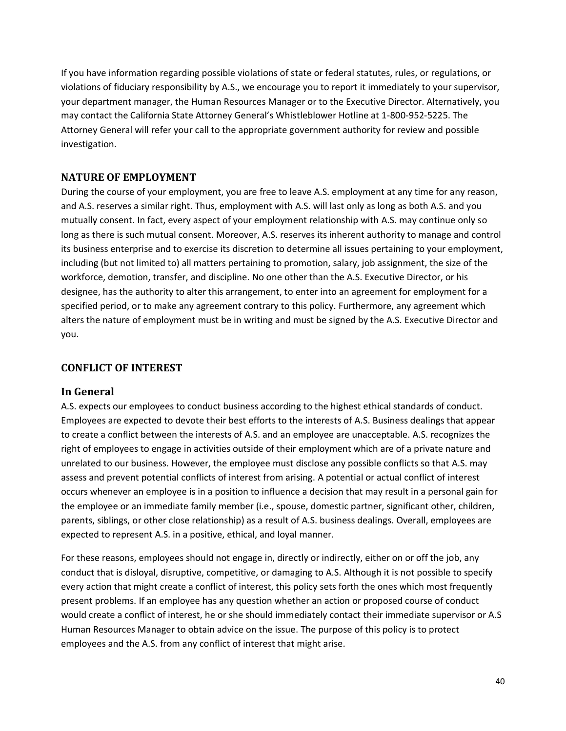If you have information regarding possible violations of state or federal statutes, rules, or regulations, or violations of fiduciary responsibility by A.S., we encourage you to report it immediately to your supervisor, your department manager, the Human Resources Manager or to the Executive Director. Alternatively, you may contact the California State Attorney General's Whistleblower Hotline at 1-800-952-5225. The Attorney General will refer your call to the appropriate government authority for review and possible investigation.

## NATURE OF EMPLOYMENT

During the course of your employment, you are free to leave A.S. employment at any time for any reason, and A.S. reserves a similar right. Thus, employment with A.S. will last only as long as both A.S. and you mutually consent. In fact, every aspect of your employment relationship with A.S. may continue only so long as there is such mutual consent. Moreover, A.S. reserves its inherent authority to manage and control its business enterprise and to exercise its discretion to determine all issues pertaining to your employment, including (but not limited to) all matters pertaining to promotion, salary, job assignment, the size of the workforce, demotion, transfer, and discipline. No one other than the A.S. Executive Director, or his designee, has the authority to alter this arrangement, to enter into an agreement for employment for a specified period, or to make any agreement contrary to this policy. Furthermore, any agreement which alters the nature of employment must be in writing and must be signed by the A.S. Executive Director and you.

## CONFLICT OF INTEREST

### In General

A.S. expects our employees to conduct business according to the highest ethical standards of conduct. Employees are expected to devote their best efforts to the interests of A.S. Business dealings that appear to create a conflict between the interests of A.S. and an employee are unacceptable. A.S. recognizes the right of employees to engage in activities outside of their employment which are of a private nature and unrelated to our business. However, the employee must disclose any possible conflicts so that A.S. may assess and prevent potential conflicts of interest from arising. A potential or actual conflict of interest occurs whenever an employee is in a position to influence a decision that may result in a personal gain for the employee or an immediate family member (i.e., spouse, domestic partner, significant other, children, parents, siblings, or other close relationship) as a result of A.S. business dealings. Overall, employees are expected to represent A.S. in a positive, ethical, and loyal manner.

For these reasons, employees should not engage in, directly or indirectly, either on or off the job, any conduct that is disloyal, disruptive, competitive, or damaging to A.S. Although it is not possible to specify every action that might create a conflict of interest, this policy sets forth the ones which most frequently present problems. If an employee has any question whether an action or proposed course of conduct would create a conflict of interest, he or she should immediately contact their immediate supervisor or A.S Human Resources Manager to obtain advice on the issue. The purpose of this policy is to protect employees and the A.S. from any conflict of interest that might arise.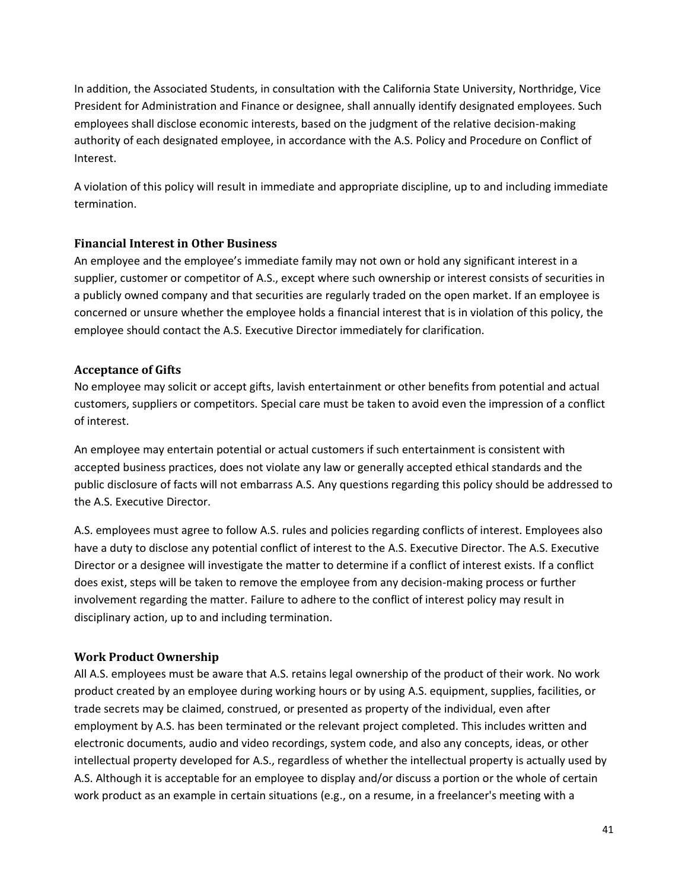In addition, the Associated Students, in consultation with the California State University, Northridge, Vice President for Administration and Finance or designee, shall annually identify designated employees. Such employees shall disclose economic interests, based on the judgment of the relative decision-making authority of each designated employee, in accordance with the A.S. Policy and Procedure on Conflict of Interest.

A violation of this policy will result in immediate and appropriate discipline, up to and including immediate termination.

### Financial Interest in Other Business

An employee and the employee's immediate family may not own or hold any significant interest in a supplier, customer or competitor of A.S., except where such ownership or interest consists of securities in a publicly owned company and that securities are regularly traded on the open market. If an employee is concerned or unsure whether the employee holds a financial interest that is in violation of this policy, the employee should contact the A.S. Executive Director immediately for clarification.

### Acceptance of Gifts

No employee may solicit or accept gifts, lavish entertainment or other benefits from potential and actual customers, suppliers or competitors. Special care must be taken to avoid even the impression of a conflict of interest.

An employee may entertain potential or actual customers if such entertainment is consistent with accepted business practices, does not violate any law or generally accepted ethical standards and the public disclosure of facts will not embarrass A.S. Any questions regarding this policy should be addressed to the A.S. Executive Director.

A.S. employees must agree to follow A.S. rules and policies regarding conflicts of interest. Employees also have a duty to disclose any potential conflict of interest to the A.S. Executive Director. The A.S. Executive Director or a designee will investigate the matter to determine if a conflict of interest exists. If a conflict does exist, steps will be taken to remove the employee from any decision-making process or further involvement regarding the matter. Failure to adhere to the conflict of interest policy may result in disciplinary action, up to and including termination.

### Work Product Ownership

All A.S. employees must be aware that A.S. retains legal ownership of the product of their work. No work product created by an employee during working hours or by using A.S. equipment, supplies, facilities, or trade secrets may be claimed, construed, or presented as property of the individual, even after employment by A.S. has been terminated or the relevant project completed. This includes written and electronic documents, audio and video recordings, system code, and also any concepts, ideas, or other intellectual property developed for A.S., regardless of whether the intellectual property is actually used by A.S. Although it is acceptable for an employee to display and/or discuss a portion or the whole of certain work product as an example in certain situations (e.g., on a resume, in a freelancer's meeting with a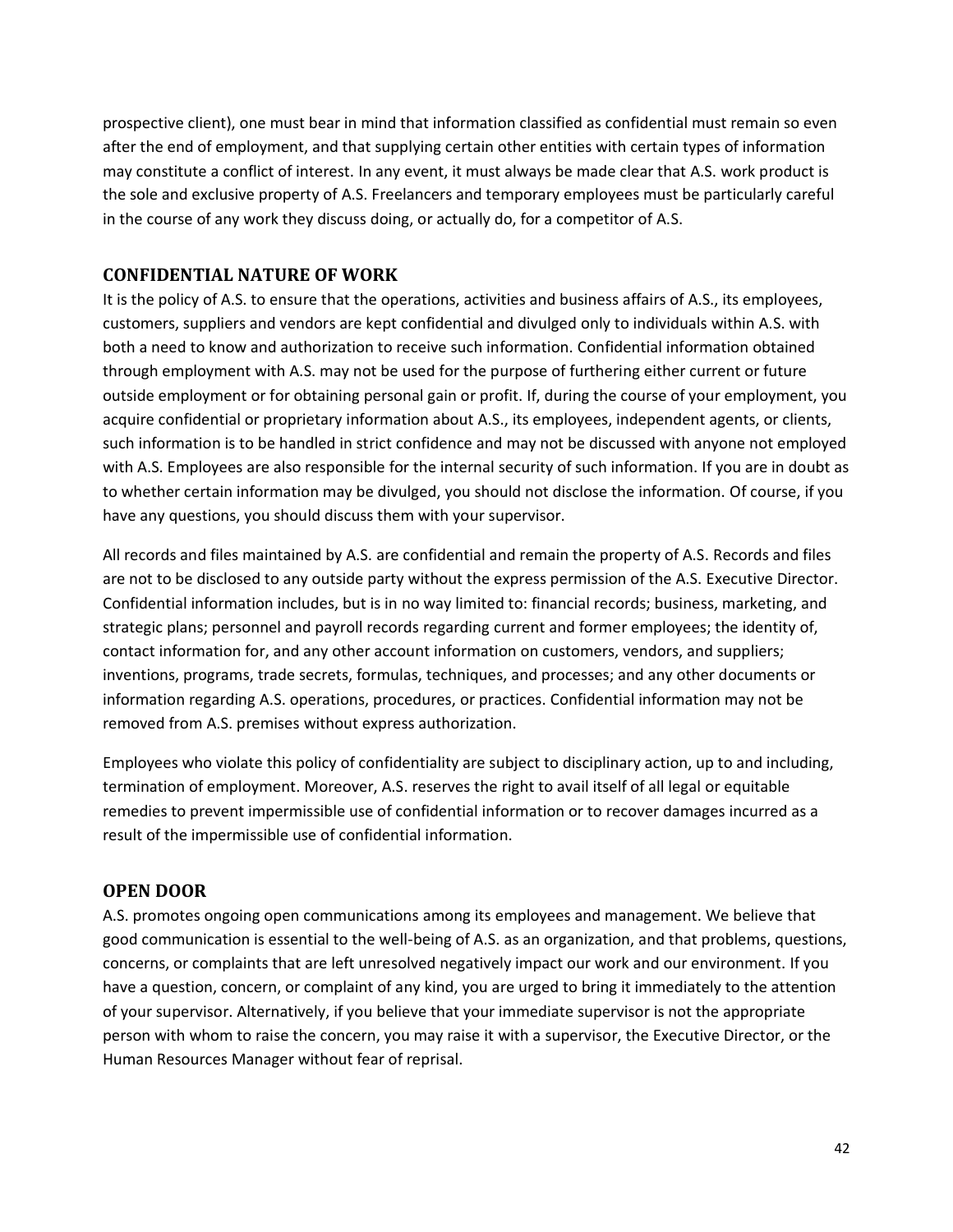prospective client), one must bear in mind that information classified as confidential must remain so even after the end of employment, and that supplying certain other entities with certain types of information may constitute a conflict of interest. In any event, it must always be made clear that A.S. work product is the sole and exclusive property of A.S. Freelancers and temporary employees must be particularly careful in the course of any work they discuss doing, or actually do, for a competitor of A.S.

## CONFIDENTIAL NATURE OF WORK

It is the policy of A.S. to ensure that the operations, activities and business affairs of A.S., its employees, customers, suppliers and vendors are kept confidential and divulged only to individuals within A.S. with both a need to know and authorization to receive such information. Confidential information obtained through employment with A.S. may not be used for the purpose of furthering either current or future outside employment or for obtaining personal gain or profit. If, during the course of your employment, you acquire confidential or proprietary information about A.S., its employees, independent agents, or clients, such information is to be handled in strict confidence and may not be discussed with anyone not employed with A.S. Employees are also responsible for the internal security of such information. If you are in doubt as to whether certain information may be divulged, you should not disclose the information. Of course, if you have any questions, you should discuss them with your supervisor.

All records and files maintained by A.S. are confidential and remain the property of A.S. Records and files are not to be disclosed to any outside party without the express permission of the A.S. Executive Director. Confidential information includes, but is in no way limited to: financial records; business, marketing, and strategic plans; personnel and payroll records regarding current and former employees; the identity of, contact information for, and any other account information on customers, vendors, and suppliers; inventions, programs, trade secrets, formulas, techniques, and processes; and any other documents or information regarding A.S. operations, procedures, or practices. Confidential information may not be removed from A.S. premises without express authorization.

Employees who violate this policy of confidentiality are subject to disciplinary action, up to and including, termination of employment. Moreover, A.S. reserves the right to avail itself of all legal or equitable remedies to prevent impermissible use of confidential information or to recover damages incurred as a result of the impermissible use of confidential information.

## OPEN DOOR

A.S. promotes ongoing open communications among its employees and management. We believe that good communication is essential to the well-being of A.S. as an organization, and that problems, questions, concerns, or complaints that are left unresolved negatively impact our work and our environment. If you have a question, concern, or complaint of any kind, you are urged to bring it immediately to the attention of your supervisor. Alternatively, if you believe that your immediate supervisor is not the appropriate person with whom to raise the concern, you may raise it with a supervisor, the Executive Director, or the Human Resources Manager without fear of reprisal.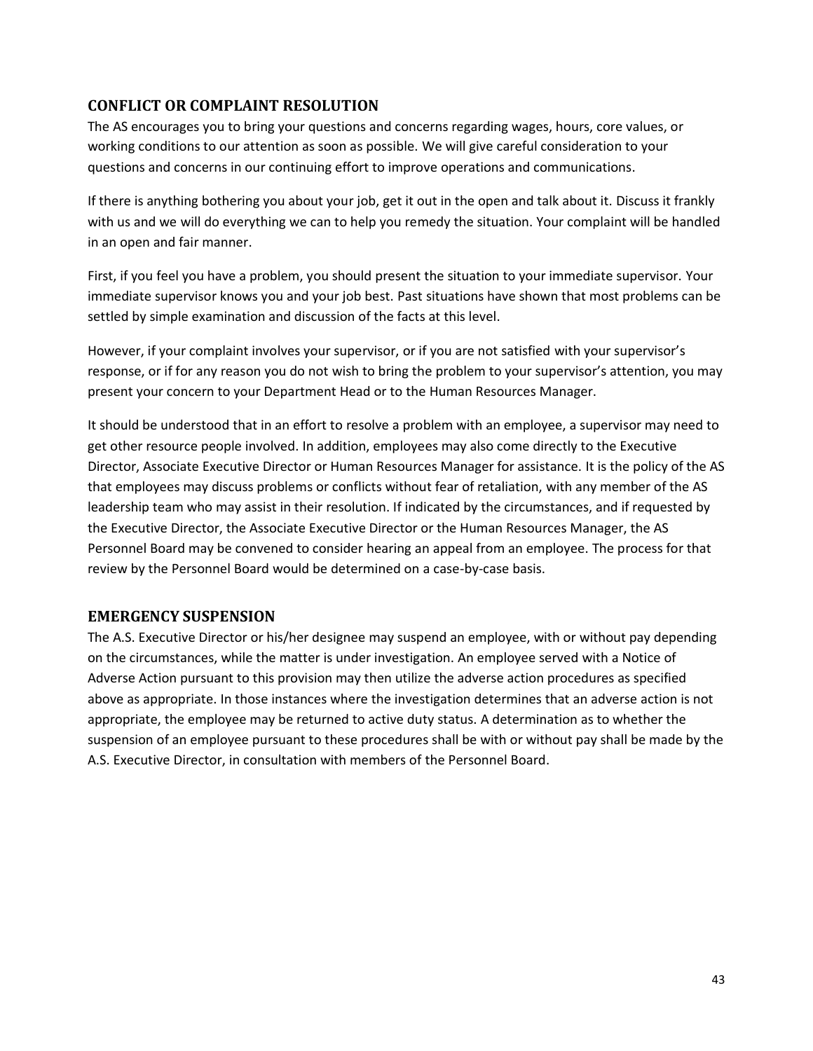## CONFLICT OR COMPLAINT RESOLUTION

The AS encourages you to bring your questions and concerns regarding wages, hours, core values, or working conditions to our attention as soon as possible. We will give careful consideration to your questions and concerns in our continuing effort to improve operations and communications.

If there is anything bothering you about your job, get it out in the open and talk about it. Discuss it frankly with us and we will do everything we can to help you remedy the situation. Your complaint will be handled in an open and fair manner.

First, if you feel you have a problem, you should present the situation to your immediate supervisor. Your immediate supervisor knows you and your job best. Past situations have shown that most problems can be settled by simple examination and discussion of the facts at this level.

However, if your complaint involves your supervisor, or if you are not satisfied with your supervisor's response, or if for any reason you do not wish to bring the problem to your supervisor's attention, you may present your concern to your Department Head or to the Human Resources Manager.

It should be understood that in an effort to resolve a problem with an employee, a supervisor may need to get other resource people involved. In addition, employees may also come directly to the Executive Director, Associate Executive Director or Human Resources Manager for assistance. It is the policy of the AS that employees may discuss problems or conflicts without fear of retaliation, with any member of the AS leadership team who may assist in their resolution. If indicated by the circumstances, and if requested by the Executive Director, the Associate Executive Director or the Human Resources Manager, the AS Personnel Board may be convened to consider hearing an appeal from an employee. The process for that review by the Personnel Board would be determined on a case-by-case basis.

## EMERGENCY SUSPENSION

The A.S. Executive Director or his/her designee may suspend an employee, with or without pay depending on the circumstances, while the matter is under investigation. An employee served with a Notice of Adverse Action pursuant to this provision may then utilize the adverse action procedures as specified above as appropriate. In those instances where the investigation determines that an adverse action is not appropriate, the employee may be returned to active duty status. A determination as to whether the suspension of an employee pursuant to these procedures shall be with or without pay shall be made by the A.S. Executive Director, in consultation with members of the Personnel Board.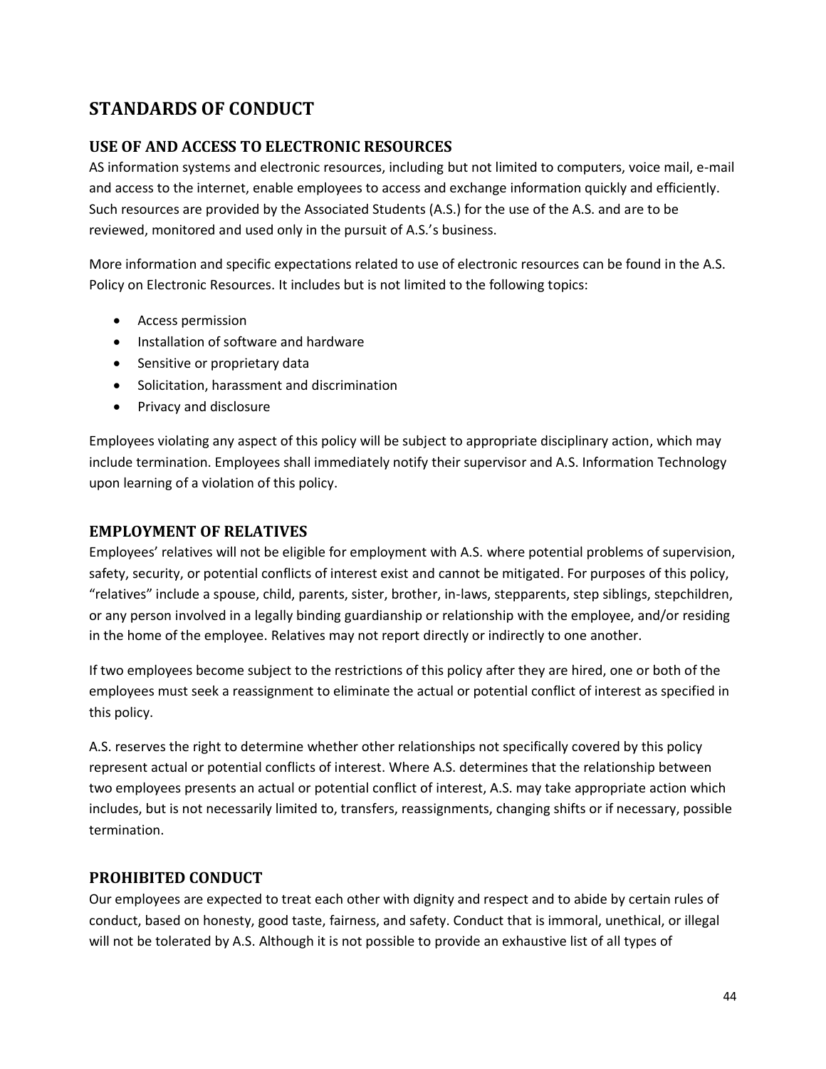# STANDARDS OF CONDUCT

## USE OF AND ACCESS TO ELECTRONIC RESOURCES

AS information systems and electronic resources, including but not limited to computers, voice mail, e-mail and access to the internet, enable employees to access and exchange information quickly and efficiently. Such resources are provided by the Associated Students (A.S.) for the use of the A.S. and are to be reviewed, monitored and used only in the pursuit of A.S.'s business.

More information and specific expectations related to use of electronic resources can be found in the A.S. Policy on Electronic Resources. It includes but is not limited to the following topics:

- Access permission
- Installation of software and hardware
- Sensitive or proprietary data
- Solicitation, harassment and discrimination
- Privacy and disclosure

Employees violating any aspect of this policy will be subject to appropriate disciplinary action, which may include termination. Employees shall immediately notify their supervisor and A.S. Information Technology upon learning of a violation of this policy.

## EMPLOYMENT OF RELATIVES

Employees' relatives will not be eligible for employment with A.S. where potential problems of supervision, safety, security, or potential conflicts of interest exist and cannot be mitigated. For purposes of this policy, "relatives" include a spouse, child, parents, sister, brother, in-laws, stepparents, step siblings, stepchildren, or any person involved in a legally binding guardianship or relationship with the employee, and/or residing in the home of the employee. Relatives may not report directly or indirectly to one another.

If two employees become subject to the restrictions of this policy after they are hired, one or both of the employees must seek a reassignment to eliminate the actual or potential conflict of interest as specified in this policy.

A.S. reserves the right to determine whether other relationships not specifically covered by this policy represent actual or potential conflicts of interest. Where A.S. determines that the relationship between two employees presents an actual or potential conflict of interest, A.S. may take appropriate action which includes, but is not necessarily limited to, transfers, reassignments, changing shifts or if necessary, possible termination.

## PROHIBITED CONDUCT

Our employees are expected to treat each other with dignity and respect and to abide by certain rules of conduct, based on honesty, good taste, fairness, and safety. Conduct that is immoral, unethical, or illegal will not be tolerated by A.S. Although it is not possible to provide an exhaustive list of all types of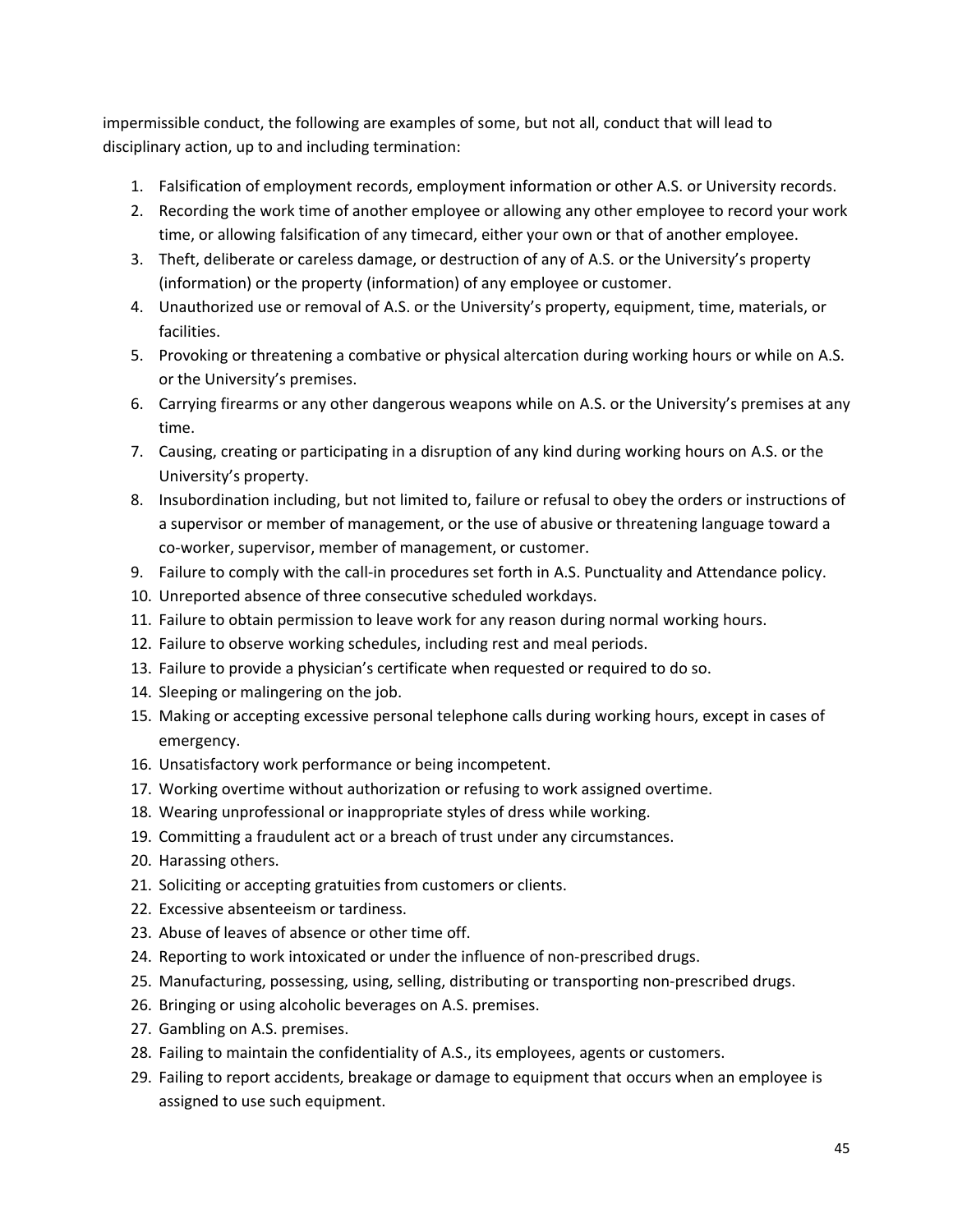impermissible conduct, the following are examples of some, but not all, conduct that will lead to disciplinary action, up to and including termination:

1. Falsification of employment records, employment information or other A.S. or University records.
2. Recording the work time of another employee or allowing any other employee to record your work time, or allowing falsification of any timecard, either your own or that of another employee.
3. Theft, deliberate or careless damage, or destruction of any of A.S. or the University's property (information) or the property (information) of any employee or customer.
4. Unauthorized use or removal of A.S. or the University's property, equipment, time, materials, or facilities.
5. Provoking or threatening a combative or physical altercation during working hours or while on A.S. or the University's premises.
6. Carrying firearms or any other dangerous weapons while on A.S. or the University's premises at any time.
7. Causing, creating or participating in a disruption of any kind during working hours on A.S. or the University's property.
8. Insubordination including, but not limited to, failure or refusal to obey the orders or instructions of a supervisor or member of management, or the use of abusive or threatening language toward a co-worker, supervisor, member of management, or customer.
9. Failure to comply with the call-in procedures set forth in A.S. Punctuality and Attendance policy.
10. Unreported absence of three consecutive scheduled workdays.
11. Failure to obtain permission to leave work for any reason during normal working hours.
12. Failure to observe working schedules, including rest and meal periods.
13. Failure to provide a physician's certificate when requested or required to do so.
14. Sleeping or malingering on the job.
15. Making or accepting excessive personal telephone calls during working hours, except in cases of emergency.
16. Unsatisfactory work performance or being incompetent.
17. Working overtime without authorization or refusing to work assigned overtime.
18. Wearing unprofessional or inappropriate styles of dress while working.
19. Committing a fraudulent act or a breach of trust under any circumstances.
20. Harassing others.
21. Soliciting or accepting gratuities from customers or clients.
22. Excessive absenteeism or tardiness.
23. Abuse of leaves of absence or other time off.
24. Reporting to work intoxicated or under the influence of non-prescribed drugs.
25. Manufacturing, possessing, using, selling, distributing or transporting non-prescribed drugs.
26. Bringing or using alcoholic beverages on A.S. premises.
27. Gambling on A.S. premises.
28. Failing to maintain the confidentiality of A.S., its employees, agents or customers.
29. Failing to report accidents, breakage or damage to equipment that occurs when an employee is assigned to use such equipment.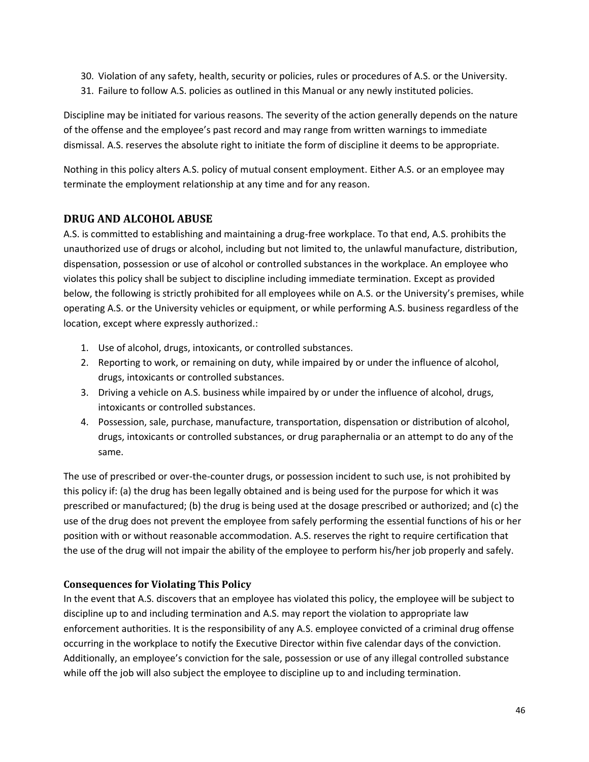30. Violation of any safety, health, security or policies, rules or procedures of A.S. or the University.
31. Failure to follow A.S. policies as outlined in this Manual or any newly instituted policies.

Discipline may be initiated for various reasons. The severity of the action generally depends on the nature of the offense and the employee's past record and may range from written warnings to immediate dismissal. A.S. reserves the absolute right to initiate the form of discipline it deems to be appropriate.

Nothing in this policy alters A.S. policy of mutual consent employment. Either A.S. or an employee may terminate the employment relationship at any time and for any reason.

## DRUG AND ALCOHOL ABUSE

A.S. is committed to establishing and maintaining a drug-free workplace. To that end, A.S. prohibits the unauthorized use of drugs or alcohol, including but not limited to, the unlawful manufacture, distribution, dispensation, possession or use of alcohol or controlled substances in the workplace. An employee who violates this policy shall be subject to discipline including immediate termination. Except as provided below, the following is strictly prohibited for all employees while on A.S. or the University's premises, while operating A.S. or the University vehicles or equipment, or while performing A.S. business regardless of the location, except where expressly authorized.:

1. Use of alcohol, drugs, intoxicants, or controlled substances.
2. Reporting to work, or remaining on duty, while impaired by or under the influence of alcohol, drugs, intoxicants or controlled substances.
3. Driving a vehicle on A.S. business while impaired by or under the influence of alcohol, drugs, intoxicants or controlled substances.
4. Possession, sale, purchase, manufacture, transportation, dispensation or distribution of alcohol, drugs, intoxicants or controlled substances, or drug paraphernalia or an attempt to do any of the same.

The use of prescribed or over-the-counter drugs, or possession incident to such use, is not prohibited by this policy if: (a) the drug has been legally obtained and is being used for the purpose for which it was prescribed or manufactured; (b) the drug is being used at the dosage prescribed or authorized; and (c) the use of the drug does not prevent the employee from safely performing the essential functions of his or her position with or without reasonable accommodation. A.S. reserves the right to require certification that the use of the drug will not impair the ability of the employee to perform his/her job properly and safely.

### Consequences for Violating This Policy

In the event that A.S. discovers that an employee has violated this policy, the employee will be subject to discipline up to and including termination and A.S. may report the violation to appropriate law enforcement authorities. It is the responsibility of any A.S. employee convicted of a criminal drug offense occurring in the workplace to notify the Executive Director within five calendar days of the conviction. Additionally, an employee's conviction for the sale, possession or use of any illegal controlled substance while off the job will also subject the employee to discipline up to and including termination.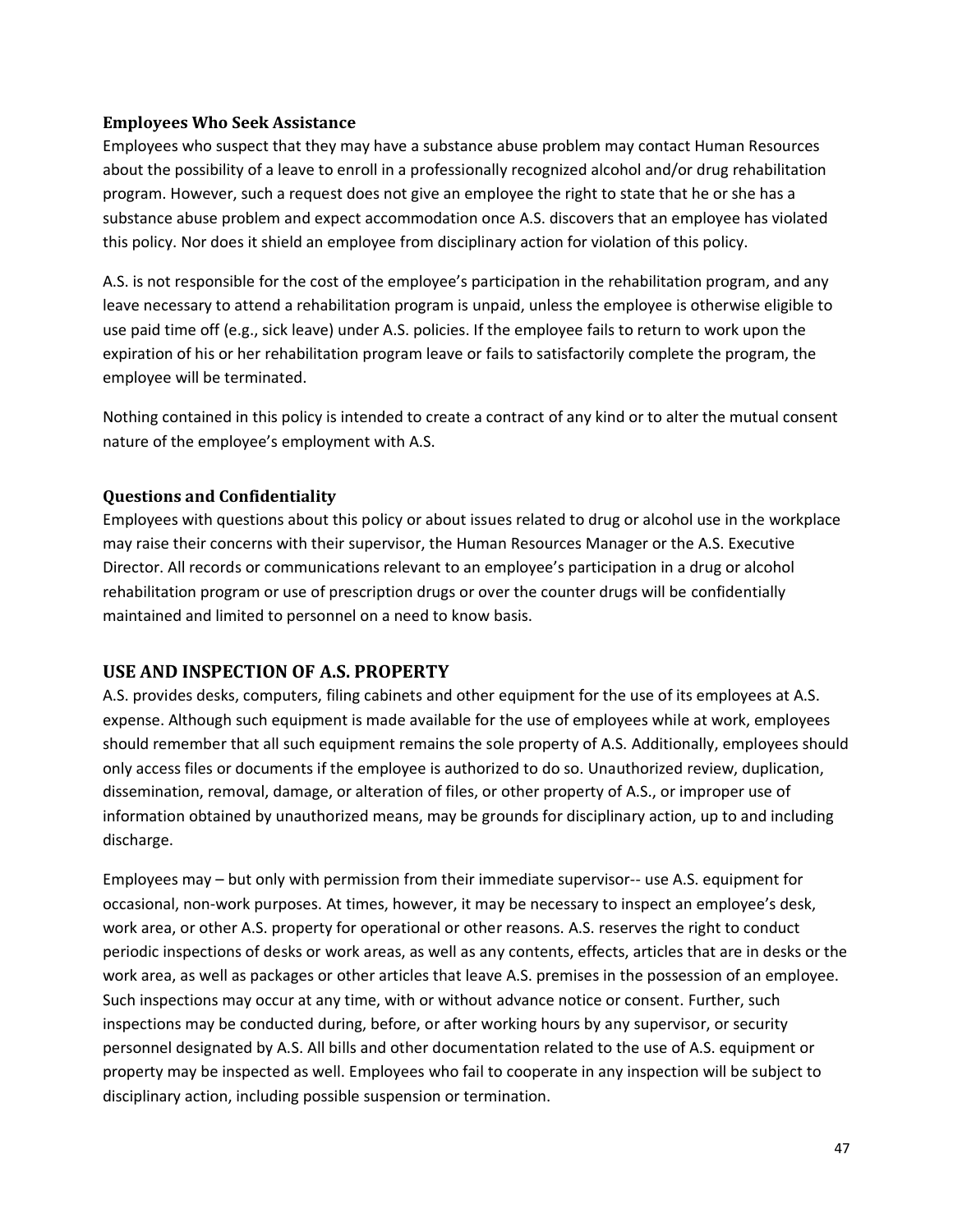### Employees Who Seek Assistance

Employees who suspect that they may have a substance abuse problem may contact Human Resources about the possibility of a leave to enroll in a professionally recognized alcohol and/or drug rehabilitation program. However, such a request does not give an employee the right to state that he or she has a substance abuse problem and expect accommodation once A.S. discovers that an employee has violated this policy. Nor does it shield an employee from disciplinary action for violation of this policy.

A.S. is not responsible for the cost of the employee's participation in the rehabilitation program, and any leave necessary to attend a rehabilitation program is unpaid, unless the employee is otherwise eligible to use paid time off (e.g., sick leave) under A.S. policies. If the employee fails to return to work upon the expiration of his or her rehabilitation program leave or fails to satisfactorily complete the program, the employee will be terminated.

Nothing contained in this policy is intended to create a contract of any kind or to alter the mutual consent nature of the employee's employment with A.S.

### Questions and Confidentiality

Employees with questions about this policy or about issues related to drug or alcohol use in the workplace may raise their concerns with their supervisor, the Human Resources Manager or the A.S. Executive Director. All records or communications relevant to an employee's participation in a drug or alcohol rehabilitation program or use of prescription drugs or over the counter drugs will be confidentially maintained and limited to personnel on a need to know basis.

## USE AND INSPECTION OF A.S. PROPERTY

A.S. provides desks, computers, filing cabinets and other equipment for the use of its employees at A.S. expense. Although such equipment is made available for the use of employees while at work, employees should remember that all such equipment remains the sole property of A.S. Additionally, employees should only access files or documents if the employee is authorized to do so. Unauthorized review, duplication, dissemination, removal, damage, or alteration of files, or other property of A.S., or improper use of information obtained by unauthorized means, may be grounds for disciplinary action, up to and including discharge.

Employees may – but only with permission from their immediate supervisor-- use A.S. equipment for occasional, non-work purposes. At times, however, it may be necessary to inspect an employee's desk, work area, or other A.S. property for operational or other reasons. A.S. reserves the right to conduct periodic inspections of desks or work areas, as well as any contents, effects, articles that are in desks or the work area, as well as packages or other articles that leave A.S. premises in the possession of an employee. Such inspections may occur at any time, with or without advance notice or consent. Further, such inspections may be conducted during, before, or after working hours by any supervisor, or security personnel designated by A.S. All bills and other documentation related to the use of A.S. equipment or property may be inspected as well. Employees who fail to cooperate in any inspection will be subject to disciplinary action, including possible suspension or termination.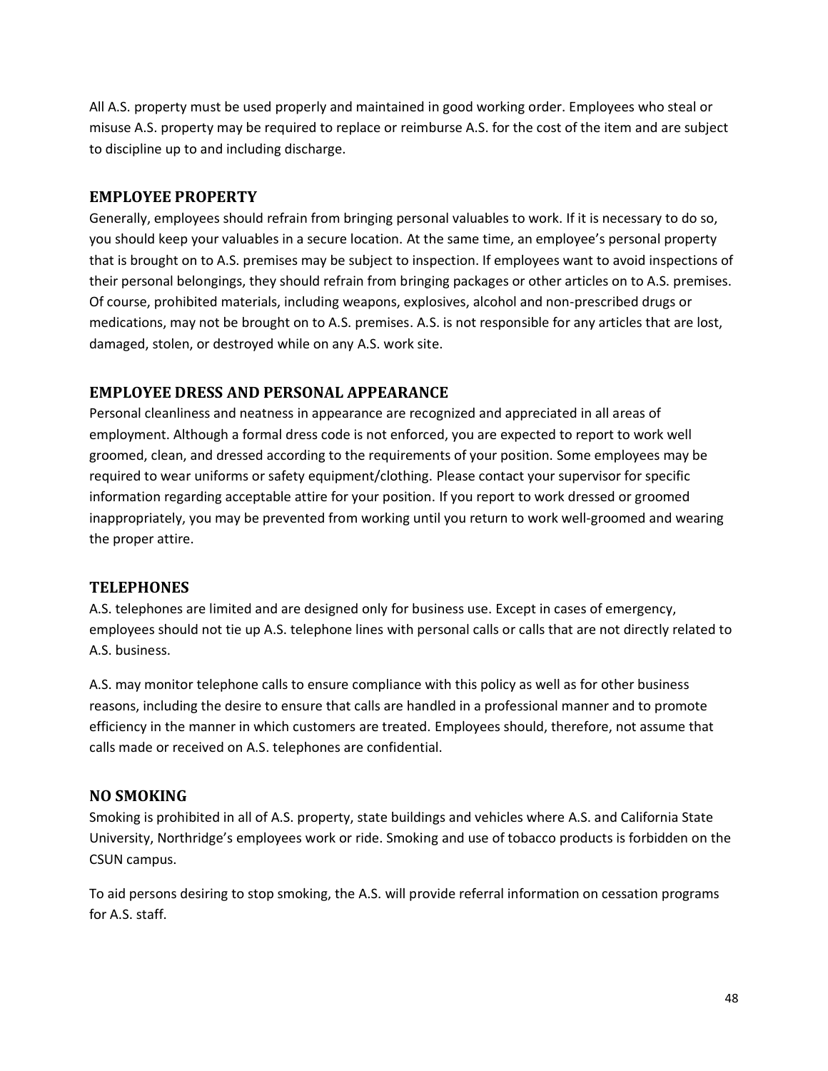All A.S. property must be used properly and maintained in good working order. Employees who steal or misuse A.S. property may be required to replace or reimburse A.S. for the cost of the item and are subject to discipline up to and including discharge.

## EMPLOYEE PROPERTY

Generally, employees should refrain from bringing personal valuables to work. If it is necessary to do so, you should keep your valuables in a secure location. At the same time, an employee's personal property that is brought on to A.S. premises may be subject to inspection. If employees want to avoid inspections of their personal belongings, they should refrain from bringing packages or other articles on to A.S. premises. Of course, prohibited materials, including weapons, explosives, alcohol and non-prescribed drugs or medications, may not be brought on to A.S. premises. A.S. is not responsible for any articles that are lost, damaged, stolen, or destroyed while on any A.S. work site.

## EMPLOYEE DRESS AND PERSONAL APPEARANCE

Personal cleanliness and neatness in appearance are recognized and appreciated in all areas of employment. Although a formal dress code is not enforced, you are expected to report to work well groomed, clean, and dressed according to the requirements of your position. Some employees may be required to wear uniforms or safety equipment/clothing. Please contact your supervisor for specific information regarding acceptable attire for your position. If you report to work dressed or groomed inappropriately, you may be prevented from working until you return to work well-groomed and wearing the proper attire.

## TELEPHONES

A.S. telephones are limited and are designed only for business use. Except in cases of emergency, employees should not tie up A.S. telephone lines with personal calls or calls that are not directly related to A.S. business.

A.S. may monitor telephone calls to ensure compliance with this policy as well as for other business reasons, including the desire to ensure that calls are handled in a professional manner and to promote efficiency in the manner in which customers are treated. Employees should, therefore, not assume that calls made or received on A.S. telephones are confidential.

## NO SMOKING

Smoking is prohibited in all of A.S. property, state buildings and vehicles where A.S. and California State University, Northridge's employees work or ride. Smoking and use of tobacco products is forbidden on the CSUN campus.

To aid persons desiring to stop smoking, the A.S. will provide referral information on cessation programs for A.S. staff.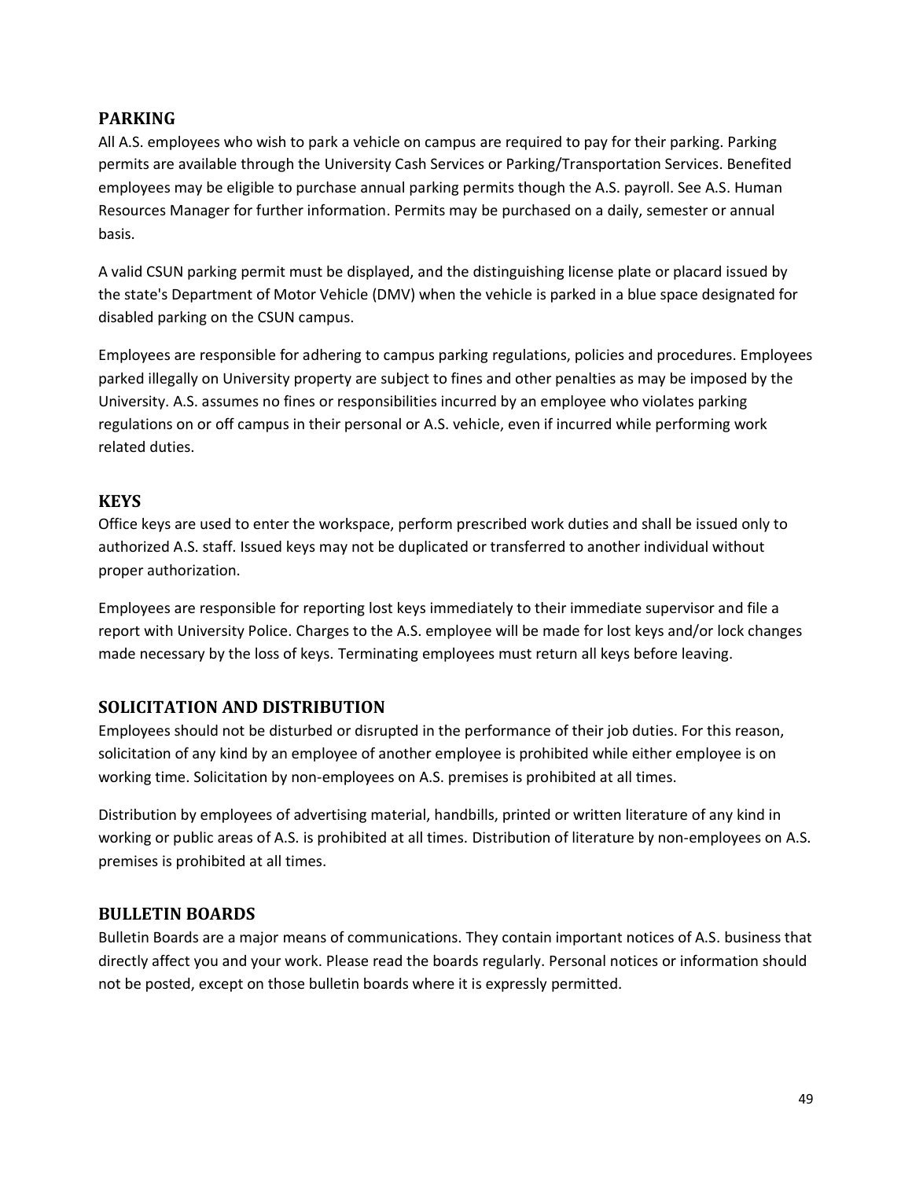## PARKING

All A.S. employees who wish to park a vehicle on campus are required to pay for their parking. Parking permits are available through the University Cash Services or Parking/Transportation Services. Benefited employees may be eligible to purchase annual parking permits though the A.S. payroll. See A.S. Human Resources Manager for further information. Permits may be purchased on a daily, semester or annual basis.

A valid CSUN parking permit must be displayed, and the distinguishing license plate or placard issued by the state's Department of Motor Vehicle (DMV) when the vehicle is parked in a blue space designated for disabled parking on the CSUN campus.

Employees are responsible for adhering to campus parking regulations, policies and procedures. Employees parked illegally on University property are subject to fines and other penalties as may be imposed by the University. A.S. assumes no fines or responsibilities incurred by an employee who violates parking regulations on or off campus in their personal or A.S. vehicle, even if incurred while performing work related duties.

## KEYS

Office keys are used to enter the workspace, perform prescribed work duties and shall be issued only to authorized A.S. staff. Issued keys may not be duplicated or transferred to another individual without proper authorization.

Employees are responsible for reporting lost keys immediately to their immediate supervisor and file a report with University Police. Charges to the A.S. employee will be made for lost keys and/or lock changes made necessary by the loss of keys. Terminating employees must return all keys before leaving.

## SOLICITATION AND DISTRIBUTION

Employees should not be disturbed or disrupted in the performance of their job duties. For this reason, solicitation of any kind by an employee of another employee is prohibited while either employee is on working time. Solicitation by non-employees on A.S. premises is prohibited at all times.

Distribution by employees of advertising material, handbills, printed or written literature of any kind in working or public areas of A.S. is prohibited at all times. Distribution of literature by non-employees on A.S. premises is prohibited at all times.

## BULLETIN BOARDS

Bulletin Boards are a major means of communications. They contain important notices of A.S. business that directly affect you and your work. Please read the boards regularly. Personal notices or information should not be posted, except on those bulletin boards where it is expressly permitted.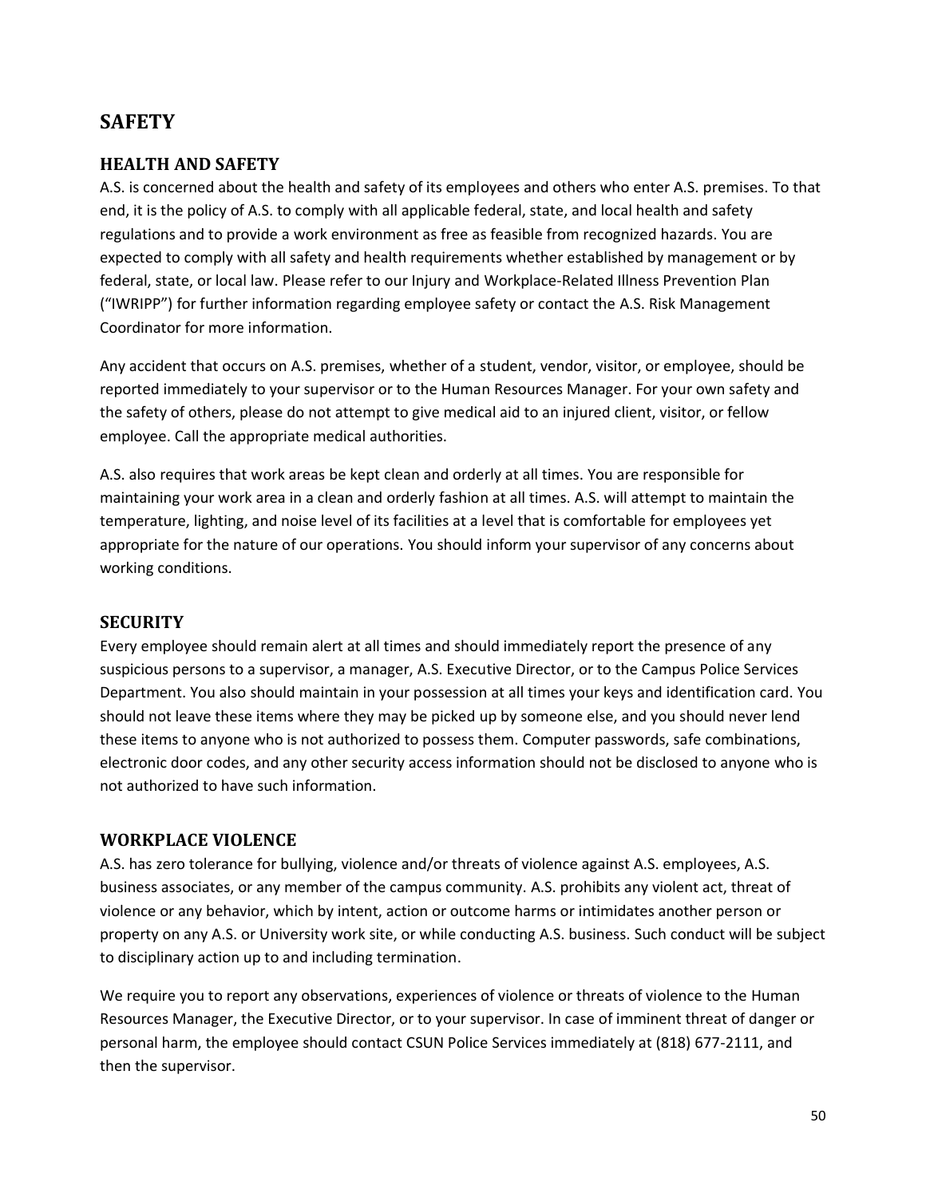# SAFETY

## HEALTH AND SAFETY

A.S. is concerned about the health and safety of its employees and others who enter A.S. premises. To that end, it is the policy of A.S. to comply with all applicable federal, state, and local health and safety regulations and to provide a work environment as free as feasible from recognized hazards. You are expected to comply with all safety and health requirements whether established by management or by federal, state, or local law. Please refer to our Injury and Workplace-Related Illness Prevention Plan ("IWRIPP") for further information regarding employee safety or contact the A.S. Risk Management Coordinator for more information.

Any accident that occurs on A.S. premises, whether of a student, vendor, visitor, or employee, should be reported immediately to your supervisor or to the Human Resources Manager. For your own safety and the safety of others, please do not attempt to give medical aid to an injured client, visitor, or fellow employee. Call the appropriate medical authorities.

A.S. also requires that work areas be kept clean and orderly at all times. You are responsible for maintaining your work area in a clean and orderly fashion at all times. A.S. will attempt to maintain the temperature, lighting, and noise level of its facilities at a level that is comfortable for employees yet appropriate for the nature of our operations. You should inform your supervisor of any concerns about working conditions.

## SECURITY

Every employee should remain alert at all times and should immediately report the presence of any suspicious persons to a supervisor, a manager, A.S. Executive Director, or to the Campus Police Services Department. You also should maintain in your possession at all times your keys and identification card. You should not leave these items where they may be picked up by someone else, and you should never lend these items to anyone who is not authorized to possess them. Computer passwords, safe combinations, electronic door codes, and any other security access information should not be disclosed to anyone who is not authorized to have such information.

## WORKPLACE VIOLENCE

A.S. has zero tolerance for bullying, violence and/or threats of violence against A.S. employees, A.S. business associates, or any member of the campus community. A.S. prohibits any violent act, threat of violence or any behavior, which by intent, action or outcome harms or intimidates another person or property on any A.S. or University work site, or while conducting A.S. business. Such conduct will be subject to disciplinary action up to and including termination.

We require you to report any observations, experiences of violence or threats of violence to the Human Resources Manager, the Executive Director, or to your supervisor. In case of imminent threat of danger or personal harm, the employee should contact CSUN Police Services immediately at (818) 677-2111, and then the supervisor.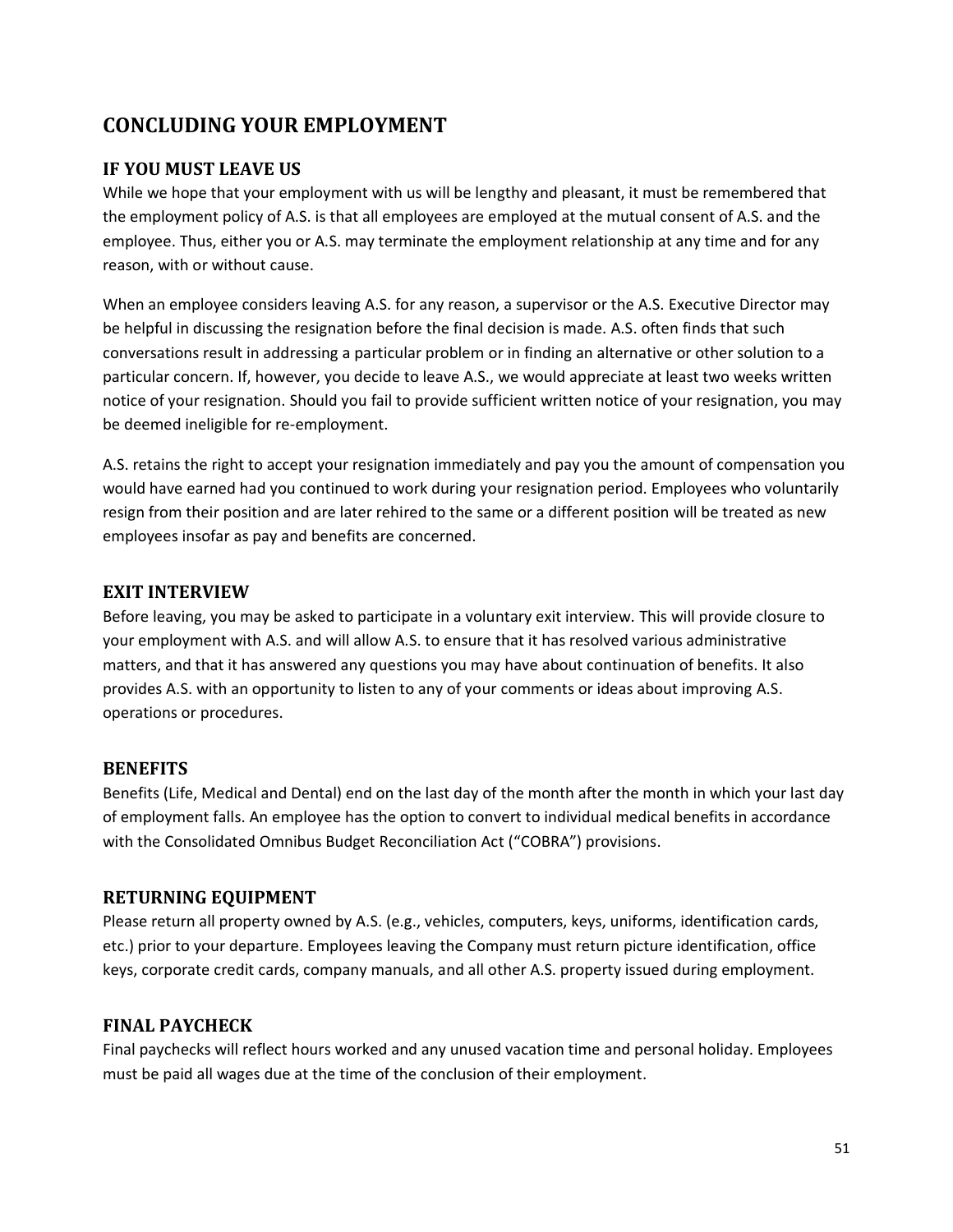# CONCLUDING YOUR EMPLOYMENT

## IF YOU MUST LEAVE US

While we hope that your employment with us will be lengthy and pleasant, it must be remembered that the employment policy of A.S. is that all employees are employed at the mutual consent of A.S. and the employee. Thus, either you or A.S. may terminate the employment relationship at any time and for any reason, with or without cause.

When an employee considers leaving A.S. for any reason, a supervisor or the A.S. Executive Director may be helpful in discussing the resignation before the final decision is made. A.S. often finds that such conversations result in addressing a particular problem or in finding an alternative or other solution to a particular concern. If, however, you decide to leave A.S., we would appreciate at least two weeks written notice of your resignation. Should you fail to provide sufficient written notice of your resignation, you may be deemed ineligible for re-employment.

A.S. retains the right to accept your resignation immediately and pay you the amount of compensation you would have earned had you continued to work during your resignation period. Employees who voluntarily resign from their position and are later rehired to the same or a different position will be treated as new employees insofar as pay and benefits are concerned.

## EXIT INTERVIEW

Before leaving, you may be asked to participate in a voluntary exit interview. This will provide closure to your employment with A.S. and will allow A.S. to ensure that it has resolved various administrative matters, and that it has answered any questions you may have about continuation of benefits. It also provides A.S. with an opportunity to listen to any of your comments or ideas about improving A.S. operations or procedures.

## BENEFITS

Benefits (Life, Medical and Dental) end on the last day of the month after the month in which your last day of employment falls. An employee has the option to convert to individual medical benefits in accordance with the Consolidated Omnibus Budget Reconciliation Act ("COBRA") provisions.

## RETURNING EQUIPMENT

Please return all property owned by A.S. (e.g., vehicles, computers, keys, uniforms, identification cards, etc.) prior to your departure. Employees leaving the Company must return picture identification, office keys, corporate credit cards, company manuals, and all other A.S. property issued during employment.

## FINAL PAYCHECK

Final paychecks will reflect hours worked and any unused vacation time and personal holiday. Employees must be paid all wages due at the time of the conclusion of their employment.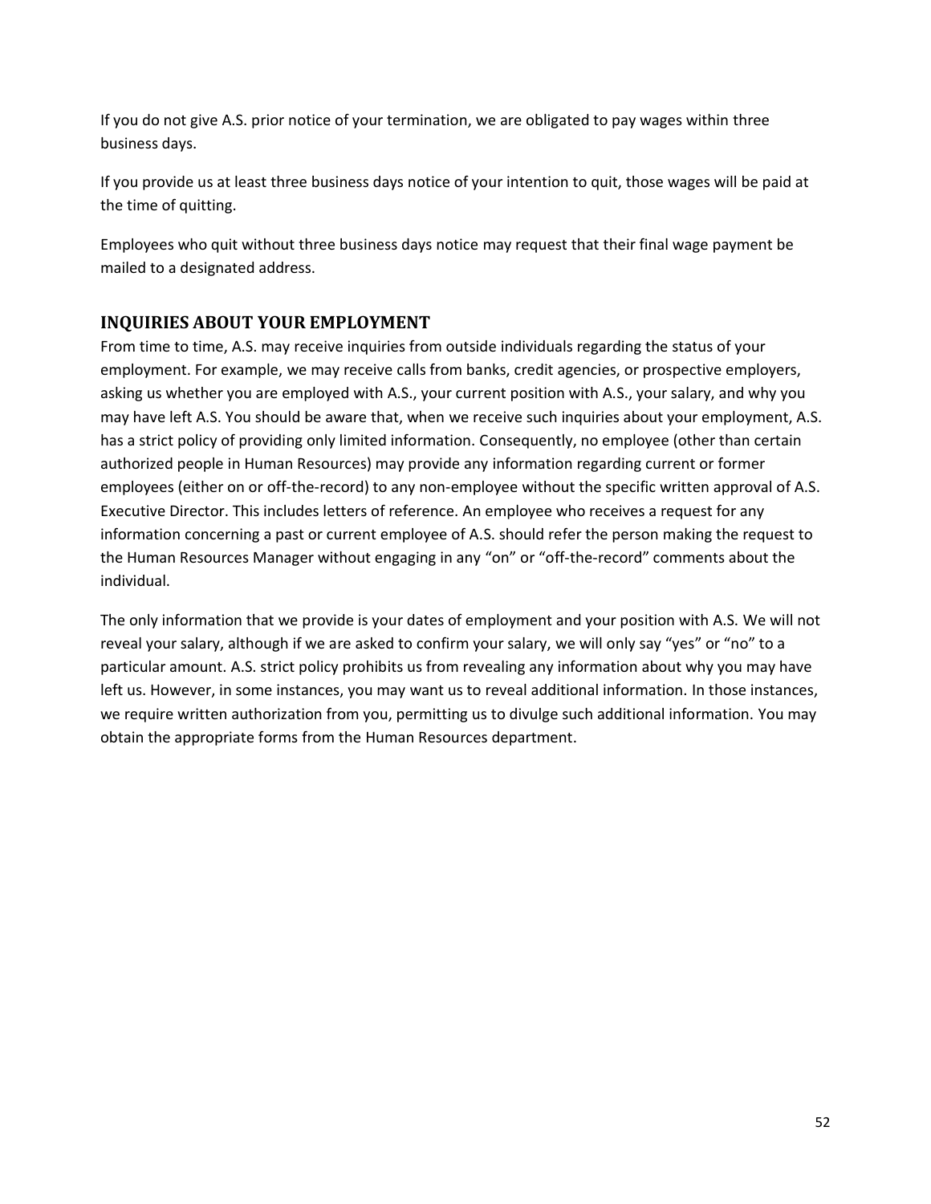If you do not give A.S. prior notice of your termination, we are obligated to pay wages within three business days.

If you provide us at least three business days notice of your intention to quit, those wages will be paid at the time of quitting.

Employees who quit without three business days notice may request that their final wage payment be mailed to a designated address.

## INQUIRIES ABOUT YOUR EMPLOYMENT

From time to time, A.S. may receive inquiries from outside individuals regarding the status of your employment. For example, we may receive calls from banks, credit agencies, or prospective employers, asking us whether you are employed with A.S., your current position with A.S., your salary, and why you may have left A.S. You should be aware that, when we receive such inquiries about your employment, A.S. has a strict policy of providing only limited information. Consequently, no employee (other than certain authorized people in Human Resources) may provide any information regarding current or former employees (either on or off-the-record) to any non-employee without the specific written approval of A.S. Executive Director. This includes letters of reference. An employee who receives a request for any information concerning a past or current employee of A.S. should refer the person making the request to the Human Resources Manager without engaging in any "on" or "off-the-record" comments about the individual.

The only information that we provide is your dates of employment and your position with A.S. We will not reveal your salary, although if we are asked to confirm your salary, we will only say "yes" or "no" to a particular amount. A.S. strict policy prohibits us from revealing any information about why you may have left us. However, in some instances, you may want us to reveal additional information. In those instances, we require written authorization from you, permitting us to divulge such additional information. You may obtain the appropriate forms from the Human Resources department.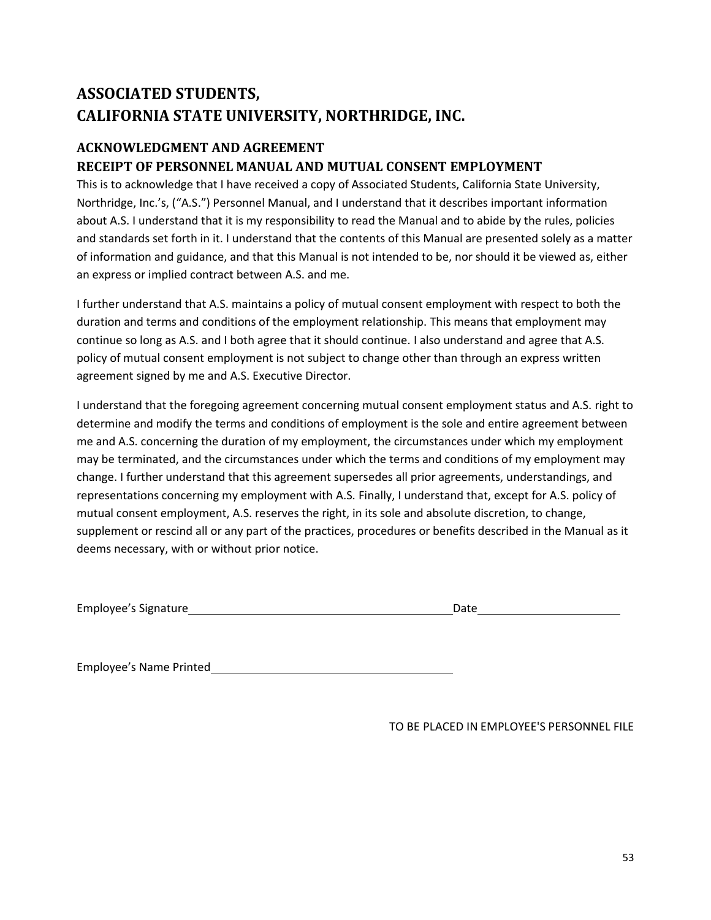# ASSOCIATED STUDENTS,
# CALIFORNIA STATE UNIVERSITY, NORTHRIDGE, INC.

## ACKNOWLEDGMENT AND AGREEMENT
## RECEIPT OF PERSONNEL MANUAL AND MUTUAL CONSENT EMPLOYMENT

This is to acknowledge that I have received a copy of Associated Students, California State University, Northridge, Inc.'s, ("A.S.") Personnel Manual, and I understand that it describes important information about A.S. I understand that it is my responsibility to read the Manual and to abide by the rules, policies and standards set forth in it. I understand that the contents of this Manual are presented solely as a matter of information and guidance, and that this Manual is not intended to be, nor should it be viewed as, either an express or implied contract between A.S. and me.

I further understand that A.S. maintains a policy of mutual consent employment with respect to both the duration and terms and conditions of the employment relationship. This means that employment may continue so long as A.S. and I both agree that it should continue. I also understand and agree that A.S. policy of mutual consent employment is not subject to change other than through an express written agreement signed by me and A.S. Executive Director.

I understand that the foregoing agreement concerning mutual consent employment status and A.S. right to determine and modify the terms and conditions of employment is the sole and entire agreement between me and A.S. concerning the duration of my employment, the circumstances under which my employment may be terminated, and the circumstances under which the terms and conditions of my employment may change. I further understand that this agreement supersedes all prior agreements, understandings, and representations concerning my employment with A.S. Finally, I understand that, except for A.S. policy of mutual consent employment, A.S. reserves the right, in its sole and absolute discretion, to change, supplement or rescind all or any part of the practices, procedures or benefits described in the Manual as it deems necessary, with or without prior notice.

Employee's Signature________________________________________ Date______________________

Employee's Name Printed____________________________________

TO BE PLACED IN EMPLOYEE'S PERSONNEL FILE